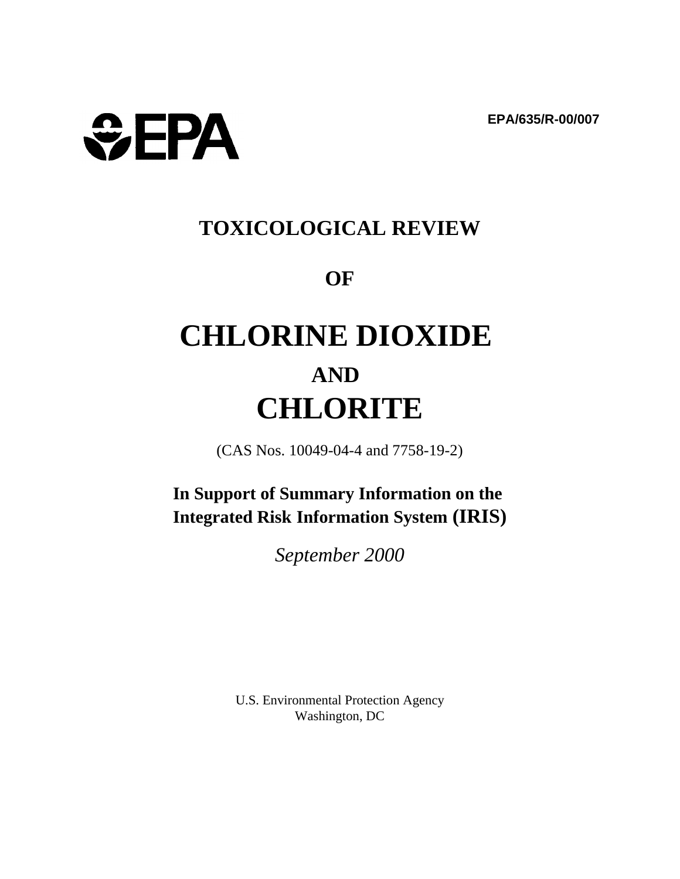EPA

EPA/635/R-00/007

# TOXICOLOGICAL REVIEW

# OF

# CHLORINE DIOXIDE

# AND

# CHLORITE

(CAS Nos. 10049-04-4 and 7758-19-2)

**In Support of Summary Information on the Integrated Risk Information System (IRIS)**

*September 2000*

U.S. Environmental Protection Agency
Washington, DC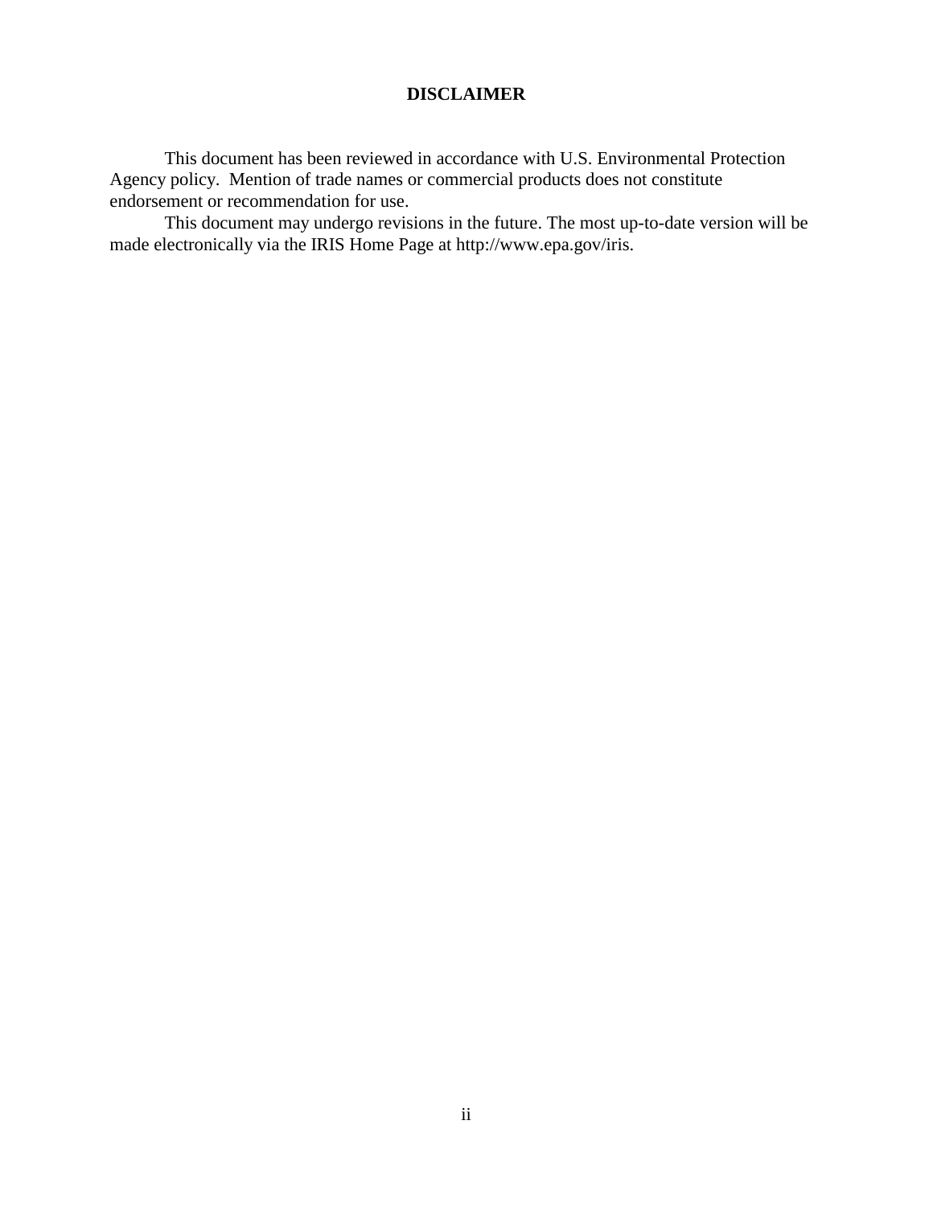# DISCLAIMER

This document has been reviewed in accordance with U.S. Environmental Protection Agency policy. Mention of trade names or commercial products does not constitute endorsement or recommendation for use.

This document may undergo revisions in the future. The most up-to-date version will be made electronically via the IRIS Home Page at http://www.epa.gov/iris.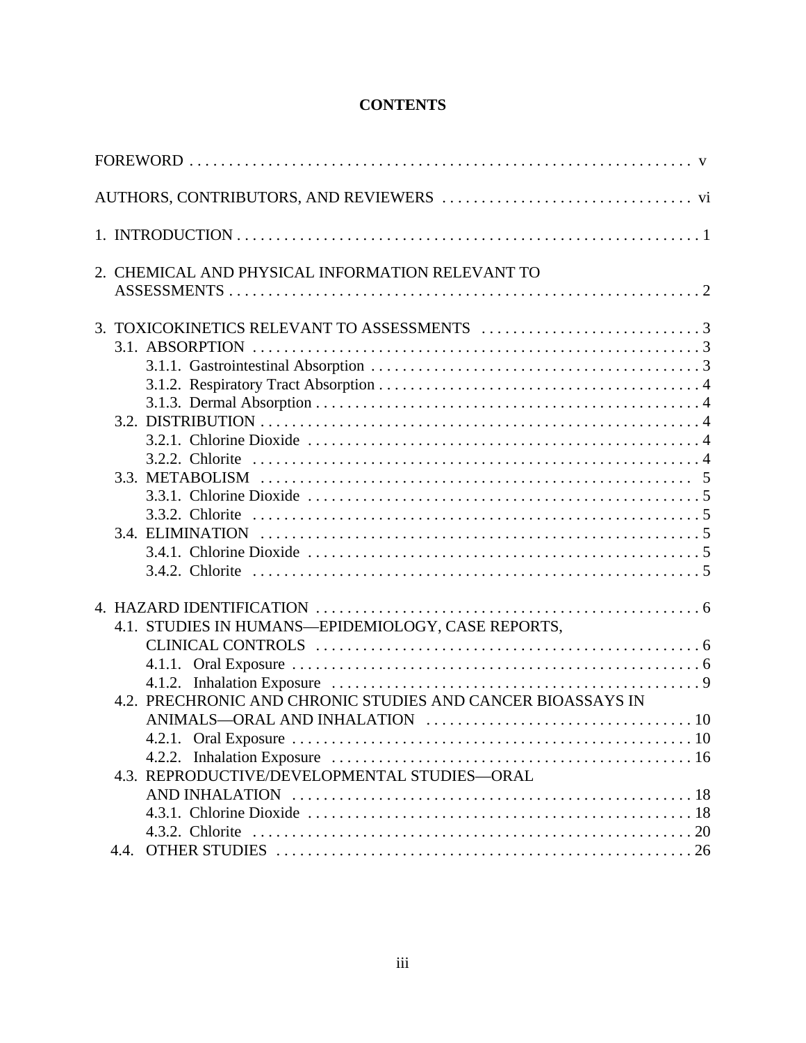# CONTENTS

FOREWORD . . . . . . . . . . . . . . . . . . . . . . . . . . . . . . . . . . . . . . . . . . . . . . . . . . . . . . . . . . . . . . . v

AUTHORS, CONTRIBUTORS, AND REVIEWERS . . . . . . . . . . . . . . . . . . . . . . . . . . . . . . . . vi

1. INTRODUCTION . . . . . . . . . . . . . . . . . . . . . . . . . . . . . . . . . . . . . . . . . . . . . . . . . . . . . . . . . . . 1

2. CHEMICAL AND PHYSICAL INFORMATION RELEVANT TO ASSESSMENTS . . . . . . . . . . . . . . . . . . . . . . . . . . . . . . . . . . . . . . . . . . . . . . . . . . . . . . . . . . . . 2

3. TOXICOKINETICS RELEVANT TO ASSESSMENTS . . . . . . . . . . . . . . . . . . . . . . . . . . . . 3
   - 3.1. ABSORPTION . . . . . . . . . . . . . . . . . . . . . . . . . . . . . . . . . . . . . . . . . . . . . . . . . . . . . . . . . 3
     - 3.1.1. Gastrointestinal Absorption . . . . . . . . . . . . . . . . . . . . . . . . . . . . . . . . . . . . . . . . . . 3
     - 3.1.2. Respiratory Tract Absorption . . . . . . . . . . . . . . . . . . . . . . . . . . . . . . . . . . . . . . . . . 4
     - 3.1.3. Dermal Absorption . . . . . . . . . . . . . . . . . . . . . . . . . . . . . . . . . . . . . . . . . . . . . . . . . 4
   - 3.2. DISTRIBUTION . . . . . . . . . . . . . . . . . . . . . . . . . . . . . . . . . . . . . . . . . . . . . . . . . . . . . . . 4
     - 3.2.1. Chlorine Dioxide . . . . . . . . . . . . . . . . . . . . . . . . . . . . . . . . . . . . . . . . . . . . . . . . . . 4
     - 3.2.2. Chlorite . . . . . . . . . . . . . . . . . . . . . . . . . . . . . . . . . . . . . . . . . . . . . . . . . . . . . . . . . 4
   - 3.3. METABOLISM . . . . . . . . . . . . . . . . . . . . . . . . . . . . . . . . . . . . . . . . . . . . . . . . . . . . . . . 5
     - 3.3.1. Chlorine Dioxide . . . . . . . . . . . . . . . . . . . . . . . . . . . . . . . . . . . . . . . . . . . . . . . . . . 5
     - 3.3.2. Chlorite . . . . . . . . . . . . . . . . . . . . . . . . . . . . . . . . . . . . . . . . . . . . . . . . . . . . . . . . . 5
   - 3.4. ELIMINATION . . . . . . . . . . . . . . . . . . . . . . . . . . . . . . . . . . . . . . . . . . . . . . . . . . . . . . . 5
     - 3.4.1. Chlorine Dioxide . . . . . . . . . . . . . . . . . . . . . . . . . . . . . . . . . . . . . . . . . . . . . . . . . . 5
     - 3.4.2. Chlorite . . . . . . . . . . . . . . . . . . . . . . . . . . . . . . . . . . . . . . . . . . . . . . . . . . . . . . . . . 5

4. HAZARD IDENTIFICATION . . . . . . . . . . . . . . . . . . . . . . . . . . . . . . . . . . . . . . . . . . . . . . . . . 6
   - 4.1. STUDIES IN HUMANS—EPIDEMIOLOGY, CASE REPORTS, CLINICAL CONTROLS . . . . . . . . . . . . . . . . . . . . . . . . . . . . . . . . . . . . . . . . . . . . . . . . . 6
     - 4.1.1. Oral Exposure . . . . . . . . . . . . . . . . . . . . . . . . . . . . . . . . . . . . . . . . . . . . . . . . . . . . 6
     - 4.1.2. Inhalation Exposure . . . . . . . . . . . . . . . . . . . . . . . . . . . . . . . . . . . . . . . . . . . . . . . 9
   - 4.2. PRECHRONIC AND CHRONIC STUDIES AND CANCER BIOASSAYS IN ANIMALS—ORAL AND INHALATION . . . . . . . . . . . . . . . . . . . . . . . . . . . . . . . . . . 10
     - 4.2.1. Oral Exposure . . . . . . . . . . . . . . . . . . . . . . . . . . . . . . . . . . . . . . . . . . . . . . . . . . . . 10
     - 4.2.2. Inhalation Exposure . . . . . . . . . . . . . . . . . . . . . . . . . . . . . . . . . . . . . . . . . . . . . . . 16
   - 4.3. REPRODUCTIVE/DEVELOPMENTAL STUDIES—ORAL AND INHALATION . . . . . . . . . . . . . . . . . . . . . . . . . . . . . . . . . . . . . . . . . . . . . . . . . . . 18
     - 4.3.1. Chlorine Dioxide . . . . . . . . . . . . . . . . . . . . . . . . . . . . . . . . . . . . . . . . . . . . . . . . . 18
     - 4.3.2. Chlorite . . . . . . . . . . . . . . . . . . . . . . . . . . . . . . . . . . . . . . . . . . . . . . . . . . . . . . . . 20
   - 4.4. OTHER STUDIES . . . . . . . . . . . . . . . . . . . . . . . . . . . . . . . . . . . . . . . . . . . . . . . . . . . . . 26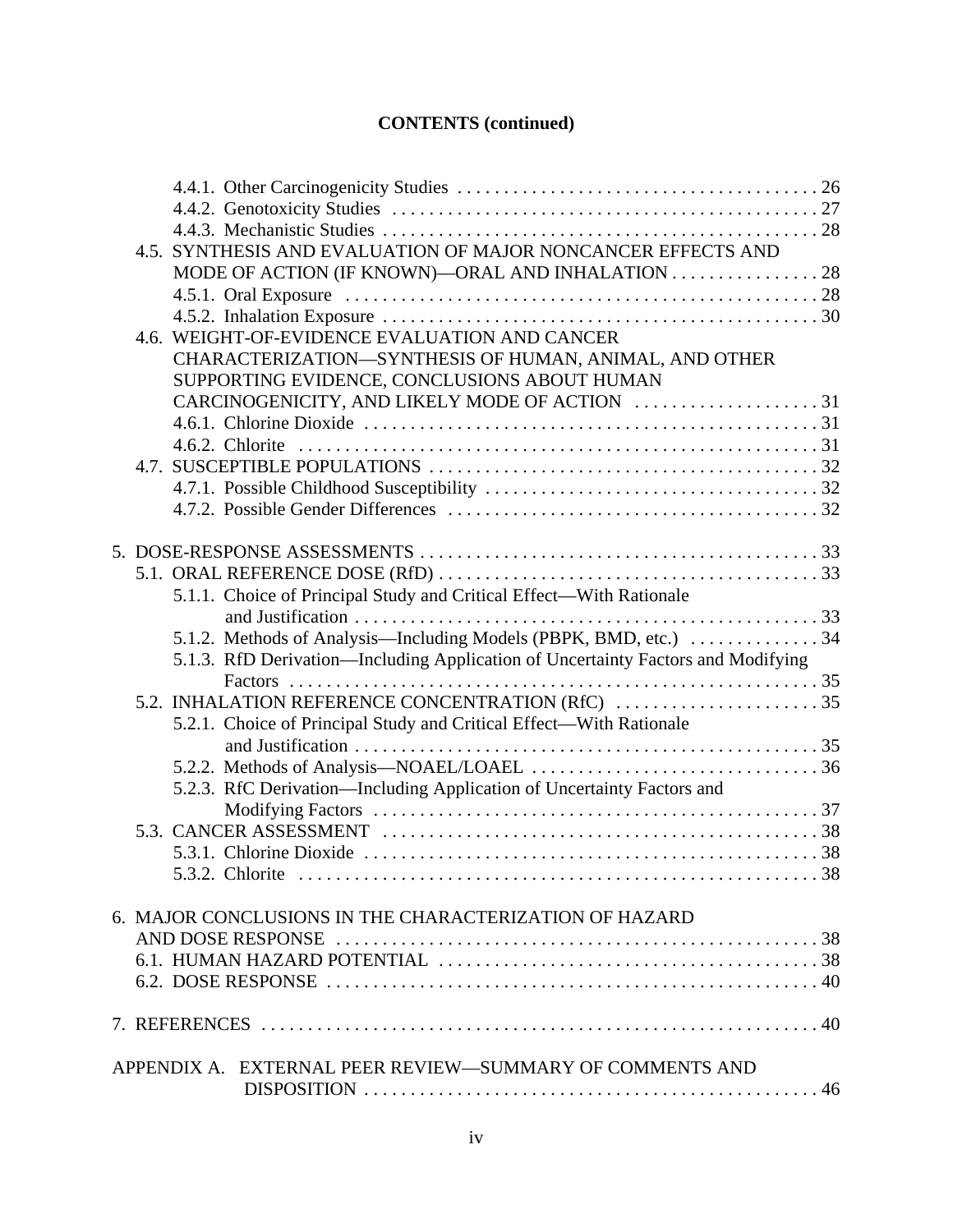**CONTENTS (continued)**

- 4.4.1. Other Carcinogenicity Studies . . . . . . . . . . 26
- 4.4.2. Genotoxicity Studies . . . . . . . . . . 27
- 4.4.3. Mechanistic Studies . . . . . . . . . . 28
- 4.5. SYNTHESIS AND EVALUATION OF MAJOR NONCANCER EFFECTS AND MODE OF ACTION (IF KNOWN)—ORAL AND INHALATION . . . . . . . . . . 28
  - 4.5.1. Oral Exposure . . . . . . . . . . 28
  - 4.5.2. Inhalation Exposure . . . . . . . . . . 30
- 4.6. WEIGHT-OF-EVIDENCE EVALUATION AND CANCER CHARACTERIZATION—SYNTHESIS OF HUMAN, ANIMAL, AND OTHER SUPPORTING EVIDENCE, CONCLUSIONS ABOUT HUMAN CARCINOGENICITY, AND LIKELY MODE OF ACTION . . . . . . . . . . 31
  - 4.6.1. Chlorine Dioxide . . . . . . . . . . 31
  - 4.6.2. Chlorite . . . . . . . . . . 31
- 4.7. SUSCEPTIBLE POPULATIONS . . . . . . . . . . 32
  - 4.7.1. Possible Childhood Susceptibility . . . . . . . . . . 32
  - 4.7.2. Possible Gender Differences . . . . . . . . . . 32

5. DOSE-RESPONSE ASSESSMENTS . . . . . . . . . . 33
   - 5.1. ORAL REFERENCE DOSE (RfD) . . . . . . . . . . 33
     - 5.1.1. Choice of Principal Study and Critical Effect—With Rationale and Justification . . . . . . . . . . 33
     - 5.1.2. Methods of Analysis—Including Models (PBPK, BMD, etc.) . . . . . . . . . . 34
     - 5.1.3. RfD Derivation—Including Application of Uncertainty Factors and Modifying Factors . . . . . . . . . . 35
   - 5.2. INHALATION REFERENCE CONCENTRATION (RfC) . . . . . . . . . . 35
     - 5.2.1. Choice of Principal Study and Critical Effect—With Rationale and Justification . . . . . . . . . . 35
     - 5.2.2. Methods of Analysis—NOAEL/LOAEL . . . . . . . . . . 36
     - 5.2.3. RfC Derivation—Including Application of Uncertainty Factors and Modifying Factors . . . . . . . . . . 37
   - 5.3. CANCER ASSESSMENT . . . . . . . . . . 38
     - 5.3.1. Chlorine Dioxide . . . . . . . . . . 38
     - 5.3.2. Chlorite . . . . . . . . . . 38

6. MAJOR CONCLUSIONS IN THE CHARACTERIZATION OF HAZARD AND DOSE RESPONSE . . . . . . . . . . 38
   - 6.1. HUMAN HAZARD POTENTIAL . . . . . . . . . . 38
   - 6.2. DOSE RESPONSE . . . . . . . . . . 40

7. REFERENCES . . . . . . . . . . 40

APPENDIX A. EXTERNAL PEER REVIEW—SUMMARY OF COMMENTS AND DISPOSITION . . . . . . . . . . 46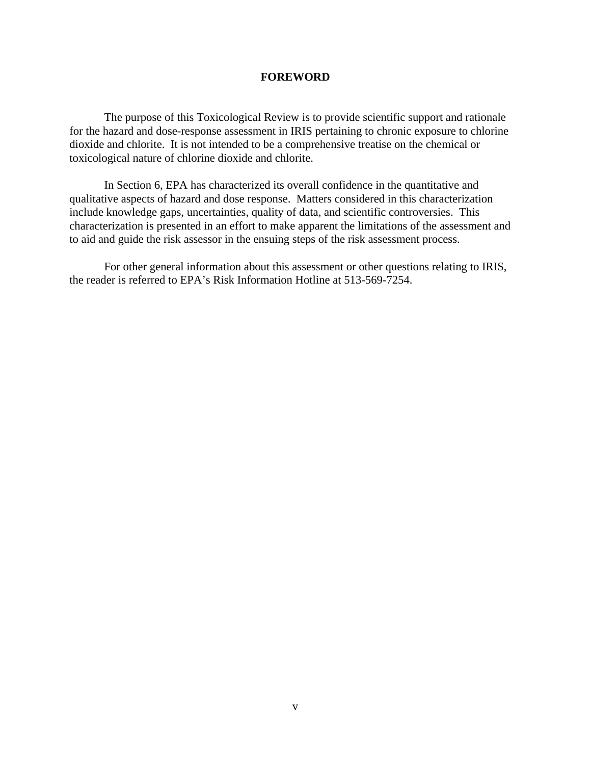# FOREWORD

The purpose of this Toxicological Review is to provide scientific support and rationale for the hazard and dose-response assessment in IRIS pertaining to chronic exposure to chlorine dioxide and chlorite. It is not intended to be a comprehensive treatise on the chemical or toxicological nature of chlorine dioxide and chlorite.

In Section 6, EPA has characterized its overall confidence in the quantitative and qualitative aspects of hazard and dose response. Matters considered in this characterization include knowledge gaps, uncertainties, quality of data, and scientific controversies. This characterization is presented in an effort to make apparent the limitations of the assessment and to aid and guide the risk assessor in the ensuing steps of the risk assessment process.

For other general information about this assessment or other questions relating to IRIS, the reader is referred to EPA's Risk Information Hotline at 513-569-7254.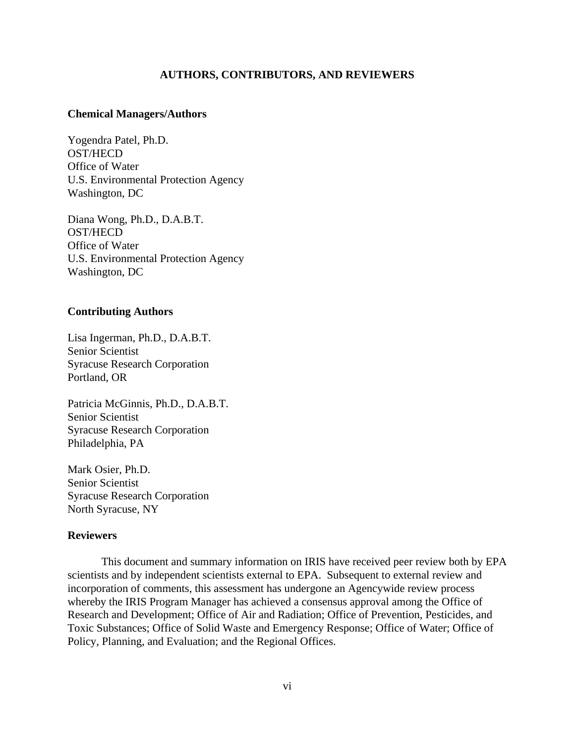# AUTHORS, CONTRIBUTORS, AND REVIEWERS

## Chemical Managers/Authors

Yogendra Patel, Ph.D.
OST/HECD
Office of Water
U.S. Environmental Protection Agency
Washington, DC

Diana Wong, Ph.D., D.A.B.T.
OST/HECD
Office of Water
U.S. Environmental Protection Agency
Washington, DC

## Contributing Authors

Lisa Ingerman, Ph.D., D.A.B.T.
Senior Scientist
Syracuse Research Corporation
Portland, OR

Patricia McGinnis, Ph.D., D.A.B.T.
Senior Scientist
Syracuse Research Corporation
Philadelphia, PA

Mark Osier, Ph.D.
Senior Scientist
Syracuse Research Corporation
North Syracuse, NY

## Reviewers

This document and summary information on IRIS have received peer review both by EPA scientists and by independent scientists external to EPA. Subsequent to external review and incorporation of comments, this assessment has undergone an Agencywide review process whereby the IRIS Program Manager has achieved a consensus approval among the Office of Research and Development; Office of Air and Radiation; Office of Prevention, Pesticides, and Toxic Substances; Office of Solid Waste and Emergency Response; Office of Water; Office of Policy, Planning, and Evaluation; and the Regional Offices.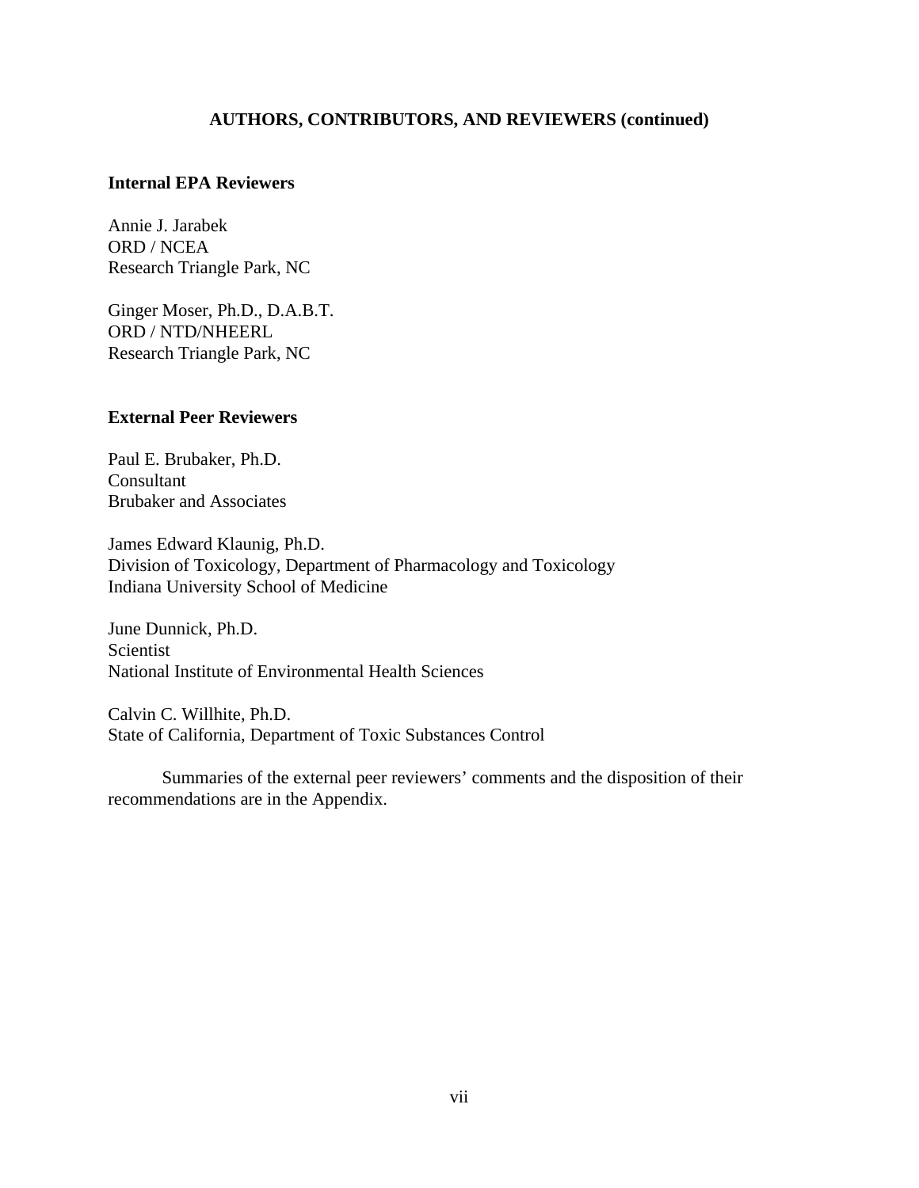## AUTHORS, CONTRIBUTORS, AND REVIEWERS (continued)

### Internal EPA Reviewers

Annie J. Jarabek
ORD / NCEA
Research Triangle Park, NC

Ginger Moser, Ph.D., D.A.B.T.
ORD / NTD/NHEERL
Research Triangle Park, NC

### External Peer Reviewers

Paul E. Brubaker, Ph.D.
Consultant
Brubaker and Associates

James Edward Klaunig, Ph.D.
Division of Toxicology, Department of Pharmacology and Toxicology
Indiana University School of Medicine

June Dunnick, Ph.D.
Scientist
National Institute of Environmental Health Sciences

Calvin C. Willhite, Ph.D.
State of California, Department of Toxic Substances Control

Summaries of the external peer reviewers' comments and the disposition of their recommendations are in the Appendix.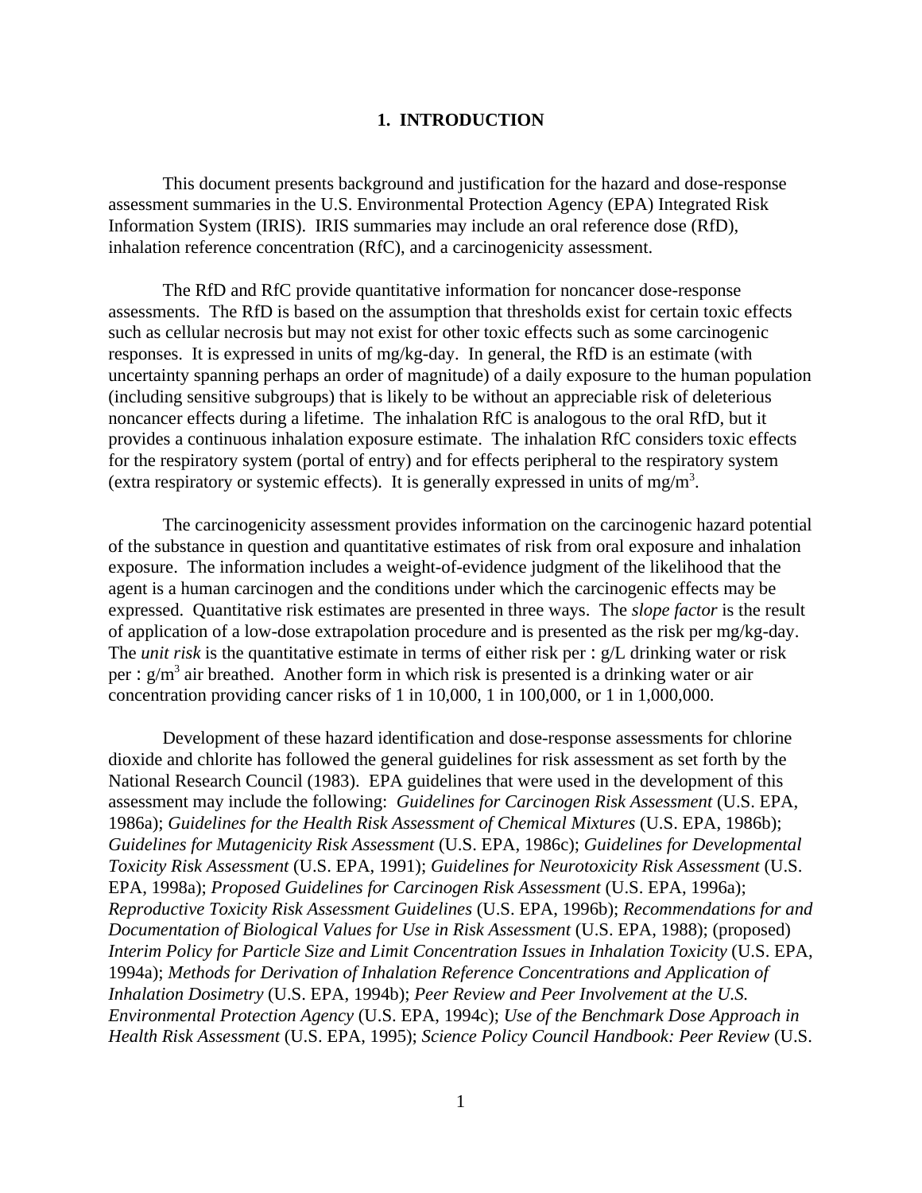# 1. INTRODUCTION

This document presents background and justification for the hazard and dose-response assessment summaries in the U.S. Environmental Protection Agency (EPA) Integrated Risk Information System (IRIS). IRIS summaries may include an oral reference dose (RfD), inhalation reference concentration (RfC), and a carcinogenicity assessment.

The RfD and RfC provide quantitative information for noncancer dose-response assessments. The RfD is based on the assumption that thresholds exist for certain toxic effects such as cellular necrosis but may not exist for other toxic effects such as some carcinogenic responses. It is expressed in units of mg/kg-day. In general, the RfD is an estimate (with uncertainty spanning perhaps an order of magnitude) of a daily exposure to the human population (including sensitive subgroups) that is likely to be without an appreciable risk of deleterious noncancer effects during a lifetime. The inhalation RfC is analogous to the oral RfD, but it provides a continuous inhalation exposure estimate. The inhalation RfC considers toxic effects for the respiratory system (portal of entry) and for effects peripheral to the respiratory system (extra respiratory or systemic effects). It is generally expressed in units of $mg/m^3$.

The carcinogenicity assessment provides information on the carcinogenic hazard potential of the substance in question and quantitative estimates of risk from oral exposure and inhalation exposure. The information includes a weight-of-evidence judgment of the likelihood that the agent is a human carcinogen and the conditions under which the carcinogenic effects may be expressed. Quantitative risk estimates are presented in three ways. The *slope factor* is the result of application of a low-dose extrapolation procedure and is presented as the risk per mg/kg-day. The *unit risk* is the quantitative estimate in terms of either risk per : g/L drinking water or risk per : $g/m^3$ air breathed. Another form in which risk is presented is a drinking water or air concentration providing cancer risks of 1 in 10,000, 1 in 100,000, or 1 in 1,000,000.

Development of these hazard identification and dose-response assessments for chlorine dioxide and chlorite has followed the general guidelines for risk assessment as set forth by the National Research Council (1983). EPA guidelines that were used in the development of this assessment may include the following: *Guidelines for Carcinogen Risk Assessment* (U.S. EPA, 1986a); *Guidelines for the Health Risk Assessment of Chemical Mixtures* (U.S. EPA, 1986b); *Guidelines for Mutagenicity Risk Assessment* (U.S. EPA, 1986c); *Guidelines for Developmental Toxicity Risk Assessment* (U.S. EPA, 1991); *Guidelines for Neurotoxicity Risk Assessment* (U.S. EPA, 1998a); *Proposed Guidelines for Carcinogen Risk Assessment* (U.S. EPA, 1996a); *Reproductive Toxicity Risk Assessment Guidelines* (U.S. EPA, 1996b); *Recommendations for and Documentation of Biological Values for Use in Risk Assessment* (U.S. EPA, 1988); (proposed) *Interim Policy for Particle Size and Limit Concentration Issues in Inhalation Toxicity* (U.S. EPA, 1994a); *Methods for Derivation of Inhalation Reference Concentrations and Application of Inhalation Dosimetry* (U.S. EPA, 1994b); *Peer Review and Peer Involvement at the U.S. Environmental Protection Agency* (U.S. EPA, 1994c); *Use of the Benchmark Dose Approach in Health Risk Assessment* (U.S. EPA, 1995); *Science Policy Council Handbook: Peer Review* (U.S.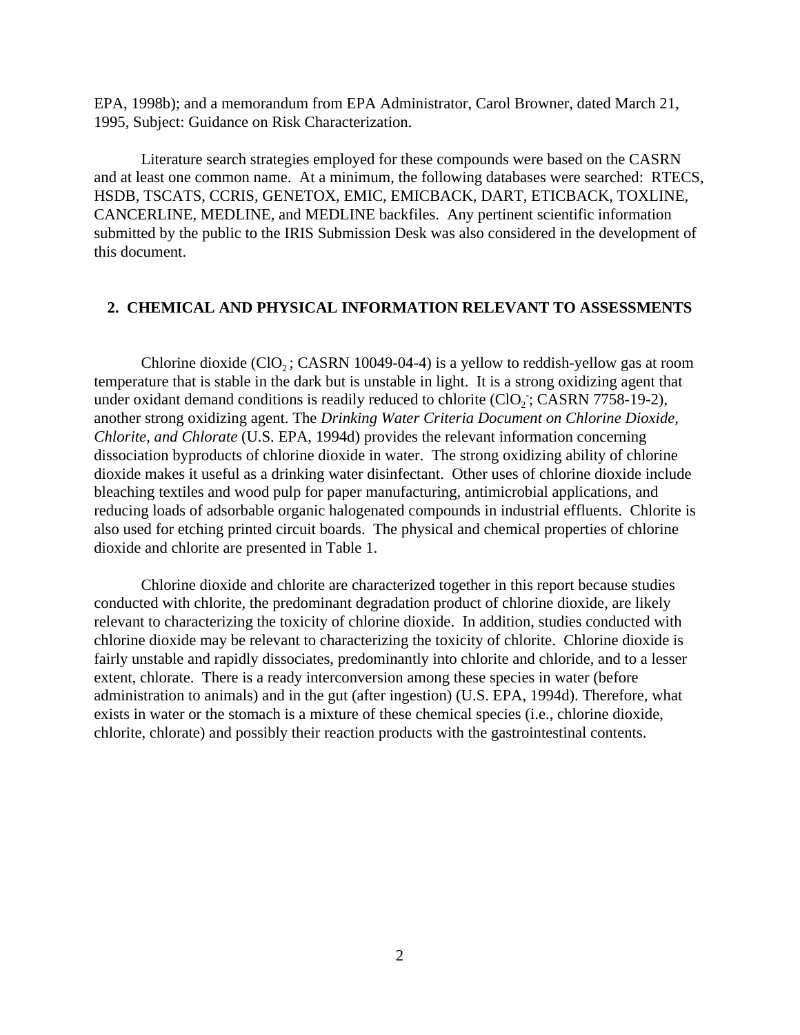EPA, 1998b); and a memorandum from EPA Administrator, Carol Browner, dated March 21, 1995, Subject: Guidance on Risk Characterization.

Literature search strategies employed for these compounds were based on the CASRN and at least one common name. At a minimum, the following databases were searched: RTECS, HSDB, TSCATS, CCRIS, GENETOX, EMIC, EMICBACK, DART, ETICBACK, TOXLINE, CANCERLINE, MEDLINE, and MEDLINE backfiles. Any pertinent scientific information submitted by the public to the IRIS Submission Desk was also considered in the development of this document.

## 2. CHEMICAL AND PHYSICAL INFORMATION RELEVANT TO ASSESSMENTS

Chlorine dioxide ($ClO_2$; CASRN 10049-04-4) is a yellow to reddish-yellow gas at room temperature that is stable in the dark but is unstable in light. It is a strong oxidizing agent that under oxidant demand conditions is readily reduced to chlorite ($ClO_2^-$; CASRN 7758-19-2), another strong oxidizing agent. The *Drinking Water Criteria Document on Chlorine Dioxide, Chlorite, and Chlorate* (U.S. EPA, 1994d) provides the relevant information concerning dissociation byproducts of chlorine dioxide in water. The strong oxidizing ability of chlorine dioxide makes it useful as a drinking water disinfectant. Other uses of chlorine dioxide include bleaching textiles and wood pulp for paper manufacturing, antimicrobial applications, and reducing loads of adsorbable organic halogenated compounds in industrial effluents. Chlorite is also used for etching printed circuit boards. The physical and chemical properties of chlorine dioxide and chlorite are presented in Table 1.

Chlorine dioxide and chlorite are characterized together in this report because studies conducted with chlorite, the predominant degradation product of chlorine dioxide, are likely relevant to characterizing the toxicity of chlorine dioxide. In addition, studies conducted with chlorine dioxide may be relevant to characterizing the toxicity of chlorite. Chlorine dioxide is fairly unstable and rapidly dissociates, predominantly into chlorite and chloride, and to a lesser extent, chlorate. There is a ready interconversion among these species in water (before administration to animals) and in the gut (after ingestion) (U.S. EPA, 1994d). Therefore, what exists in water or the stomach is a mixture of these chemical species (i.e., chlorine dioxide, chlorite, chlorate) and possibly their reaction products with the gastrointestinal contents.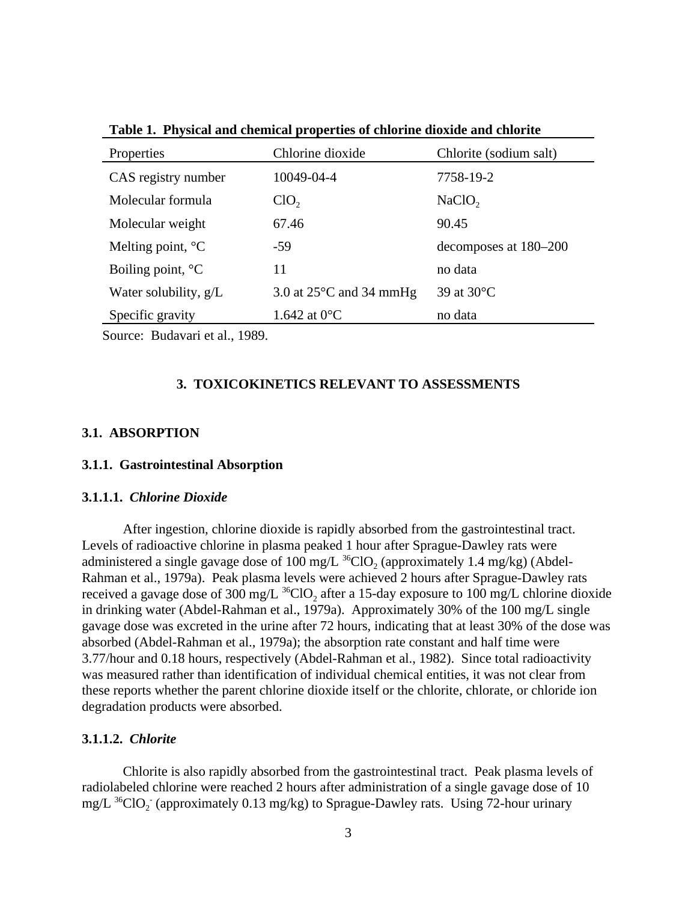**Table 1. Physical and chemical properties of chlorine dioxide and chlorite**

| Properties | Chlorine dioxide | Chlorite (sodium salt) |
|---|---|---|
| CAS registry number | 10049-04-4 | 7758-19-2 |
| Molecular formula | $ClO_2$ | $NaClO_2$ |
| Molecular weight | 67.46 | 90.45 |
| Melting point, °C | -59 | decomposes at 180–200 |
| Boiling point, °C | 11 | no data |
| Water solubility, g/L | 3.0 at 25°C and 34 mmHg | 39 at 30°C |
| Specific gravity | 1.642 at 0°C | no data |

Source: Budavari et al., 1989.

## 3. TOXICOKINETICS RELEVANT TO ASSESSMENTS

### 3.1. ABSORPTION

#### 3.1.1. Gastrointestinal Absorption

##### 3.1.1.1. *Chlorine Dioxide*

After ingestion, chlorine dioxide is rapidly absorbed from the gastrointestinal tract. Levels of radioactive chlorine in plasma peaked 1 hour after Sprague-Dawley rats were administered a single gavage dose of 100 mg/L $^{36}ClO_2$ (approximately 1.4 mg/kg) (Abdel-Rahman et al., 1979a). Peak plasma levels were achieved 2 hours after Sprague-Dawley rats received a gavage dose of 300 mg/L $^{36}ClO_2$ after a 15-day exposure to 100 mg/L chlorine dioxide in drinking water (Abdel-Rahman et al., 1979a). Approximately 30% of the 100 mg/L single gavage dose was excreted in the urine after 72 hours, indicating that at least 30% of the dose was absorbed (Abdel-Rahman et al., 1979a); the absorption rate constant and half time were 3.77/hour and 0.18 hours, respectively (Abdel-Rahman et al., 1982). Since total radioactivity was measured rather than identification of individual chemical entities, it was not clear from these reports whether the parent chlorine dioxide itself or the chlorite, chlorate, or chloride ion degradation products were absorbed.

##### 3.1.1.2. *Chlorite*

Chlorite is also rapidly absorbed from the gastrointestinal tract. Peak plasma levels of radiolabeled chlorine were reached 2 hours after administration of a single gavage dose of 10 mg/L $^{36}ClO_2^-$ (approximately 0.13 mg/kg) to Sprague-Dawley rats. Using 72-hour urinary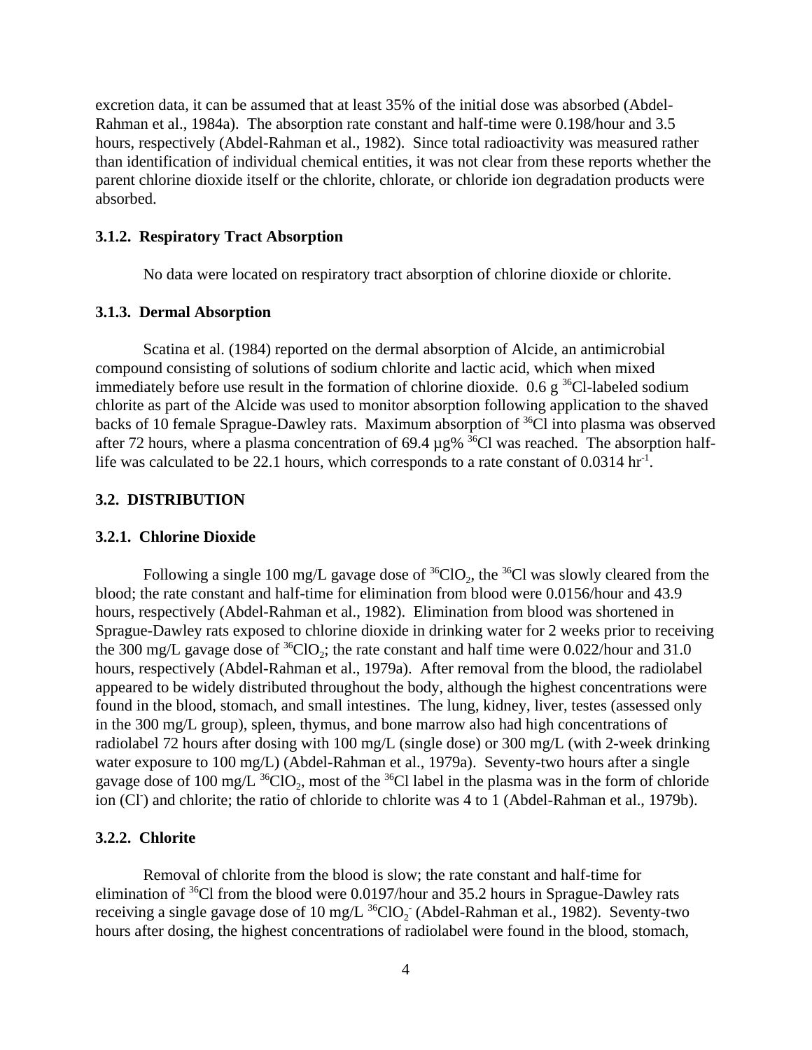excretion data, it can be assumed that at least 35% of the initial dose was absorbed (Abdel-Rahman et al., 1984a). The absorption rate constant and half-time were 0.198/hour and 3.5 hours, respectively (Abdel-Rahman et al., 1982). Since total radioactivity was measured rather than identification of individual chemical entities, it was not clear from these reports whether the parent chlorine dioxide itself or the chlorite, chlorate, or chloride ion degradation products were absorbed.

### 3.1.2. Respiratory Tract Absorption

No data were located on respiratory tract absorption of chlorine dioxide or chlorite.

### 3.1.3. Dermal Absorption

Scatina et al. (1984) reported on the dermal absorption of Alcide, an antimicrobial compound consisting of solutions of sodium chlorite and lactic acid, which when mixed immediately before use result in the formation of chlorine dioxide. 0.6 g $^{36}$Cl-labeled sodium chlorite as part of the Alcide was used to monitor absorption following application to the shaved backs of 10 female Sprague-Dawley rats. Maximum absorption of $^{36}$Cl into plasma was observed after 72 hours, where a plasma concentration of 69.4 µg% $^{36}$Cl was reached. The absorption half-life was calculated to be 22.1 hours, which corresponds to a rate constant of 0.0314 hr$^{-1}$.

## 3.2. DISTRIBUTION

### 3.2.1. Chlorine Dioxide

Following a single 100 mg/L gavage dose of $^{36}ClO_2$, the $^{36}$Cl was slowly cleared from the blood; the rate constant and half-time for elimination from blood were 0.0156/hour and 43.9 hours, respectively (Abdel-Rahman et al., 1982). Elimination from blood was shortened in Sprague-Dawley rats exposed to chlorine dioxide in drinking water for 2 weeks prior to receiving the 300 mg/L gavage dose of $^{36}ClO_2$; the rate constant and half time were 0.022/hour and 31.0 hours, respectively (Abdel-Rahman et al., 1979a). After removal from the blood, the radiolabel appeared to be widely distributed throughout the body, although the highest concentrations were found in the blood, stomach, and small intestines. The lung, kidney, liver, testes (assessed only in the 300 mg/L group), spleen, thymus, and bone marrow also had high concentrations of radiolabel 72 hours after dosing with 100 mg/L (single dose) or 300 mg/L (with 2-week drinking water exposure to 100 mg/L) (Abdel-Rahman et al., 1979a). Seventy-two hours after a single gavage dose of 100 mg/L $^{36}ClO_2$, most of the $^{36}$Cl label in the plasma was in the form of chloride ion ($Cl^-$) and chlorite; the ratio of chloride to chlorite was 4 to 1 (Abdel-Rahman et al., 1979b).

### 3.2.2. Chlorite

Removal of chlorite from the blood is slow; the rate constant and half-time for elimination of $^{36}$Cl from the blood were 0.0197/hour and 35.2 hours in Sprague-Dawley rats receiving a single gavage dose of 10 mg/L $^{36}ClO_2^-$ (Abdel-Rahman et al., 1982). Seventy-two hours after dosing, the highest concentrations of radiolabel were found in the blood, stomach,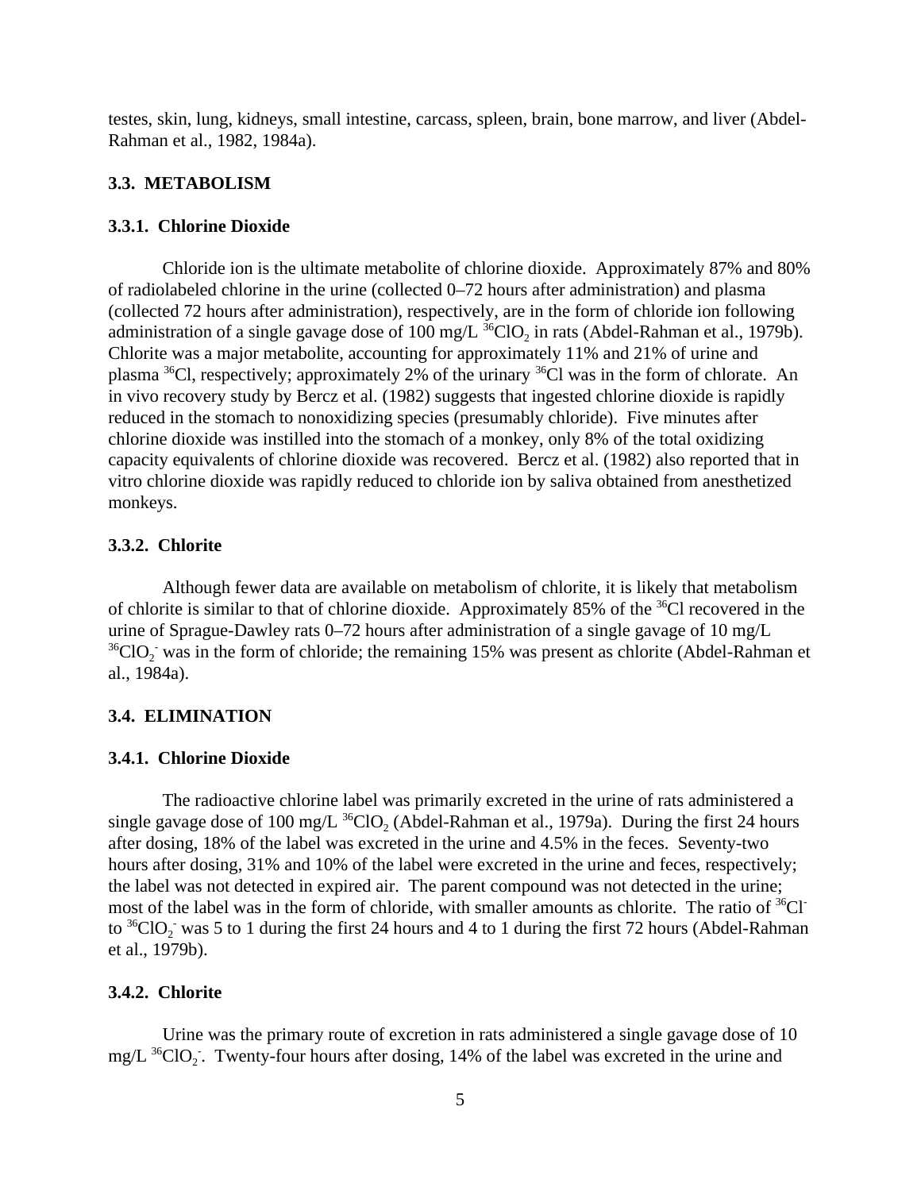testes, skin, lung, kidneys, small intestine, carcass, spleen, brain, bone marrow, and liver (Abdel-Rahman et al., 1982, 1984a).

## 3.3. METABOLISM

### 3.3.1. Chlorine Dioxide

Chloride ion is the ultimate metabolite of chlorine dioxide. Approximately 87% and 80% of radiolabeled chlorine in the urine (collected 0–72 hours after administration) and plasma (collected 72 hours after administration), respectively, are in the form of chloride ion following administration of a single gavage dose of 100 mg/L $^{36}ClO_2$ in rats (Abdel-Rahman et al., 1979b). Chlorite was a major metabolite, accounting for approximately 11% and 21% of urine and plasma $^{36}Cl$, respectively; approximately 2% of the urinary $^{36}Cl$ was in the form of chlorate. An in vivo recovery study by Bercz et al. (1982) suggests that ingested chlorine dioxide is rapidly reduced in the stomach to nonoxidizing species (presumably chloride). Five minutes after chlorine dioxide was instilled into the stomach of a monkey, only 8% of the total oxidizing capacity equivalents of chlorine dioxide was recovered. Bercz et al. (1982) also reported that in vitro chlorine dioxide was rapidly reduced to chloride ion by saliva obtained from anesthetized monkeys.

### 3.3.2. Chlorite

Although fewer data are available on metabolism of chlorite, it is likely that metabolism of chlorite is similar to that of chlorine dioxide. Approximately 85% of the $^{36}Cl$ recovered in the urine of Sprague-Dawley rats 0–72 hours after administration of a single gavage of 10 mg/L $^{36}ClO_2^-$ was in the form of chloride; the remaining 15% was present as chlorite (Abdel-Rahman et al., 1984a).

## 3.4. ELIMINATION

### 3.4.1. Chlorine Dioxide

The radioactive chlorine label was primarily excreted in the urine of rats administered a single gavage dose of 100 mg/L $^{36}ClO_2$ (Abdel-Rahman et al., 1979a). During the first 24 hours after dosing, 18% of the label was excreted in the urine and 4.5% in the feces. Seventy-two hours after dosing, 31% and 10% of the label were excreted in the urine and feces, respectively; the label was not detected in expired air. The parent compound was not detected in the urine; most of the label was in the form of chloride, with smaller amounts as chlorite. The ratio of $^{36}Cl^-$ to $^{36}ClO_2^-$ was 5 to 1 during the first 24 hours and 4 to 1 during the first 72 hours (Abdel-Rahman et al., 1979b).

### 3.4.2. Chlorite

Urine was the primary route of excretion in rats administered a single gavage dose of 10 mg/L $^{36}ClO_2^-$. Twenty-four hours after dosing, 14% of the label was excreted in the urine and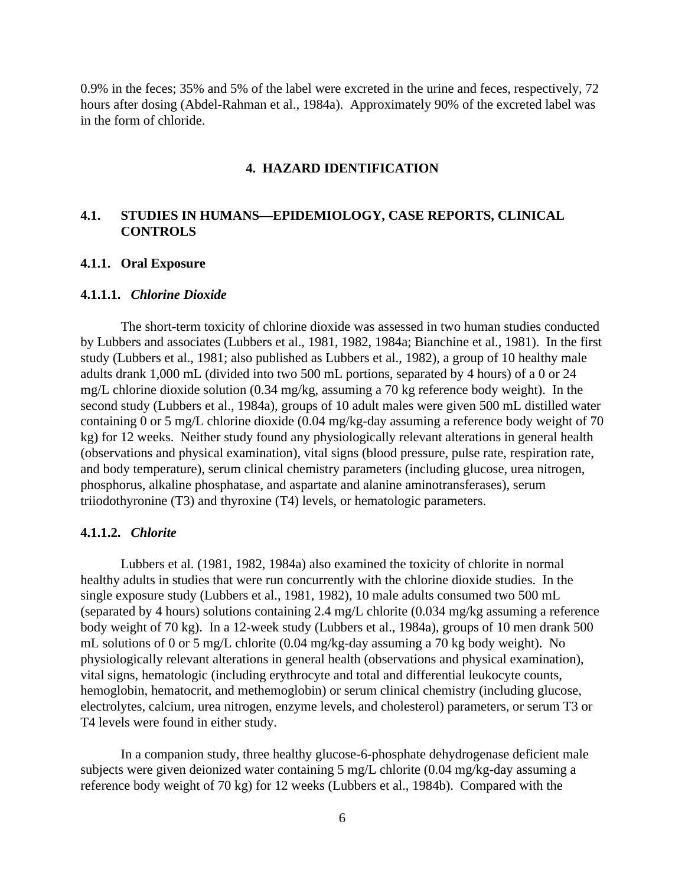0.9% in the feces; 35% and 5% of the label were excreted in the urine and feces, respectively, 72 hours after dosing (Abdel-Rahman et al., 1984a). Approximately 90% of the excreted label was in the form of chloride.

# 4. HAZARD IDENTIFICATION

## 4.1. STUDIES IN HUMANS—EPIDEMIOLOGY, CASE REPORTS, CLINICAL CONTROLS

### 4.1.1. Oral Exposure

#### 4.1.1.1. *Chlorine Dioxide*

The short-term toxicity of chlorine dioxide was assessed in two human studies conducted by Lubbers and associates (Lubbers et al., 1981, 1982, 1984a; Bianchine et al., 1981). In the first study (Lubbers et al., 1981; also published as Lubbers et al., 1982), a group of 10 healthy male adults drank 1,000 mL (divided into two 500 mL portions, separated by 4 hours) of a 0 or 24 mg/L chlorine dioxide solution (0.34 mg/kg, assuming a 70 kg reference body weight). In the second study (Lubbers et al., 1984a), groups of 10 adult males were given 500 mL distilled water containing 0 or 5 mg/L chlorine dioxide (0.04 mg/kg-day assuming a reference body weight of 70 kg) for 12 weeks. Neither study found any physiologically relevant alterations in general health (observations and physical examination), vital signs (blood pressure, pulse rate, respiration rate, and body temperature), serum clinical chemistry parameters (including glucose, urea nitrogen, phosphorus, alkaline phosphatase, and aspartate and alanine aminotransferases), serum triiodothyronine (T3) and thyroxine (T4) levels, or hematologic parameters.

#### 4.1.1.2. *Chlorite*

Lubbers et al. (1981, 1982, 1984a) also examined the toxicity of chlorite in normal healthy adults in studies that were run concurrently with the chlorine dioxide studies. In the single exposure study (Lubbers et al., 1981, 1982), 10 male adults consumed two 500 mL (separated by 4 hours) solutions containing 2.4 mg/L chlorite (0.034 mg/kg assuming a reference body weight of 70 kg). In a 12-week study (Lubbers et al., 1984a), groups of 10 men drank 500 mL solutions of 0 or 5 mg/L chlorite (0.04 mg/kg-day assuming a 70 kg body weight). No physiologically relevant alterations in general health (observations and physical examination), vital signs, hematologic (including erythrocyte and total and differential leukocyte counts, hemoglobin, hematocrit, and methemoglobin) or serum clinical chemistry (including glucose, electrolytes, calcium, urea nitrogen, enzyme levels, and cholesterol) parameters, or serum T3 or T4 levels were found in either study.

In a companion study, three healthy glucose-6-phosphate dehydrogenase deficient male subjects were given deionized water containing 5 mg/L chlorite (0.04 mg/kg-day assuming a reference body weight of 70 kg) for 12 weeks (Lubbers et al., 1984b). Compared with the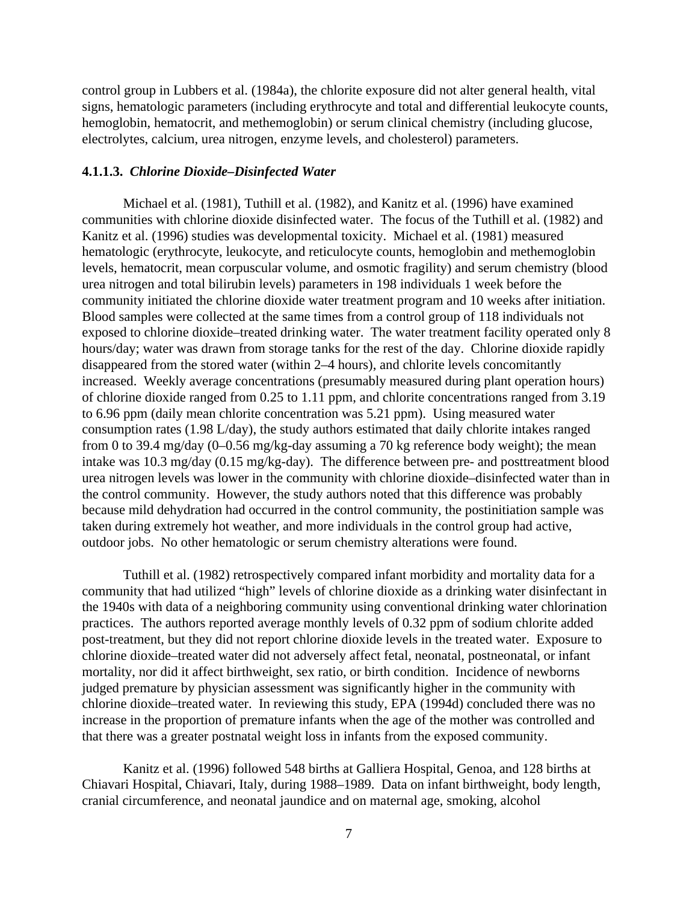control group in Lubbers et al. (1984a), the chlorite exposure did not alter general health, vital signs, hematologic parameters (including erythrocyte and total and differential leukocyte counts, hemoglobin, hematocrit, and methemoglobin) or serum clinical chemistry (including glucose, electrolytes, calcium, urea nitrogen, enzyme levels, and cholesterol) parameters.

#### 4.1.1.3. *Chlorine Dioxide–Disinfected Water*

Michael et al. (1981), Tuthill et al. (1982), and Kanitz et al. (1996) have examined communities with chlorine dioxide disinfected water. The focus of the Tuthill et al. (1982) and Kanitz et al. (1996) studies was developmental toxicity. Michael et al. (1981) measured hematologic (erythrocyte, leukocyte, and reticulocyte counts, hemoglobin and methemoglobin levels, hematocrit, mean corpuscular volume, and osmotic fragility) and serum chemistry (blood urea nitrogen and total bilirubin levels) parameters in 198 individuals 1 week before the community initiated the chlorine dioxide water treatment program and 10 weeks after initiation. Blood samples were collected at the same times from a control group of 118 individuals not exposed to chlorine dioxide–treated drinking water. The water treatment facility operated only 8 hours/day; water was drawn from storage tanks for the rest of the day. Chlorine dioxide rapidly disappeared from the stored water (within 2–4 hours), and chlorite levels concomitantly increased. Weekly average concentrations (presumably measured during plant operation hours) of chlorine dioxide ranged from 0.25 to 1.11 ppm, and chlorite concentrations ranged from 3.19 to 6.96 ppm (daily mean chlorite concentration was 5.21 ppm). Using measured water consumption rates (1.98 L/day), the study authors estimated that daily chlorite intakes ranged from 0 to 39.4 mg/day (0–0.56 mg/kg-day assuming a 70 kg reference body weight); the mean intake was 10.3 mg/day (0.15 mg/kg-day). The difference between pre- and posttreatment blood urea nitrogen levels was lower in the community with chlorine dioxide–disinfected water than in the control community. However, the study authors noted that this difference was probably because mild dehydration had occurred in the control community, the postinitiation sample was taken during extremely hot weather, and more individuals in the control group had active, outdoor jobs. No other hematologic or serum chemistry alterations were found.

Tuthill et al. (1982) retrospectively compared infant morbidity and mortality data for a community that had utilized "high" levels of chlorine dioxide as a drinking water disinfectant in the 1940s with data of a neighboring community using conventional drinking water chlorination practices. The authors reported average monthly levels of 0.32 ppm of sodium chlorite added post-treatment, but they did not report chlorine dioxide levels in the treated water. Exposure to chlorine dioxide–treated water did not adversely affect fetal, neonatal, postneonatal, or infant mortality, nor did it affect birthweight, sex ratio, or birth condition. Incidence of newborns judged premature by physician assessment was significantly higher in the community with chlorine dioxide–treated water. In reviewing this study, EPA (1994d) concluded there was no increase in the proportion of premature infants when the age of the mother was controlled and that there was a greater postnatal weight loss in infants from the exposed community.

Kanitz et al. (1996) followed 548 births at Galliera Hospital, Genoa, and 128 births at Chiavari Hospital, Chiavari, Italy, during 1988–1989. Data on infant birthweight, body length, cranial circumference, and neonatal jaundice and on maternal age, smoking, alcohol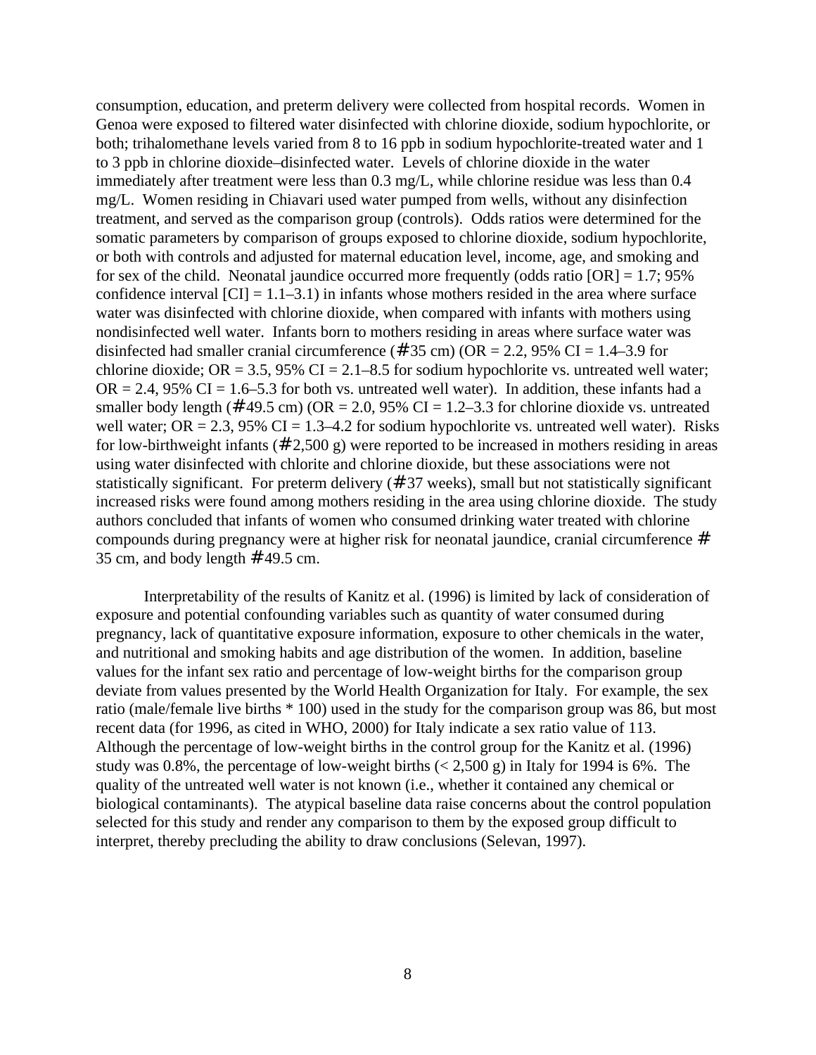consumption, education, and preterm delivery were collected from hospital records. Women in Genoa were exposed to filtered water disinfected with chlorine dioxide, sodium hypochlorite, or both; trihalomethane levels varied from 8 to 16 ppb in sodium hypochlorite-treated water and 1 to 3 ppb in chlorine dioxide–disinfected water. Levels of chlorine dioxide in the water immediately after treatment were less than 0.3 mg/L, while chlorine residue was less than 0.4 mg/L. Women residing in Chiavari used water pumped from wells, without any disinfection treatment, and served as the comparison group (controls). Odds ratios were determined for the somatic parameters by comparison of groups exposed to chlorine dioxide, sodium hypochlorite, or both with controls and adjusted for maternal education level, income, age, and smoking and for sex of the child. Neonatal jaundice occurred more frequently (odds ratio [OR] = 1.7; 95% confidence interval [CI] = 1.1–3.1) in infants whose mothers resided in the area where surface water was disinfected with chlorine dioxide, when compared with infants with mothers using nondisinfected well water. Infants born to mothers residing in areas where surface water was disinfected had smaller cranial circumference (#35 cm) (OR = 2.2, 95% CI = 1.4–3.9 for chlorine dioxide; OR = 3.5, 95% CI = 2.1–8.5 for sodium hypochlorite vs. untreated well water; OR = 2.4, 95% CI = 1.6–5.3 for both vs. untreated well water). In addition, these infants had a smaller body length (#49.5 cm) (OR = 2.0, 95% CI = 1.2–3.3 for chlorine dioxide vs. untreated well water; OR = 2.3, 95% CI = 1.3–4.2 for sodium hypochlorite vs. untreated well water). Risks for low-birthweight infants (#2,500 g) were reported to be increased in mothers residing in areas using water disinfected with chlorite and chlorine dioxide, but these associations were not statistically significant. For preterm delivery (#37 weeks), small but not statistically significant increased risks were found among mothers residing in the area using chlorine dioxide. The study authors concluded that infants of women who consumed drinking water treated with chlorine compounds during pregnancy were at higher risk for neonatal jaundice, cranial circumference # 35 cm, and body length #49.5 cm.

Interpretability of the results of Kanitz et al. (1996) is limited by lack of consideration of exposure and potential confounding variables such as quantity of water consumed during pregnancy, lack of quantitative exposure information, exposure to other chemicals in the water, and nutritional and smoking habits and age distribution of the women. In addition, baseline values for the infant sex ratio and percentage of low-weight births for the comparison group deviate from values presented by the World Health Organization for Italy. For example, the sex ratio (male/female live births * 100) used in the study for the comparison group was 86, but most recent data (for 1996, as cited in WHO, 2000) for Italy indicate a sex ratio value of 113. Although the percentage of low-weight births in the control group for the Kanitz et al. (1996) study was 0.8%, the percentage of low-weight births (< 2,500 g) in Italy for 1994 is 6%. The quality of the untreated well water is not known (i.e., whether it contained any chemical or biological contaminants). The atypical baseline data raise concerns about the control population selected for this study and render any comparison to them by the exposed group difficult to interpret, thereby precluding the ability to draw conclusions (Selevan, 1997).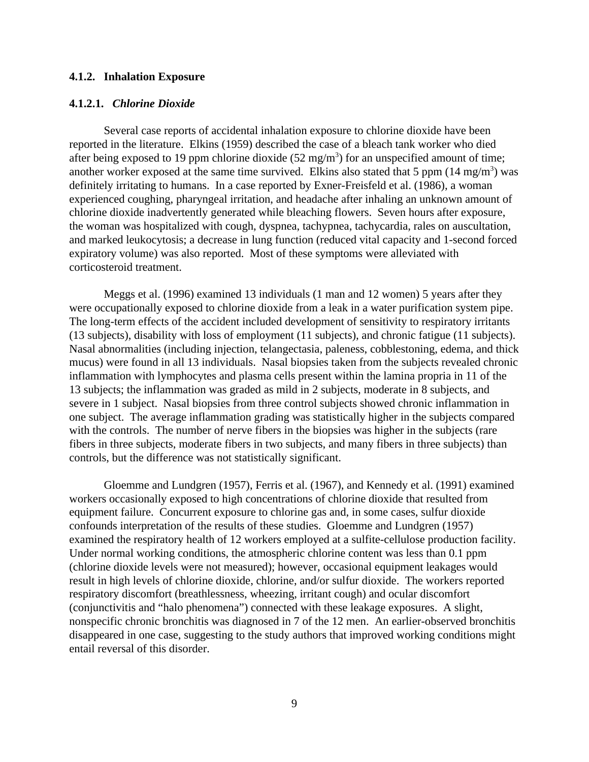### 4.1.2. Inhalation Exposure

#### 4.1.2.1. *Chlorine Dioxide*

Several case reports of accidental inhalation exposure to chlorine dioxide have been reported in the literature. Elkins (1959) described the case of a bleach tank worker who died after being exposed to 19 ppm chlorine dioxide (52 mg/m$^3$) for an unspecified amount of time; another worker exposed at the same time survived. Elkins also stated that 5 ppm (14 mg/m$^3$) was definitely irritating to humans. In a case reported by Exner-Freisfeld et al. (1986), a woman experienced coughing, pharyngeal irritation, and headache after inhaling an unknown amount of chlorine dioxide inadvertently generated while bleaching flowers. Seven hours after exposure, the woman was hospitalized with cough, dyspnea, tachypnea, tachycardia, rales on auscultation, and marked leukocytosis; a decrease in lung function (reduced vital capacity and 1-second forced expiratory volume) was also reported. Most of these symptoms were alleviated with corticosteroid treatment.

Meggs et al. (1996) examined 13 individuals (1 man and 12 women) 5 years after they were occupationally exposed to chlorine dioxide from a leak in a water purification system pipe. The long-term effects of the accident included development of sensitivity to respiratory irritants (13 subjects), disability with loss of employment (11 subjects), and chronic fatigue (11 subjects). Nasal abnormalities (including injection, telangectasia, paleness, cobblestoning, edema, and thick mucus) were found in all 13 individuals. Nasal biopsies taken from the subjects revealed chronic inflammation with lymphocytes and plasma cells present within the lamina propria in 11 of the 13 subjects; the inflammation was graded as mild in 2 subjects, moderate in 8 subjects, and severe in 1 subject. Nasal biopsies from three control subjects showed chronic inflammation in one subject. The average inflammation grading was statistically higher in the subjects compared with the controls. The number of nerve fibers in the biopsies was higher in the subjects (rare fibers in three subjects, moderate fibers in two subjects, and many fibers in three subjects) than controls, but the difference was not statistically significant.

Gloemme and Lundgren (1957), Ferris et al. (1967), and Kennedy et al. (1991) examined workers occasionally exposed to high concentrations of chlorine dioxide that resulted from equipment failure. Concurrent exposure to chlorine gas and, in some cases, sulfur dioxide confounds interpretation of the results of these studies. Gloemme and Lundgren (1957) examined the respiratory health of 12 workers employed at a sulfite-cellulose production facility. Under normal working conditions, the atmospheric chlorine content was less than 0.1 ppm (chlorine dioxide levels were not measured); however, occasional equipment leakages would result in high levels of chlorine dioxide, chlorine, and/or sulfur dioxide. The workers reported respiratory discomfort (breathlessness, wheezing, irritant cough) and ocular discomfort (conjunctivitis and "halo phenomena") connected with these leakage exposures. A slight, nonspecific chronic bronchitis was diagnosed in 7 of the 12 men. An earlier-observed bronchitis disappeared in one case, suggesting to the study authors that improved working conditions might entail reversal of this disorder.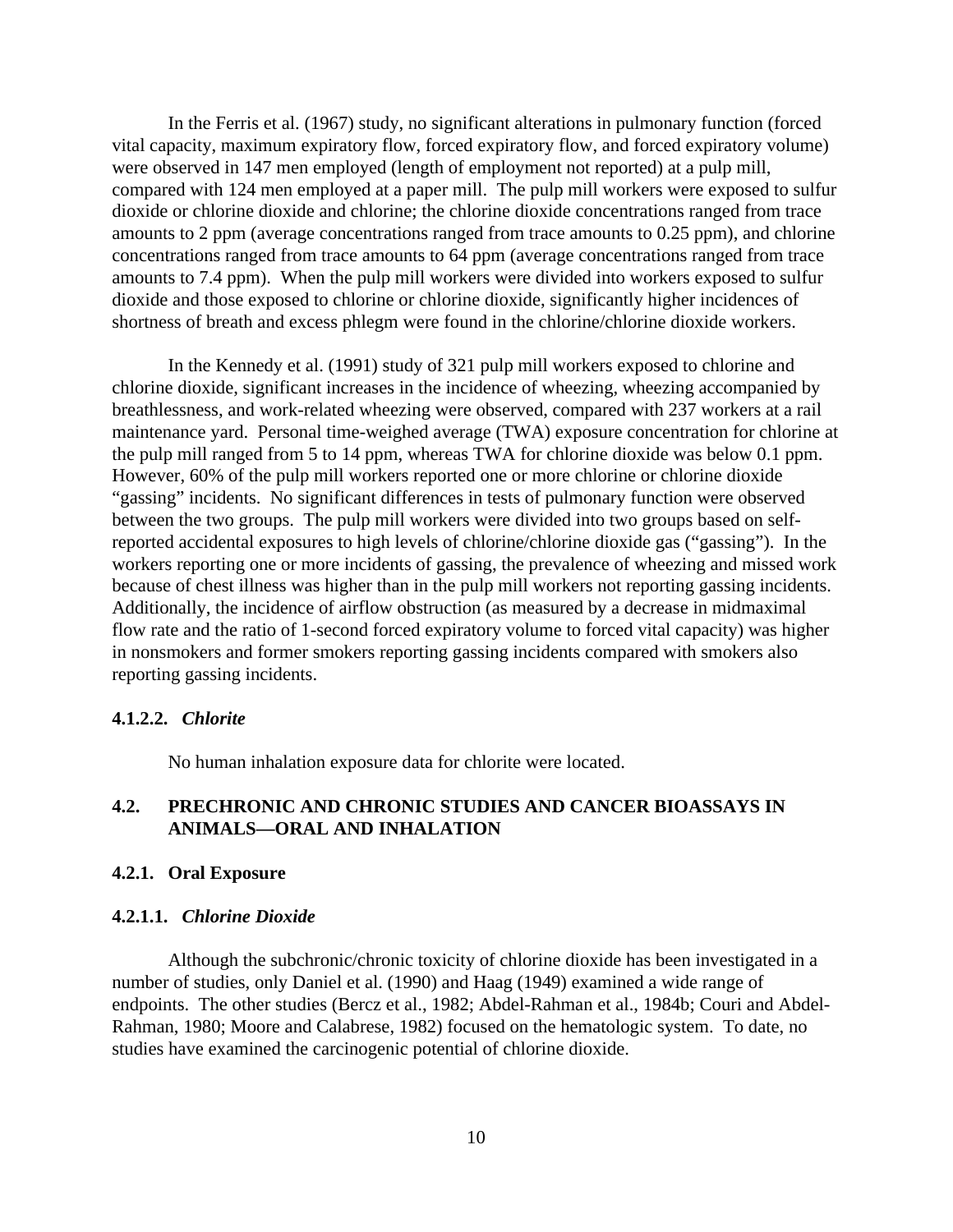In the Ferris et al. (1967) study, no significant alterations in pulmonary function (forced vital capacity, maximum expiratory flow, forced expiratory flow, and forced expiratory volume) were observed in 147 men employed (length of employment not reported) at a pulp mill, compared with 124 men employed at a paper mill. The pulp mill workers were exposed to sulfur dioxide or chlorine dioxide and chlorine; the chlorine dioxide concentrations ranged from trace amounts to 2 ppm (average concentrations ranged from trace amounts to 0.25 ppm), and chlorine concentrations ranged from trace amounts to 64 ppm (average concentrations ranged from trace amounts to 7.4 ppm). When the pulp mill workers were divided into workers exposed to sulfur dioxide and those exposed to chlorine or chlorine dioxide, significantly higher incidences of shortness of breath and excess phlegm were found in the chlorine/chlorine dioxide workers.

In the Kennedy et al. (1991) study of 321 pulp mill workers exposed to chlorine and chlorine dioxide, significant increases in the incidence of wheezing, wheezing accompanied by breathlessness, and work-related wheezing were observed, compared with 237 workers at a rail maintenance yard. Personal time-weighed average (TWA) exposure concentration for chlorine at the pulp mill ranged from 5 to 14 ppm, whereas TWA for chlorine dioxide was below 0.1 ppm. However, 60% of the pulp mill workers reported one or more chlorine or chlorine dioxide "gassing" incidents. No significant differences in tests of pulmonary function were observed between the two groups. The pulp mill workers were divided into two groups based on self-reported accidental exposures to high levels of chlorine/chlorine dioxide gas ("gassing"). In the workers reporting one or more incidents of gassing, the prevalence of wheezing and missed work because of chest illness was higher than in the pulp mill workers not reporting gassing incidents. Additionally, the incidence of airflow obstruction (as measured by a decrease in midmaximal flow rate and the ratio of 1-second forced expiratory volume to forced vital capacity) was higher in nonsmokers and former smokers reporting gassing incidents compared with smokers also reporting gassing incidents.

#### 4.1.2.2. *Chlorite*

No human inhalation exposure data for chlorite were located.

## 4.2. PRECHRONIC AND CHRONIC STUDIES AND CANCER BIOASSAYS IN ANIMALS—ORAL AND INHALATION

### 4.2.1. Oral Exposure

#### 4.2.1.1. *Chlorine Dioxide*

Although the subchronic/chronic toxicity of chlorine dioxide has been investigated in a number of studies, only Daniel et al. (1990) and Haag (1949) examined a wide range of endpoints. The other studies (Bercz et al., 1982; Abdel-Rahman et al., 1984b; Couri and Abdel-Rahman, 1980; Moore and Calabrese, 1982) focused on the hematologic system. To date, no studies have examined the carcinogenic potential of chlorine dioxide.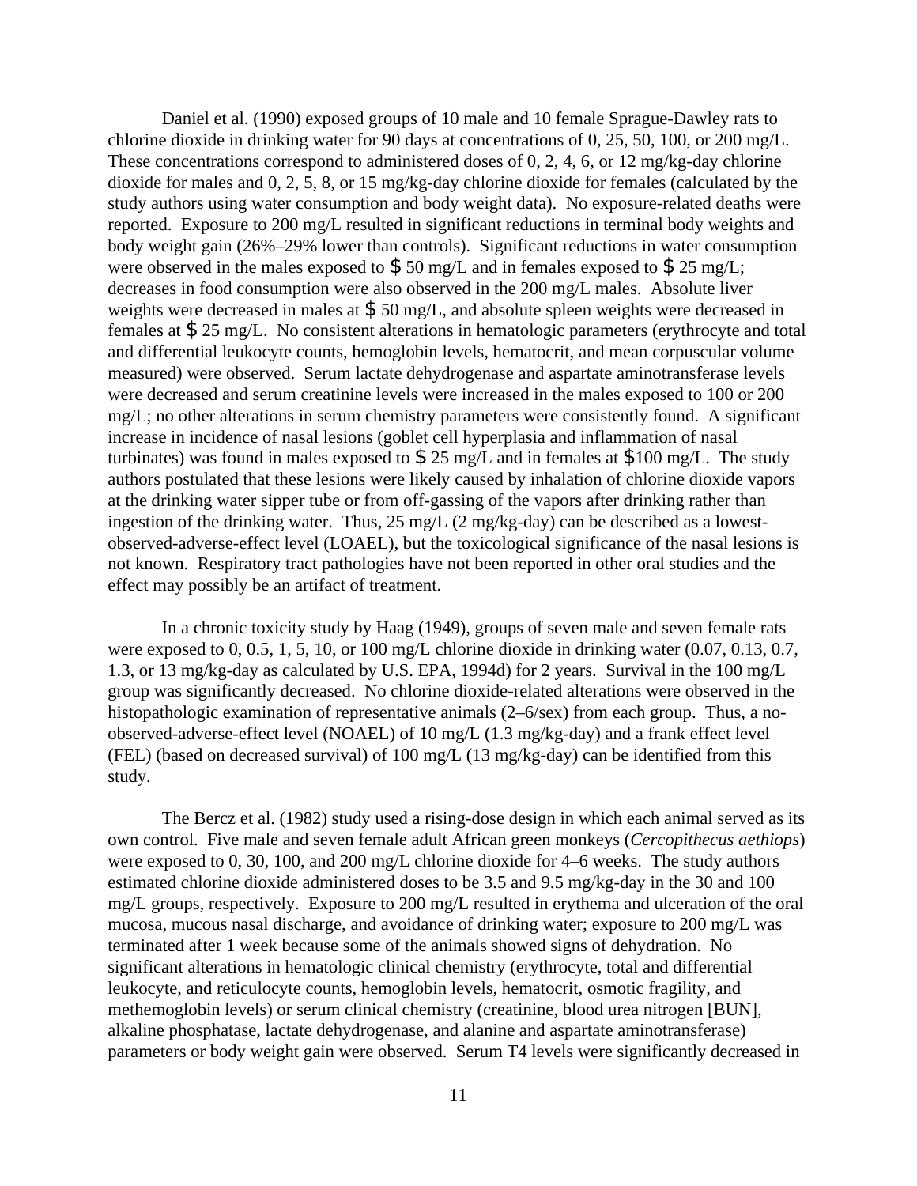Daniel et al. (1990) exposed groups of 10 male and 10 female Sprague-Dawley rats to chlorine dioxide in drinking water for 90 days at concentrations of 0, 25, 50, 100, or 200 mg/L. These concentrations correspond to administered doses of 0, 2, 4, 6, or 12 mg/kg-day chlorine dioxide for males and 0, 2, 5, 8, or 15 mg/kg-day chlorine dioxide for females (calculated by the study authors using water consumption and body weight data). No exposure-related deaths were reported. Exposure to 200 mg/L resulted in significant reductions in terminal body weights and body weight gain (26%–29% lower than controls). Significant reductions in water consumption were observed in the males exposed to ≥ 50 mg/L and in females exposed to ≥ 25 mg/L; decreases in food consumption were also observed in the 200 mg/L males. Absolute liver weights were decreased in males at ≥ 50 mg/L, and absolute spleen weights were decreased in females at ≥ 25 mg/L. No consistent alterations in hematologic parameters (erythrocyte and total and differential leukocyte counts, hemoglobin levels, hematocrit, and mean corpuscular volume measured) were observed. Serum lactate dehydrogenase and aspartate aminotransferase levels were decreased and serum creatinine levels were increased in the males exposed to 100 or 200 mg/L; no other alterations in serum chemistry parameters were consistently found. A significant increase in incidence of nasal lesions (goblet cell hyperplasia and inflammation of nasal turbinates) was found in males exposed to ≥ 25 mg/L and in females at ≥100 mg/L. The study authors postulated that these lesions were likely caused by inhalation of chlorine dioxide vapors at the drinking water sipper tube or from off-gassing of the vapors after drinking rather than ingestion of the drinking water. Thus, 25 mg/L (2 mg/kg-day) can be described as a lowest-observed-adverse-effect level (LOAEL), but the toxicological significance of the nasal lesions is not known. Respiratory tract pathologies have not been reported in other oral studies and the effect may possibly be an artifact of treatment.

In a chronic toxicity study by Haag (1949), groups of seven male and seven female rats were exposed to 0, 0.5, 1, 5, 10, or 100 mg/L chlorine dioxide in drinking water (0.07, 0.13, 0.7, 1.3, or 13 mg/kg-day as calculated by U.S. EPA, 1994d) for 2 years. Survival in the 100 mg/L group was significantly decreased. No chlorine dioxide-related alterations were observed in the histopathologic examination of representative animals (2–6/sex) from each group. Thus, a no-observed-adverse-effect level (NOAEL) of 10 mg/L (1.3 mg/kg-day) and a frank effect level (FEL) (based on decreased survival) of 100 mg/L (13 mg/kg-day) can be identified from this study.

The Bercz et al. (1982) study used a rising-dose design in which each animal served as its own control. Five male and seven female adult African green monkeys (*Cercopithecus aethiops*) were exposed to 0, 30, 100, and 200 mg/L chlorine dioxide for 4–6 weeks. The study authors estimated chlorine dioxide administered doses to be 3.5 and 9.5 mg/kg-day in the 30 and 100 mg/L groups, respectively. Exposure to 200 mg/L resulted in erythema and ulceration of the oral mucosa, mucous nasal discharge, and avoidance of drinking water; exposure to 200 mg/L was terminated after 1 week because some of the animals showed signs of dehydration. No significant alterations in hematologic clinical chemistry (erythrocyte, total and differential leukocyte, and reticulocyte counts, hemoglobin levels, hematocrit, osmotic fragility, and methemoglobin levels) or serum clinical chemistry (creatinine, blood urea nitrogen [BUN], alkaline phosphatase, lactate dehydrogenase, and alanine and aspartate aminotransferase) parameters or body weight gain were observed. Serum T4 levels were significantly decreased in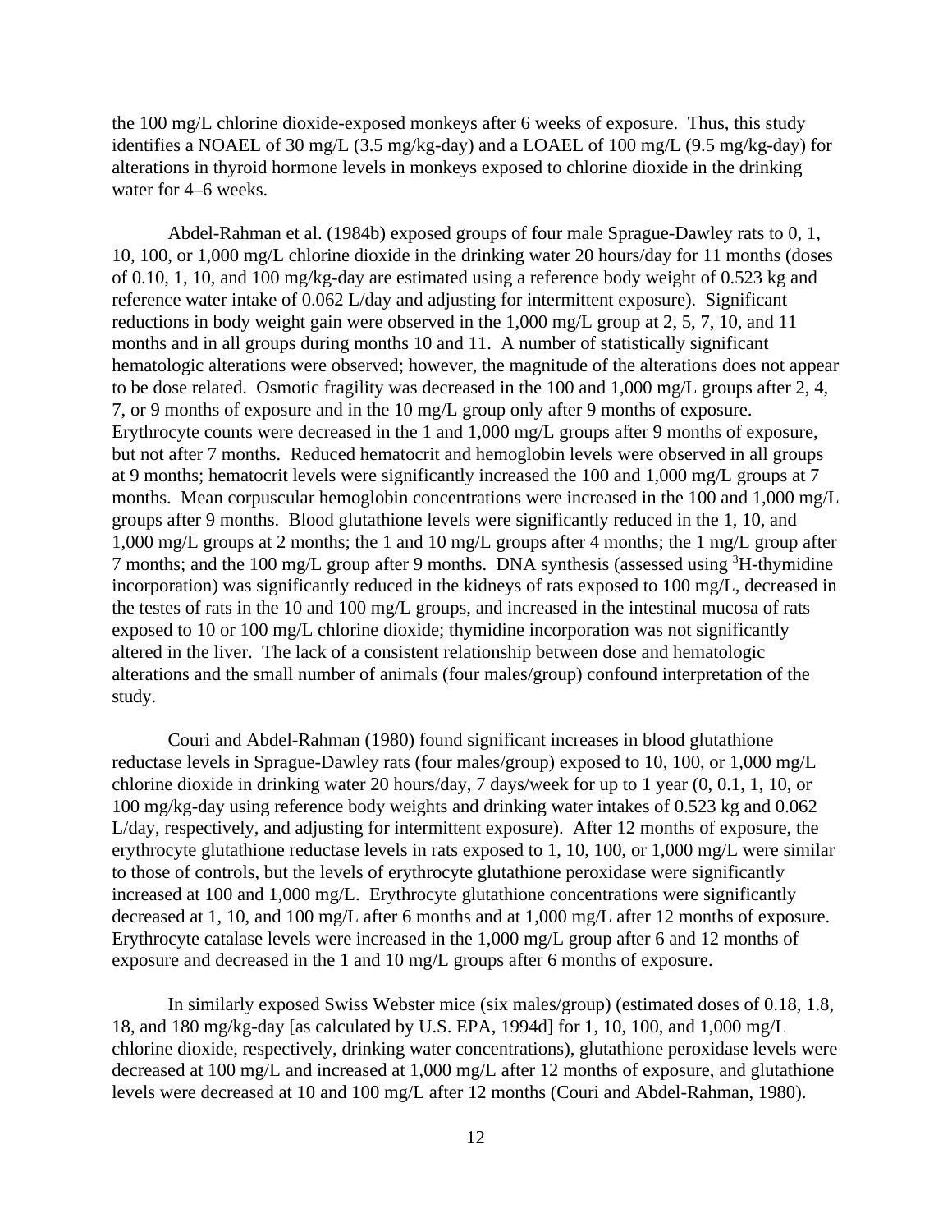the 100 mg/L chlorine dioxide-exposed monkeys after 6 weeks of exposure. Thus, this study identifies a NOAEL of 30 mg/L (3.5 mg/kg-day) and a LOAEL of 100 mg/L (9.5 mg/kg-day) for alterations in thyroid hormone levels in monkeys exposed to chlorine dioxide in the drinking water for 4–6 weeks.

Abdel-Rahman et al. (1984b) exposed groups of four male Sprague-Dawley rats to 0, 1, 10, 100, or 1,000 mg/L chlorine dioxide in the drinking water 20 hours/day for 11 months (doses of 0.10, 1, 10, and 100 mg/kg-day are estimated using a reference body weight of 0.523 kg and reference water intake of 0.062 L/day and adjusting for intermittent exposure). Significant reductions in body weight gain were observed in the 1,000 mg/L group at 2, 5, 7, 10, and 11 months and in all groups during months 10 and 11. A number of statistically significant hematologic alterations were observed; however, the magnitude of the alterations does not appear to be dose related. Osmotic fragility was decreased in the 100 and 1,000 mg/L groups after 2, 4, 7, or 9 months of exposure and in the 10 mg/L group only after 9 months of exposure. Erythrocyte counts were decreased in the 1 and 1,000 mg/L groups after 9 months of exposure, but not after 7 months. Reduced hematocrit and hemoglobin levels were observed in all groups at 9 months; hematocrit levels were significantly increased the 100 and 1,000 mg/L groups at 7 months. Mean corpuscular hemoglobin concentrations were increased in the 100 and 1,000 mg/L groups after 9 months. Blood glutathione levels were significantly reduced in the 1, 10, and 1,000 mg/L groups at 2 months; the 1 and 10 mg/L groups after 4 months; the 1 mg/L group after 7 months; and the 100 mg/L group after 9 months. DNA synthesis (assessed using $^3$H-thymidine incorporation) was significantly reduced in the kidneys of rats exposed to 100 mg/L, decreased in the testes of rats in the 10 and 100 mg/L groups, and increased in the intestinal mucosa of rats exposed to 10 or 100 mg/L chlorine dioxide; thymidine incorporation was not significantly altered in the liver. The lack of a consistent relationship between dose and hematologic alterations and the small number of animals (four males/group) confound interpretation of the study.

Couri and Abdel-Rahman (1980) found significant increases in blood glutathione reductase levels in Sprague-Dawley rats (four males/group) exposed to 10, 100, or 1,000 mg/L chlorine dioxide in drinking water 20 hours/day, 7 days/week for up to 1 year (0, 0.1, 1, 10, or 100 mg/kg-day using reference body weights and drinking water intakes of 0.523 kg and 0.062 L/day, respectively, and adjusting for intermittent exposure). After 12 months of exposure, the erythrocyte glutathione reductase levels in rats exposed to 1, 10, 100, or 1,000 mg/L were similar to those of controls, but the levels of erythrocyte glutathione peroxidase were significantly increased at 100 and 1,000 mg/L. Erythrocyte glutathione concentrations were significantly decreased at 1, 10, and 100 mg/L after 6 months and at 1,000 mg/L after 12 months of exposure. Erythrocyte catalase levels were increased in the 1,000 mg/L group after 6 and 12 months of exposure and decreased in the 1 and 10 mg/L groups after 6 months of exposure.

In similarly exposed Swiss Webster mice (six males/group) (estimated doses of 0.18, 1.8, 18, and 180 mg/kg-day [as calculated by U.S. EPA, 1994d] for 1, 10, 100, and 1,000 mg/L chlorine dioxide, respectively, drinking water concentrations), glutathione peroxidase levels were decreased at 100 mg/L and increased at 1,000 mg/L after 12 months of exposure, and glutathione levels were decreased at 10 and 100 mg/L after 12 months (Couri and Abdel-Rahman, 1980).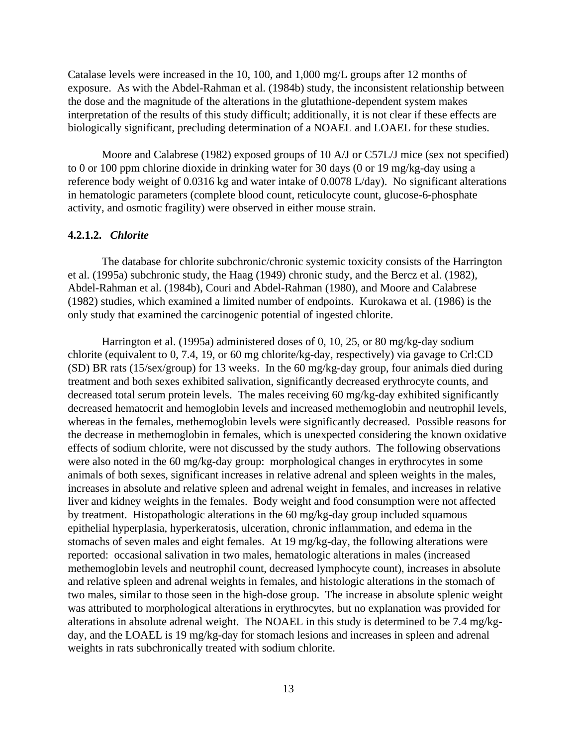Catalase levels were increased in the 10, 100, and 1,000 mg/L groups after 12 months of exposure. As with the Abdel-Rahman et al. (1984b) study, the inconsistent relationship between the dose and the magnitude of the alterations in the glutathione-dependent system makes interpretation of the results of this study difficult; additionally, it is not clear if these effects are biologically significant, precluding determination of a NOAEL and LOAEL for these studies.

Moore and Calabrese (1982) exposed groups of 10 A/J or C57L/J mice (sex not specified) to 0 or 100 ppm chlorine dioxide in drinking water for 30 days (0 or 19 mg/kg-day using a reference body weight of 0.0316 kg and water intake of 0.0078 L/day). No significant alterations in hematologic parameters (complete blood count, reticulocyte count, glucose-6-phosphate activity, and osmotic fragility) were observed in either mouse strain.

#### 4.2.1.2. *Chlorite*

The database for chlorite subchronic/chronic systemic toxicity consists of the Harrington et al. (1995a) subchronic study, the Haag (1949) chronic study, and the Bercz et al. (1982), Abdel-Rahman et al. (1984b), Couri and Abdel-Rahman (1980), and Moore and Calabrese (1982) studies, which examined a limited number of endpoints. Kurokawa et al. (1986) is the only study that examined the carcinogenic potential of ingested chlorite.

Harrington et al. (1995a) administered doses of 0, 10, 25, or 80 mg/kg-day sodium chlorite (equivalent to 0, 7.4, 19, or 60 mg chlorite/kg-day, respectively) via gavage to Crl:CD (SD) BR rats (15/sex/group) for 13 weeks. In the 60 mg/kg-day group, four animals died during treatment and both sexes exhibited salivation, significantly decreased erythrocyte counts, and decreased total serum protein levels. The males receiving 60 mg/kg-day exhibited significantly decreased hematocrit and hemoglobin levels and increased methemoglobin and neutrophil levels, whereas in the females, methemoglobin levels were significantly decreased. Possible reasons for the decrease in methemoglobin in females, which is unexpected considering the known oxidative effects of sodium chlorite, were not discussed by the study authors. The following observations were also noted in the 60 mg/kg-day group: morphological changes in erythrocytes in some animals of both sexes, significant increases in relative adrenal and spleen weights in the males, increases in absolute and relative spleen and adrenal weight in females, and increases in relative liver and kidney weights in the females. Body weight and food consumption were not affected by treatment. Histopathologic alterations in the 60 mg/kg-day group included squamous epithelial hyperplasia, hyperkeratosis, ulceration, chronic inflammation, and edema in the stomachs of seven males and eight females. At 19 mg/kg-day, the following alterations were reported: occasional salivation in two males, hematologic alterations in males (increased methemoglobin levels and neutrophil count, decreased lymphocyte count), increases in absolute and relative spleen and adrenal weights in females, and histologic alterations in the stomach of two males, similar to those seen in the high-dose group. The increase in absolute splenic weight was attributed to morphological alterations in erythrocytes, but no explanation was provided for alterations in absolute adrenal weight. The NOAEL in this study is determined to be 7.4 mg/kg-day, and the LOAEL is 19 mg/kg-day for stomach lesions and increases in spleen and adrenal weights in rats subchronically treated with sodium chlorite.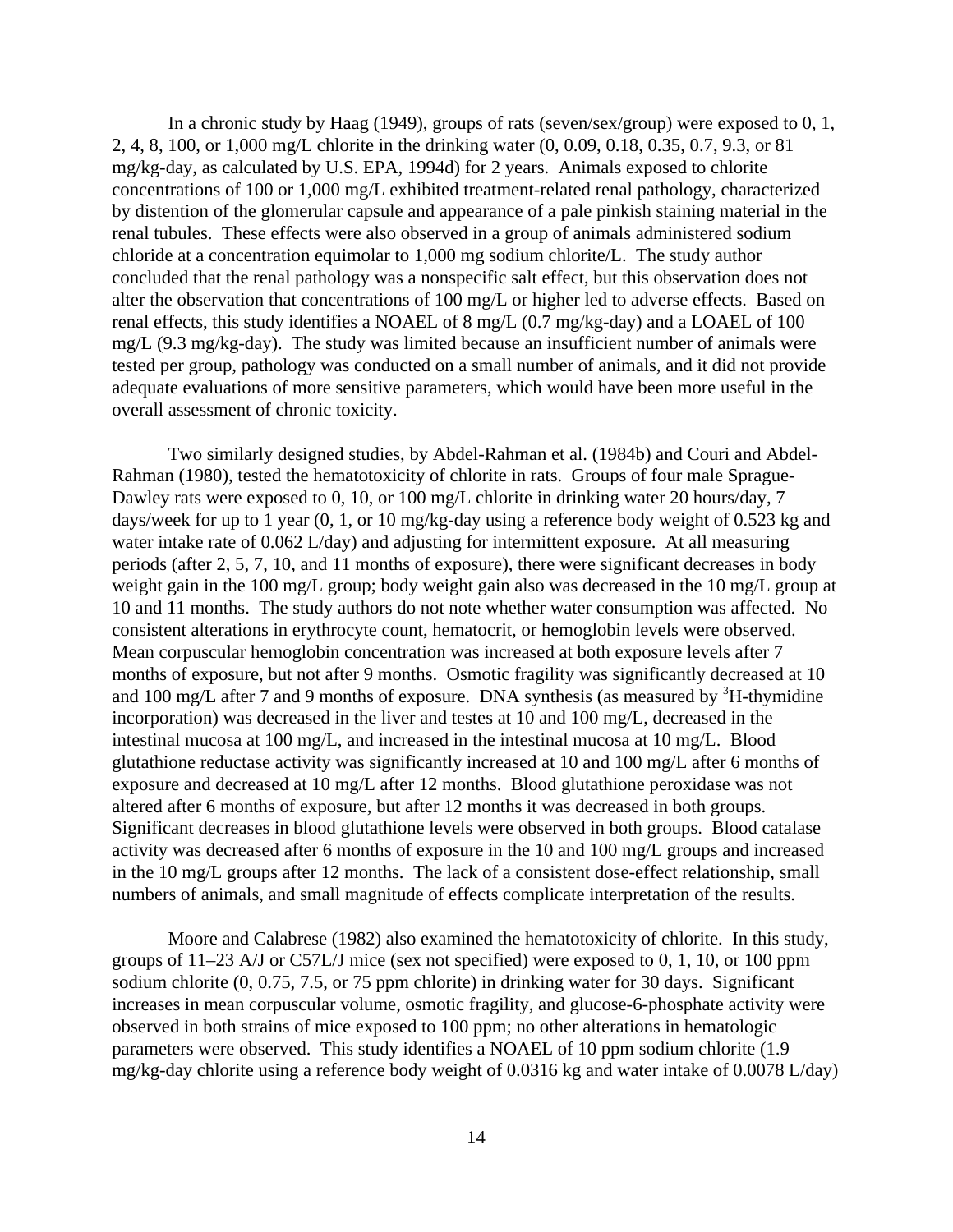In a chronic study by Haag (1949), groups of rats (seven/sex/group) were exposed to 0, 1, 2, 4, 8, 100, or 1,000 mg/L chlorite in the drinking water (0, 0.09, 0.18, 0.35, 0.7, 9.3, or 81 mg/kg-day, as calculated by U.S. EPA, 1994d) for 2 years. Animals exposed to chlorite concentrations of 100 or 1,000 mg/L exhibited treatment-related renal pathology, characterized by distention of the glomerular capsule and appearance of a pale pinkish staining material in the renal tubules. These effects were also observed in a group of animals administered sodium chloride at a concentration equimolar to 1,000 mg sodium chlorite/L. The study author concluded that the renal pathology was a nonspecific salt effect, but this observation does not alter the observation that concentrations of 100 mg/L or higher led to adverse effects. Based on renal effects, this study identifies a NOAEL of 8 mg/L (0.7 mg/kg-day) and a LOAEL of 100 mg/L (9.3 mg/kg-day). The study was limited because an insufficient number of animals were tested per group, pathology was conducted on a small number of animals, and it did not provide adequate evaluations of more sensitive parameters, which would have been more useful in the overall assessment of chronic toxicity.

Two similarly designed studies, by Abdel-Rahman et al. (1984b) and Couri and Abdel-Rahman (1980), tested the hematotoxicity of chlorite in rats. Groups of four male Sprague-Dawley rats were exposed to 0, 10, or 100 mg/L chlorite in drinking water 20 hours/day, 7 days/week for up to 1 year (0, 1, or 10 mg/kg-day using a reference body weight of 0.523 kg and water intake rate of 0.062 L/day) and adjusting for intermittent exposure. At all measuring periods (after 2, 5, 7, 10, and 11 months of exposure), there were significant decreases in body weight gain in the 100 mg/L group; body weight gain also was decreased in the 10 mg/L group at 10 and 11 months. The study authors do not note whether water consumption was affected. No consistent alterations in erythrocyte count, hematocrit, or hemoglobin levels were observed. Mean corpuscular hemoglobin concentration was increased at both exposure levels after 7 months of exposure, but not after 9 months. Osmotic fragility was significantly decreased at 10 and 100 mg/L after 7 and 9 months of exposure. DNA synthesis (as measured by $^{3}$H-thymidine incorporation) was decreased in the liver and testes at 10 and 100 mg/L, decreased in the intestinal mucosa at 100 mg/L, and increased in the intestinal mucosa at 10 mg/L. Blood glutathione reductase activity was significantly increased at 10 and 100 mg/L after 6 months of exposure and decreased at 10 mg/L after 12 months. Blood glutathione peroxidase was not altered after 6 months of exposure, but after 12 months it was decreased in both groups. Significant decreases in blood glutathione levels were observed in both groups. Blood catalase activity was decreased after 6 months of exposure in the 10 and 100 mg/L groups and increased in the 10 mg/L groups after 12 months. The lack of a consistent dose-effect relationship, small numbers of animals, and small magnitude of effects complicate interpretation of the results.

Moore and Calabrese (1982) also examined the hematotoxicity of chlorite. In this study, groups of 11–23 A/J or C57L/J mice (sex not specified) were exposed to 0, 1, 10, or 100 ppm sodium chlorite (0, 0.75, 7.5, or 75 ppm chlorite) in drinking water for 30 days. Significant increases in mean corpuscular volume, osmotic fragility, and glucose-6-phosphate activity were observed in both strains of mice exposed to 100 ppm; no other alterations in hematologic parameters were observed. This study identifies a NOAEL of 10 ppm sodium chlorite (1.9 mg/kg-day chlorite using a reference body weight of 0.0316 kg and water intake of 0.0078 L/day)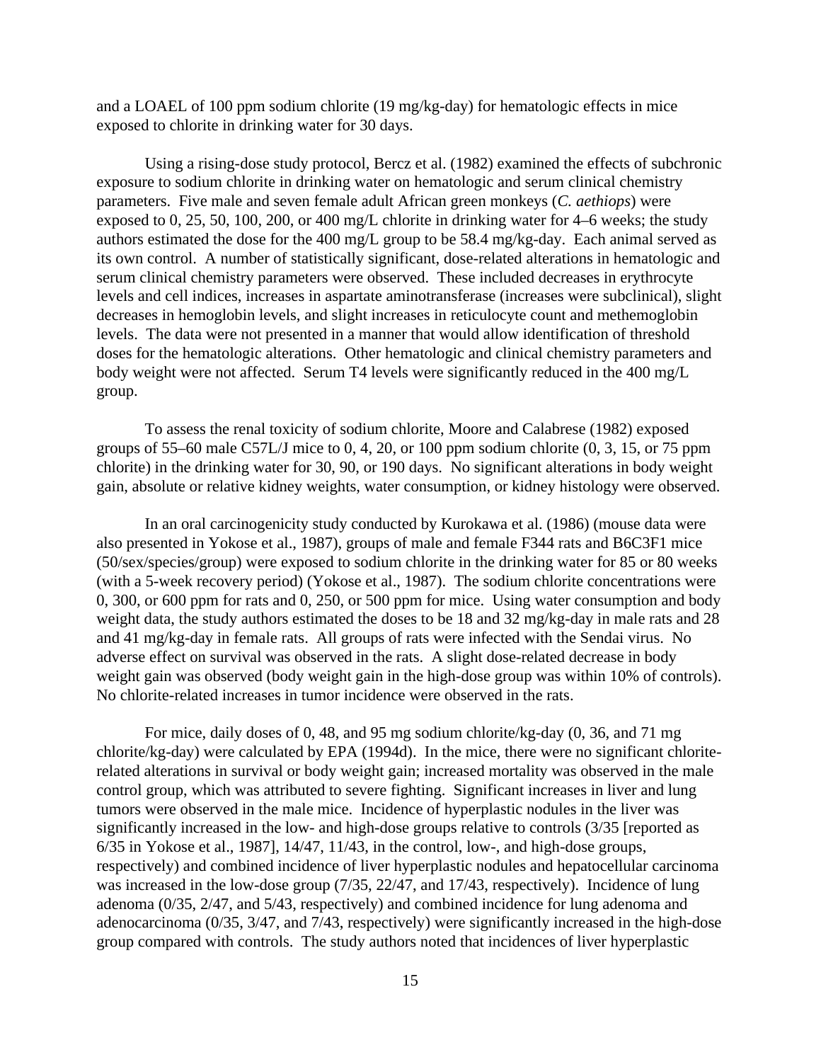and a LOAEL of 100 ppm sodium chlorite (19 mg/kg-day) for hematologic effects in mice exposed to chlorite in drinking water for 30 days.

Using a rising-dose study protocol, Bercz et al. (1982) examined the effects of subchronic exposure to sodium chlorite in drinking water on hematologic and serum clinical chemistry parameters. Five male and seven female adult African green monkeys (*C. aethiops*) were exposed to 0, 25, 50, 100, 200, or 400 mg/L chlorite in drinking water for 4–6 weeks; the study authors estimated the dose for the 400 mg/L group to be 58.4 mg/kg-day. Each animal served as its own control. A number of statistically significant, dose-related alterations in hematologic and serum clinical chemistry parameters were observed. These included decreases in erythrocyte levels and cell indices, increases in aspartate aminotransferase (increases were subclinical), slight decreases in hemoglobin levels, and slight increases in reticulocyte count and methemoglobin levels. The data were not presented in a manner that would allow identification of threshold doses for the hematologic alterations. Other hematologic and clinical chemistry parameters and body weight were not affected. Serum T4 levels were significantly reduced in the 400 mg/L group.

To assess the renal toxicity of sodium chlorite, Moore and Calabrese (1982) exposed groups of 55–60 male C57L/J mice to 0, 4, 20, or 100 ppm sodium chlorite (0, 3, 15, or 75 ppm chlorite) in the drinking water for 30, 90, or 190 days. No significant alterations in body weight gain, absolute or relative kidney weights, water consumption, or kidney histology were observed.

In an oral carcinogenicity study conducted by Kurokawa et al. (1986) (mouse data were also presented in Yokose et al., 1987), groups of male and female F344 rats and B6C3F1 mice (50/sex/species/group) were exposed to sodium chlorite in the drinking water for 85 or 80 weeks (with a 5-week recovery period) (Yokose et al., 1987). The sodium chlorite concentrations were 0, 300, or 600 ppm for rats and 0, 250, or 500 ppm for mice. Using water consumption and body weight data, the study authors estimated the doses to be 18 and 32 mg/kg-day in male rats and 28 and 41 mg/kg-day in female rats. All groups of rats were infected with the Sendai virus. No adverse effect on survival was observed in the rats. A slight dose-related decrease in body weight gain was observed (body weight gain in the high-dose group was within 10% of controls). No chlorite-related increases in tumor incidence were observed in the rats.

For mice, daily doses of 0, 48, and 95 mg sodium chlorite/kg-day (0, 36, and 71 mg chlorite/kg-day) were calculated by EPA (1994d). In the mice, there were no significant chlorite-related alterations in survival or body weight gain; increased mortality was observed in the male control group, which was attributed to severe fighting. Significant increases in liver and lung tumors were observed in the male mice. Incidence of hyperplastic nodules in the liver was significantly increased in the low- and high-dose groups relative to controls (3/35 [reported as 6/35 in Yokose et al., 1987], 14/47, 11/43, in the control, low-, and high-dose groups, respectively) and combined incidence of liver hyperplastic nodules and hepatocellular carcinoma was increased in the low-dose group (7/35, 22/47, and 17/43, respectively). Incidence of lung adenoma (0/35, 2/47, and 5/43, respectively) and combined incidence for lung adenoma and adenocarcinoma (0/35, 3/47, and 7/43, respectively) were significantly increased in the high-dose group compared with controls. The study authors noted that incidences of liver hyperplastic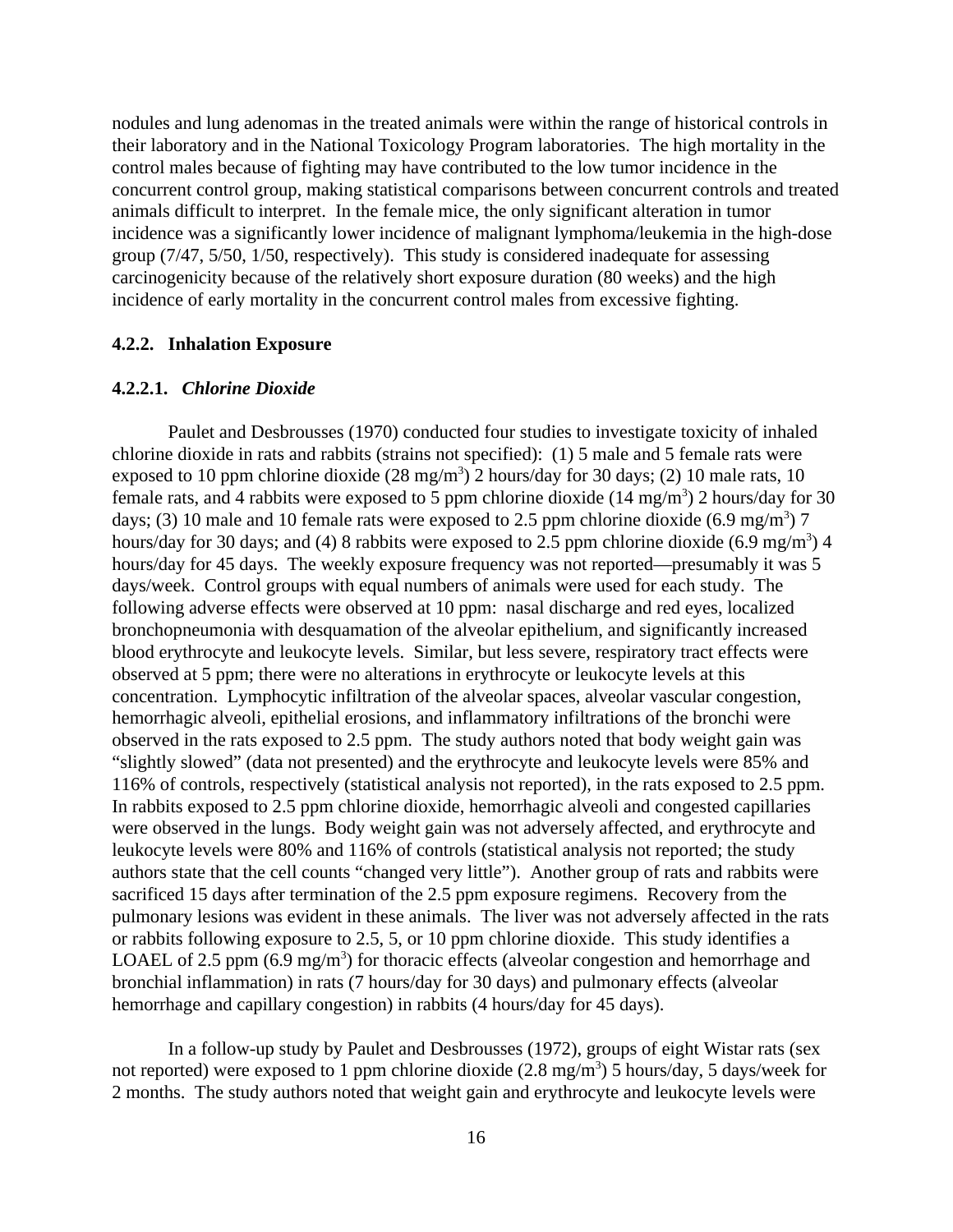nodules and lung adenomas in the treated animals were within the range of historical controls in their laboratory and in the National Toxicology Program laboratories. The high mortality in the control males because of fighting may have contributed to the low tumor incidence in the concurrent control group, making statistical comparisons between concurrent controls and treated animals difficult to interpret. In the female mice, the only significant alteration in tumor incidence was a significantly lower incidence of malignant lymphoma/leukemia in the high-dose group (7/47, 5/50, 1/50, respectively). This study is considered inadequate for assessing carcinogenicity because of the relatively short exposure duration (80 weeks) and the high incidence of early mortality in the concurrent control males from excessive fighting.

### 4.2.2. Inhalation Exposure

#### 4.2.2.1. *Chlorine Dioxide*

Paulet and Desbrousses (1970) conducted four studies to investigate toxicity of inhaled chlorine dioxide in rats and rabbits (strains not specified): (1) 5 male and 5 female rats were exposed to 10 ppm chlorine dioxide (28 $mg/m^3$) 2 hours/day for 30 days; (2) 10 male rats, 10 female rats, and 4 rabbits were exposed to 5 ppm chlorine dioxide (14 $mg/m^3$) 2 hours/day for 30 days; (3) 10 male and 10 female rats were exposed to 2.5 ppm chlorine dioxide (6.9 $mg/m^3$) 7 hours/day for 30 days; and (4) 8 rabbits were exposed to 2.5 ppm chlorine dioxide (6.9 $mg/m^3$) 4 hours/day for 45 days. The weekly exposure frequency was not reported—presumably it was 5 days/week. Control groups with equal numbers of animals were used for each study. The following adverse effects were observed at 10 ppm: nasal discharge and red eyes, localized bronchopneumonia with desquamation of the alveolar epithelium, and significantly increased blood erythrocyte and leukocyte levels. Similar, but less severe, respiratory tract effects were observed at 5 ppm; there were no alterations in erythrocyte or leukocyte levels at this concentration. Lymphocytic infiltration of the alveolar spaces, alveolar vascular congestion, hemorrhagic alveoli, epithelial erosions, and inflammatory infiltrations of the bronchi were observed in the rats exposed to 2.5 ppm. The study authors noted that body weight gain was "slightly slowed" (data not presented) and the erythrocyte and leukocyte levels were 85% and 116% of controls, respectively (statistical analysis not reported), in the rats exposed to 2.5 ppm. In rabbits exposed to 2.5 ppm chlorine dioxide, hemorrhagic alveoli and congested capillaries were observed in the lungs. Body weight gain was not adversely affected, and erythrocyte and leukocyte levels were 80% and 116% of controls (statistical analysis not reported; the study authors state that the cell counts "changed very little"). Another group of rats and rabbits were sacrificed 15 days after termination of the 2.5 ppm exposure regimens. Recovery from the pulmonary lesions was evident in these animals. The liver was not adversely affected in the rats or rabbits following exposure to 2.5, 5, or 10 ppm chlorine dioxide. This study identifies a LOAEL of 2.5 ppm (6.9 $mg/m^3$) for thoracic effects (alveolar congestion and hemorrhage and bronchial inflammation) in rats (7 hours/day for 30 days) and pulmonary effects (alveolar hemorrhage and capillary congestion) in rabbits (4 hours/day for 45 days).

In a follow-up study by Paulet and Desbrousses (1972), groups of eight Wistar rats (sex not reported) were exposed to 1 ppm chlorine dioxide (2.8 $mg/m^3$) 5 hours/day, 5 days/week for 2 months. The study authors noted that weight gain and erythrocyte and leukocyte levels were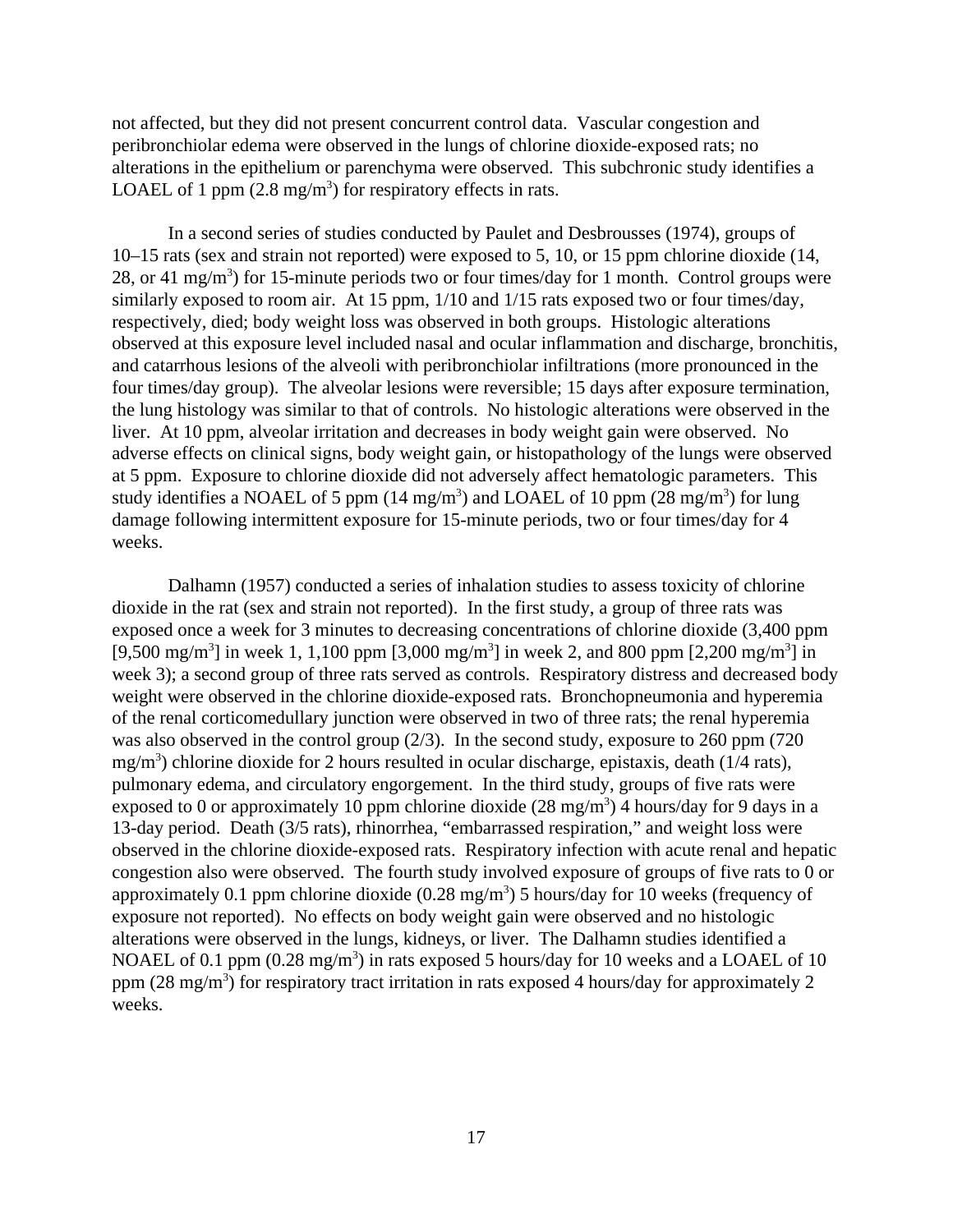not affected, but they did not present concurrent control data. Vascular congestion and peribronchiolar edema were observed in the lungs of chlorine dioxide-exposed rats; no alterations in the epithelium or parenchyma were observed. This subchronic study identifies a LOAEL of 1 ppm (2.8 $mg/m^3$) for respiratory effects in rats.

In a second series of studies conducted by Paulet and Desbrousses (1974), groups of 10–15 rats (sex and strain not reported) were exposed to 5, 10, or 15 ppm chlorine dioxide (14, 28, or 41 $mg/m^3$) for 15-minute periods two or four times/day for 1 month. Control groups were similarly exposed to room air. At 15 ppm, 1/10 and 1/15 rats exposed two or four times/day, respectively, died; body weight loss was observed in both groups. Histologic alterations observed at this exposure level included nasal and ocular inflammation and discharge, bronchitis, and catarrhous lesions of the alveoli with peribronchiolar infiltrations (more pronounced in the four times/day group). The alveolar lesions were reversible; 15 days after exposure termination, the lung histology was similar to that of controls. No histologic alterations were observed in the liver. At 10 ppm, alveolar irritation and decreases in body weight gain were observed. No adverse effects on clinical signs, body weight gain, or histopathology of the lungs were observed at 5 ppm. Exposure to chlorine dioxide did not adversely affect hematologic parameters. This study identifies a NOAEL of 5 ppm (14 $mg/m^3$) and LOAEL of 10 ppm (28 $mg/m^3$) for lung damage following intermittent exposure for 15-minute periods, two or four times/day for 4 weeks.

Dalhamn (1957) conducted a series of inhalation studies to assess toxicity of chlorine dioxide in the rat (sex and strain not reported). In the first study, a group of three rats was exposed once a week for 3 minutes to decreasing concentrations of chlorine dioxide (3,400 ppm [9,500 $mg/m^3$] in week 1, 1,100 ppm [3,000 $mg/m^3$] in week 2, and 800 ppm [2,200 $mg/m^3$] in week 3); a second group of three rats served as controls. Respiratory distress and decreased body weight were observed in the chlorine dioxide-exposed rats. Bronchopneumonia and hyperemia of the renal corticomedullary junction were observed in two of three rats; the renal hyperemia was also observed in the control group (2/3). In the second study, exposure to 260 ppm (720 $mg/m^3$) chlorine dioxide for 2 hours resulted in ocular discharge, epistaxis, death (1/4 rats), pulmonary edema, and circulatory engorgement. In the third study, groups of five rats were exposed to 0 or approximately 10 ppm chlorine dioxide (28 $mg/m^3$) 4 hours/day for 9 days in a 13-day period. Death (3/5 rats), rhinorrhea, “embarrassed respiration,” and weight loss were observed in the chlorine dioxide-exposed rats. Respiratory infection with acute renal and hepatic congestion also were observed. The fourth study involved exposure of groups of five rats to 0 or approximately 0.1 ppm chlorine dioxide (0.28 $mg/m^3$) 5 hours/day for 10 weeks (frequency of exposure not reported). No effects on body weight gain were observed and no histologic alterations were observed in the lungs, kidneys, or liver. The Dalhamn studies identified a NOAEL of 0.1 ppm (0.28 $mg/m^3$) in rats exposed 5 hours/day for 10 weeks and a LOAEL of 10 ppm (28 $mg/m^3$) for respiratory tract irritation in rats exposed 4 hours/day for approximately 2 weeks.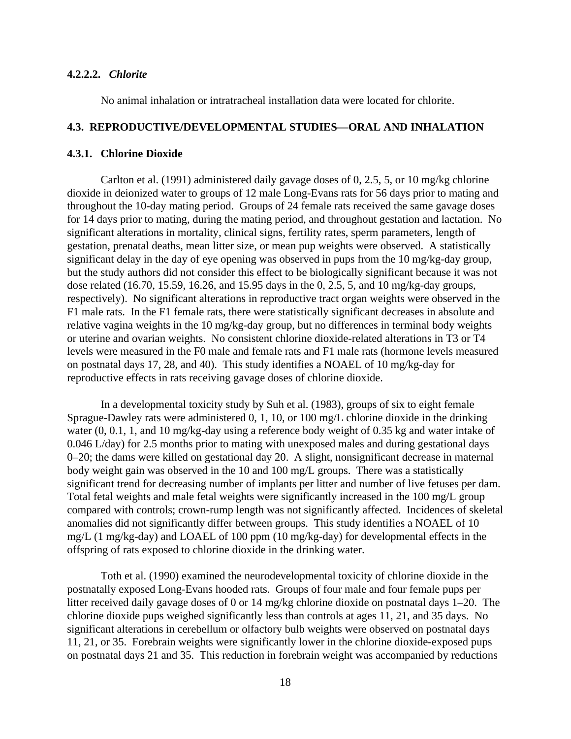#### 4.2.2.2. *Chlorite*

No animal inhalation or intratracheal installation data were located for chlorite.

## 4.3. REPRODUCTIVE/DEVELOPMENTAL STUDIES—ORAL AND INHALATION

### 4.3.1. Chlorine Dioxide

Carlton et al. (1991) administered daily gavage doses of 0, 2.5, 5, or 10 mg/kg chlorine dioxide in deionized water to groups of 12 male Long-Evans rats for 56 days prior to mating and throughout the 10-day mating period. Groups of 24 female rats received the same gavage doses for 14 days prior to mating, during the mating period, and throughout gestation and lactation. No significant alterations in mortality, clinical signs, fertility rates, sperm parameters, length of gestation, prenatal deaths, mean litter size, or mean pup weights were observed. A statistically significant delay in the day of eye opening was observed in pups from the 10 mg/kg-day group, but the study authors did not consider this effect to be biologically significant because it was not dose related (16.70, 15.59, 16.26, and 15.95 days in the 0, 2.5, 5, and 10 mg/kg-day groups, respectively). No significant alterations in reproductive tract organ weights were observed in the F1 male rats. In the F1 female rats, there were statistically significant decreases in absolute and relative vagina weights in the 10 mg/kg-day group, but no differences in terminal body weights or uterine and ovarian weights. No consistent chlorine dioxide-related alterations in T3 or T4 levels were measured in the F0 male and female rats and F1 male rats (hormone levels measured on postnatal days 17, 28, and 40). This study identifies a NOAEL of 10 mg/kg-day for reproductive effects in rats receiving gavage doses of chlorine dioxide.

In a developmental toxicity study by Suh et al. (1983), groups of six to eight female Sprague-Dawley rats were administered 0, 1, 10, or 100 mg/L chlorine dioxide in the drinking water (0, 0.1, 1, and 10 mg/kg-day using a reference body weight of 0.35 kg and water intake of 0.046 L/day) for 2.5 months prior to mating with unexposed males and during gestational days 0–20; the dams were killed on gestational day 20. A slight, nonsignificant decrease in maternal body weight gain was observed in the 10 and 100 mg/L groups. There was a statistically significant trend for decreasing number of implants per litter and number of live fetuses per dam. Total fetal weights and male fetal weights were significantly increased in the 100 mg/L group compared with controls; crown-rump length was not significantly affected. Incidences of skeletal anomalies did not significantly differ between groups. This study identifies a NOAEL of 10 mg/L (1 mg/kg-day) and LOAEL of 100 ppm (10 mg/kg-day) for developmental effects in the offspring of rats exposed to chlorine dioxide in the drinking water.

Toth et al. (1990) examined the neurodevelopmental toxicity of chlorine dioxide in the postnatally exposed Long-Evans hooded rats. Groups of four male and four female pups per litter received daily gavage doses of 0 or 14 mg/kg chlorine dioxide on postnatal days 1–20. The chlorine dioxide pups weighed significantly less than controls at ages 11, 21, and 35 days. No significant alterations in cerebellum or olfactory bulb weights were observed on postnatal days 11, 21, or 35. Forebrain weights were significantly lower in the chlorine dioxide-exposed pups on postnatal days 21 and 35. This reduction in forebrain weight was accompanied by reductions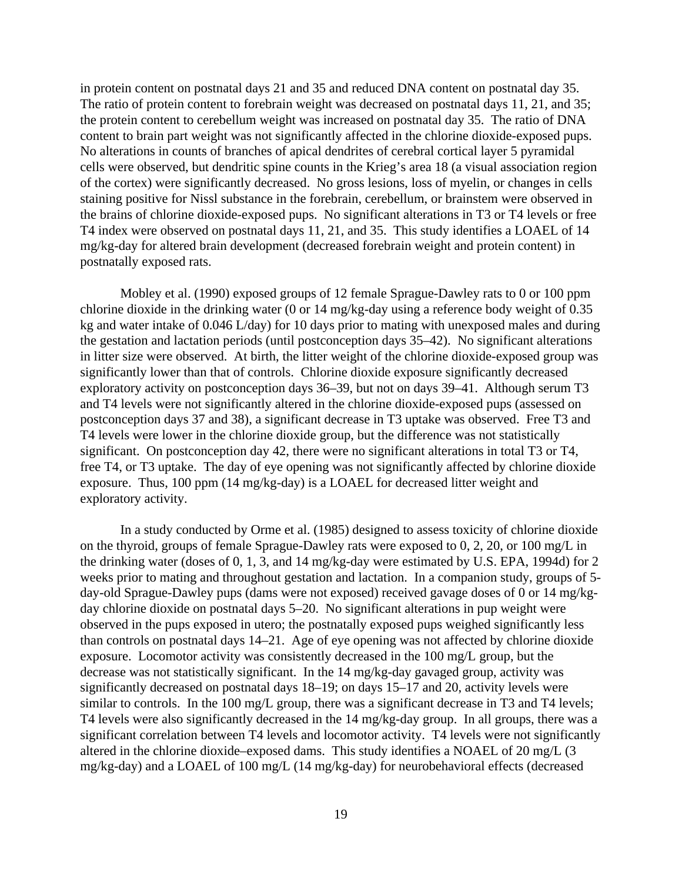in protein content on postnatal days 21 and 35 and reduced DNA content on postnatal day 35. The ratio of protein content to forebrain weight was decreased on postnatal days 11, 21, and 35; the protein content to cerebellum weight was increased on postnatal day 35. The ratio of DNA content to brain part weight was not significantly affected in the chlorine dioxide-exposed pups. No alterations in counts of branches of apical dendrites of cerebral cortical layer 5 pyramidal cells were observed, but dendritic spine counts in the Krieg's area 18 (a visual association region of the cortex) were significantly decreased. No gross lesions, loss of myelin, or changes in cells staining positive for Nissl substance in the forebrain, cerebellum, or brainstem were observed in the brains of chlorine dioxide-exposed pups. No significant alterations in T3 or T4 levels or free T4 index were observed on postnatal days 11, 21, and 35. This study identifies a LOAEL of 14 mg/kg-day for altered brain development (decreased forebrain weight and protein content) in postnatally exposed rats.

Mobley et al. (1990) exposed groups of 12 female Sprague-Dawley rats to 0 or 100 ppm chlorine dioxide in the drinking water (0 or 14 mg/kg-day using a reference body weight of 0.35 kg and water intake of 0.046 L/day) for 10 days prior to mating with unexposed males and during the gestation and lactation periods (until postconception days 35–42). No significant alterations in litter size were observed. At birth, the litter weight of the chlorine dioxide-exposed group was significantly lower than that of controls. Chlorine dioxide exposure significantly decreased exploratory activity on postconception days 36–39, but not on days 39–41. Although serum T3 and T4 levels were not significantly altered in the chlorine dioxide-exposed pups (assessed on postconception days 37 and 38), a significant decrease in T3 uptake was observed. Free T3 and T4 levels were lower in the chlorine dioxide group, but the difference was not statistically significant. On postconception day 42, there were no significant alterations in total T3 or T4, free T4, or T3 uptake. The day of eye opening was not significantly affected by chlorine dioxide exposure. Thus, 100 ppm (14 mg/kg-day) is a LOAEL for decreased litter weight and exploratory activity.

In a study conducted by Orme et al. (1985) designed to assess toxicity of chlorine dioxide on the thyroid, groups of female Sprague-Dawley rats were exposed to 0, 2, 20, or 100 mg/L in the drinking water (doses of 0, 1, 3, and 14 mg/kg-day were estimated by U.S. EPA, 1994d) for 2 weeks prior to mating and throughout gestation and lactation. In a companion study, groups of 5-day-old Sprague-Dawley pups (dams were not exposed) received gavage doses of 0 or 14 mg/kg-day chlorine dioxide on postnatal days 5–20. No significant alterations in pup weight were observed in the pups exposed in utero; the postnatally exposed pups weighed significantly less than controls on postnatal days 14–21. Age of eye opening was not affected by chlorine dioxide exposure. Locomotor activity was consistently decreased in the 100 mg/L group, but the decrease was not statistically significant. In the 14 mg/kg-day gavaged group, activity was significantly decreased on postnatal days 18–19; on days 15–17 and 20, activity levels were similar to controls. In the 100 mg/L group, there was a significant decrease in T3 and T4 levels; T4 levels were also significantly decreased in the 14 mg/kg-day group. In all groups, there was a significant correlation between T4 levels and locomotor activity. T4 levels were not significantly altered in the chlorine dioxide–exposed dams. This study identifies a NOAEL of 20 mg/L (3 mg/kg-day) and a LOAEL of 100 mg/L (14 mg/kg-day) for neurobehavioral effects (decreased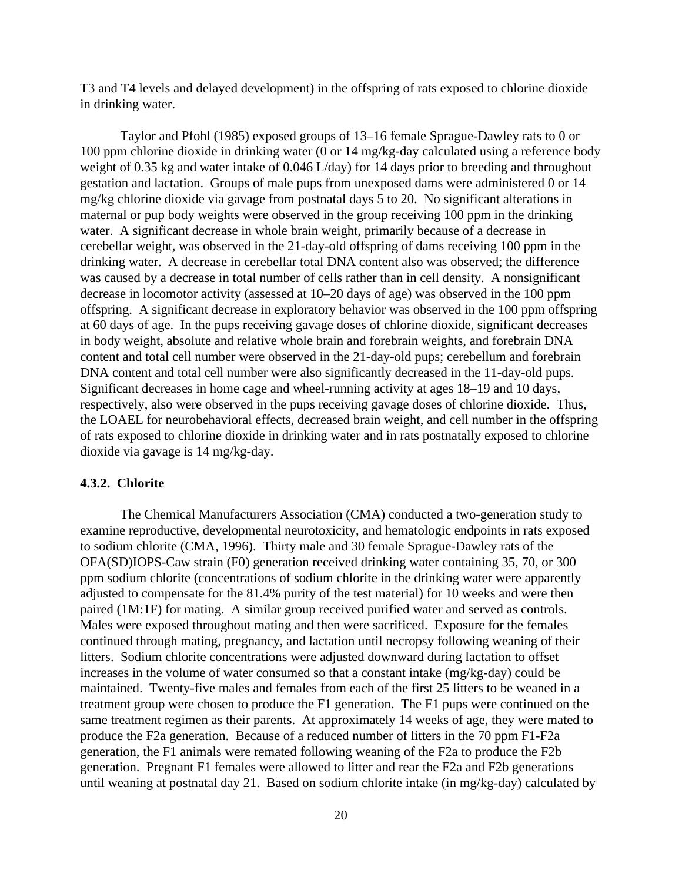T3 and T4 levels and delayed development) in the offspring of rats exposed to chlorine dioxide in drinking water.

Taylor and Pfohl (1985) exposed groups of 13–16 female Sprague-Dawley rats to 0 or 100 ppm chlorine dioxide in drinking water (0 or 14 mg/kg-day calculated using a reference body weight of 0.35 kg and water intake of 0.046 L/day) for 14 days prior to breeding and throughout gestation and lactation. Groups of male pups from unexposed dams were administered 0 or 14 mg/kg chlorine dioxide via gavage from postnatal days 5 to 20. No significant alterations in maternal or pup body weights were observed in the group receiving 100 ppm in the drinking water. A significant decrease in whole brain weight, primarily because of a decrease in cerebellar weight, was observed in the 21-day-old offspring of dams receiving 100 ppm in the drinking water. A decrease in cerebellar total DNA content also was observed; the difference was caused by a decrease in total number of cells rather than in cell density. A nonsignificant decrease in locomotor activity (assessed at 10–20 days of age) was observed in the 100 ppm offspring. A significant decrease in exploratory behavior was observed in the 100 ppm offspring at 60 days of age. In the pups receiving gavage doses of chlorine dioxide, significant decreases in body weight, absolute and relative whole brain and forebrain weights, and forebrain DNA content and total cell number were observed in the 21-day-old pups; cerebellum and forebrain DNA content and total cell number were also significantly decreased in the 11-day-old pups. Significant decreases in home cage and wheel-running activity at ages 18–19 and 10 days, respectively, also were observed in the pups receiving gavage doses of chlorine dioxide. Thus, the LOAEL for neurobehavioral effects, decreased brain weight, and cell number in the offspring of rats exposed to chlorine dioxide in drinking water and in rats postnatally exposed to chlorine dioxide via gavage is 14 mg/kg-day.

### 4.3.2. Chlorite

The Chemical Manufacturers Association (CMA) conducted a two-generation study to examine reproductive, developmental neurotoxicity, and hematologic endpoints in rats exposed to sodium chlorite (CMA, 1996). Thirty male and 30 female Sprague-Dawley rats of the OFA(SD)IOPS-Caw strain (F0) generation received drinking water containing 35, 70, or 300 ppm sodium chlorite (concentrations of sodium chlorite in the drinking water were apparently adjusted to compensate for the 81.4% purity of the test material) for 10 weeks and were then paired (1M:1F) for mating. A similar group received purified water and served as controls. Males were exposed throughout mating and then were sacrificed. Exposure for the females continued through mating, pregnancy, and lactation until necropsy following weaning of their litters. Sodium chlorite concentrations were adjusted downward during lactation to offset increases in the volume of water consumed so that a constant intake (mg/kg-day) could be maintained. Twenty-five males and females from each of the first 25 litters to be weaned in a treatment group were chosen to produce the F1 generation. The F1 pups were continued on the same treatment regimen as their parents. At approximately 14 weeks of age, they were mated to produce the F2a generation. Because of a reduced number of litters in the 70 ppm F1-F2a generation, the F1 animals were remated following weaning of the F2a to produce the F2b generation. Pregnant F1 females were allowed to litter and rear the F2a and F2b generations until weaning at postnatal day 21. Based on sodium chlorite intake (in mg/kg-day) calculated by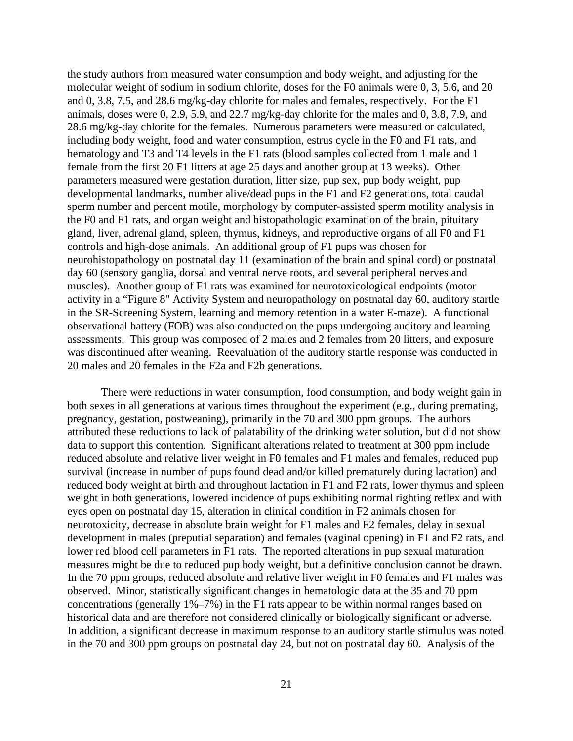the study authors from measured water consumption and body weight, and adjusting for the molecular weight of sodium in sodium chlorite, doses for the F0 animals were 0, 3, 5.6, and 20 and 0, 3.8, 7.5, and 28.6 mg/kg-day chlorite for males and females, respectively. For the F1 animals, doses were 0, 2.9, 5.9, and 22.7 mg/kg-day chlorite for the males and 0, 3.8, 7.9, and 28.6 mg/kg-day chlorite for the females. Numerous parameters were measured or calculated, including body weight, food and water consumption, estrus cycle in the F0 and F1 rats, and hematology and T3 and T4 levels in the F1 rats (blood samples collected from 1 male and 1 female from the first 20 F1 litters at age 25 days and another group at 13 weeks). Other parameters measured were gestation duration, litter size, pup sex, pup body weight, pup developmental landmarks, number alive/dead pups in the F1 and F2 generations, total caudal sperm number and percent motile, morphology by computer-assisted sperm motility analysis in the F0 and F1 rats, and organ weight and histopathologic examination of the brain, pituitary gland, liver, adrenal gland, spleen, thymus, kidneys, and reproductive organs of all F0 and F1 controls and high-dose animals. An additional group of F1 pups was chosen for neurohistopathology on postnatal day 11 (examination of the brain and spinal cord) or postnatal day 60 (sensory ganglia, dorsal and ventral nerve roots, and several peripheral nerves and muscles). Another group of F1 rats was examined for neurotoxicological endpoints (motor activity in a "Figure 8" Activity System and neuropathology on postnatal day 60, auditory startle in the SR-Screening System, learning and memory retention in a water E-maze). A functional observational battery (FOB) was also conducted on the pups undergoing auditory and learning assessments. This group was composed of 2 males and 2 females from 20 litters, and exposure was discontinued after weaning. Reevaluation of the auditory startle response was conducted in 20 males and 20 females in the F2a and F2b generations.

There were reductions in water consumption, food consumption, and body weight gain in both sexes in all generations at various times throughout the experiment (e.g., during premating, pregnancy, gestation, postweaning), primarily in the 70 and 300 ppm groups. The authors attributed these reductions to lack of palatability of the drinking water solution, but did not show data to support this contention. Significant alterations related to treatment at 300 ppm include reduced absolute and relative liver weight in F0 females and F1 males and females, reduced pup survival (increase in number of pups found dead and/or killed prematurely during lactation) and reduced body weight at birth and throughout lactation in F1 and F2 rats, lower thymus and spleen weight in both generations, lowered incidence of pups exhibiting normal righting reflex and with eyes open on postnatal day 15, alteration in clinical condition in F2 animals chosen for neurotoxicity, decrease in absolute brain weight for F1 males and F2 females, delay in sexual development in males (preputial separation) and females (vaginal opening) in F1 and F2 rats, and lower red blood cell parameters in F1 rats. The reported alterations in pup sexual maturation measures might be due to reduced pup body weight, but a definitive conclusion cannot be drawn. In the 70 ppm groups, reduced absolute and relative liver weight in F0 females and F1 males was observed. Minor, statistically significant changes in hematologic data at the 35 and 70 ppm concentrations (generally 1%–7%) in the F1 rats appear to be within normal ranges based on historical data and are therefore not considered clinically or biologically significant or adverse. In addition, a significant decrease in maximum response to an auditory startle stimulus was noted in the 70 and 300 ppm groups on postnatal day 24, but not on postnatal day 60. Analysis of the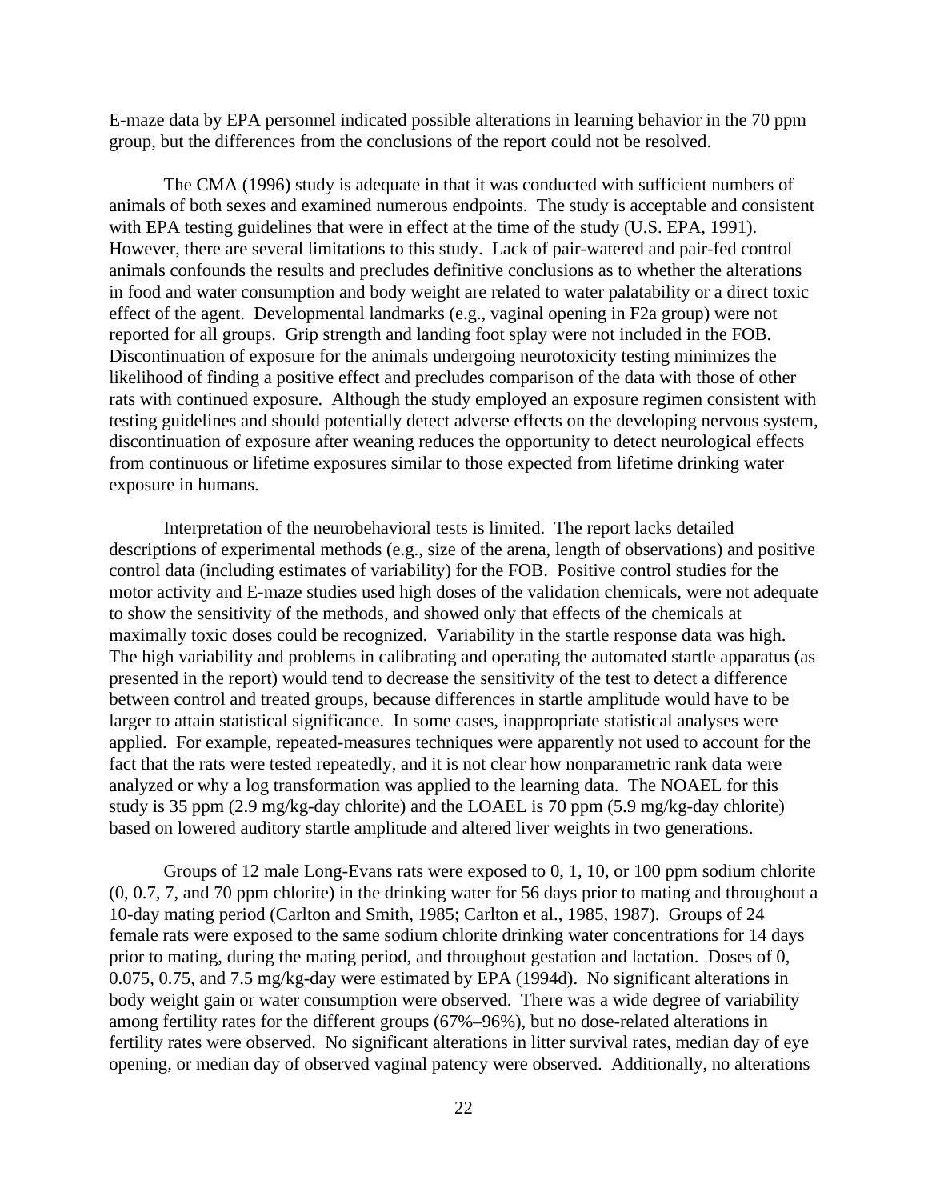E-maze data by EPA personnel indicated possible alterations in learning behavior in the 70 ppm group, but the differences from the conclusions of the report could not be resolved.

The CMA (1996) study is adequate in that it was conducted with sufficient numbers of animals of both sexes and examined numerous endpoints. The study is acceptable and consistent with EPA testing guidelines that were in effect at the time of the study (U.S. EPA, 1991). However, there are several limitations to this study. Lack of pair-watered and pair-fed control animals confounds the results and precludes definitive conclusions as to whether the alterations in food and water consumption and body weight are related to water palatability or a direct toxic effect of the agent. Developmental landmarks (e.g., vaginal opening in F2a group) were not reported for all groups. Grip strength and landing foot splay were not included in the FOB. Discontinuation of exposure for the animals undergoing neurotoxicity testing minimizes the likelihood of finding a positive effect and precludes comparison of the data with those of other rats with continued exposure. Although the study employed an exposure regimen consistent with testing guidelines and should potentially detect adverse effects on the developing nervous system, discontinuation of exposure after weaning reduces the opportunity to detect neurological effects from continuous or lifetime exposures similar to those expected from lifetime drinking water exposure in humans.

Interpretation of the neurobehavioral tests is limited. The report lacks detailed descriptions of experimental methods (e.g., size of the arena, length of observations) and positive control data (including estimates of variability) for the FOB. Positive control studies for the motor activity and E-maze studies used high doses of the validation chemicals, were not adequate to show the sensitivity of the methods, and showed only that effects of the chemicals at maximally toxic doses could be recognized. Variability in the startle response data was high. The high variability and problems in calibrating and operating the automated startle apparatus (as presented in the report) would tend to decrease the sensitivity of the test to detect a difference between control and treated groups, because differences in startle amplitude would have to be larger to attain statistical significance. In some cases, inappropriate statistical analyses were applied. For example, repeated-measures techniques were apparently not used to account for the fact that the rats were tested repeatedly, and it is not clear how nonparametric rank data were analyzed or why a log transformation was applied to the learning data. The NOAEL for this study is 35 ppm (2.9 mg/kg-day chlorite) and the LOAEL is 70 ppm (5.9 mg/kg-day chlorite) based on lowered auditory startle amplitude and altered liver weights in two generations.

Groups of 12 male Long-Evans rats were exposed to 0, 1, 10, or 100 ppm sodium chlorite (0, 0.7, 7, and 70 ppm chlorite) in the drinking water for 56 days prior to mating and throughout a 10-day mating period (Carlton and Smith, 1985; Carlton et al., 1985, 1987). Groups of 24 female rats were exposed to the same sodium chlorite drinking water concentrations for 14 days prior to mating, during the mating period, and throughout gestation and lactation. Doses of 0, 0.075, 0.75, and 7.5 mg/kg-day were estimated by EPA (1994d). No significant alterations in body weight gain or water consumption were observed. There was a wide degree of variability among fertility rates for the different groups (67%–96%), but no dose-related alterations in fertility rates were observed. No significant alterations in litter survival rates, median day of eye opening, or median day of observed vaginal patency were observed. Additionally, no alterations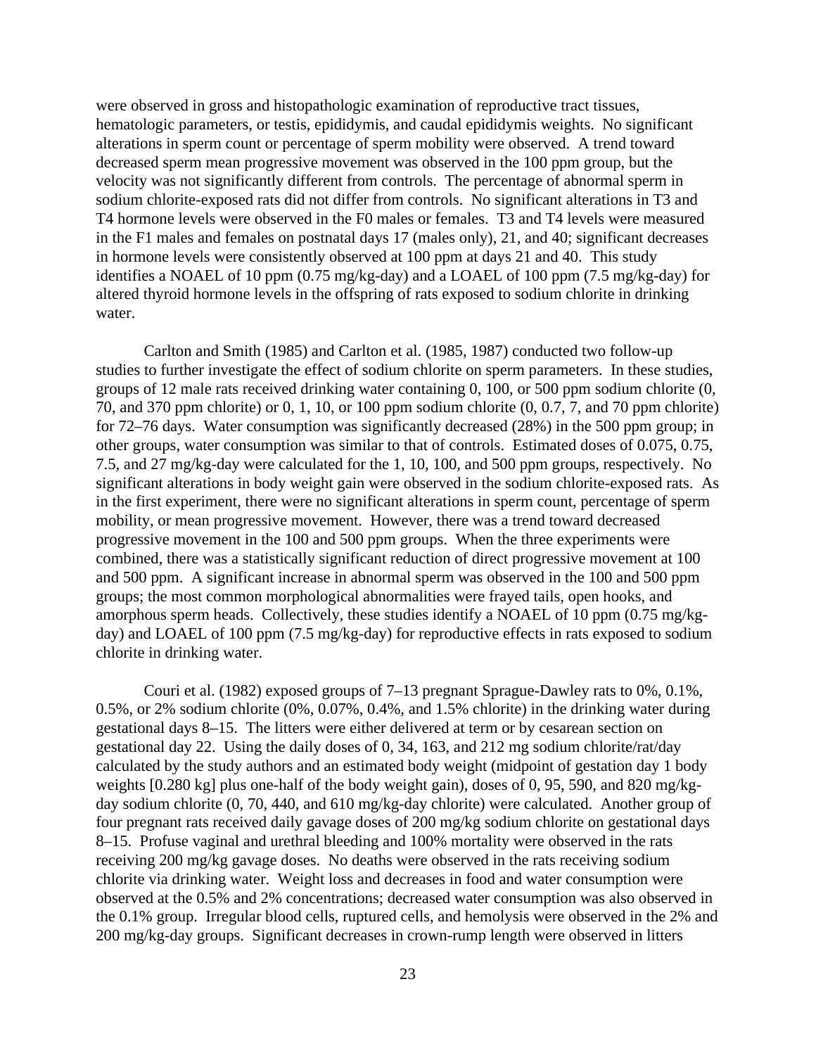were observed in gross and histopathologic examination of reproductive tract tissues, hematologic parameters, or testis, epididymis, and caudal epididymis weights. No significant alterations in sperm count or percentage of sperm mobility were observed. A trend toward decreased sperm mean progressive movement was observed in the 100 ppm group, but the velocity was not significantly different from controls. The percentage of abnormal sperm in sodium chlorite-exposed rats did not differ from controls. No significant alterations in T3 and T4 hormone levels were observed in the F0 males or females. T3 and T4 levels were measured in the F1 males and females on postnatal days 17 (males only), 21, and 40; significant decreases in hormone levels were consistently observed at 100 ppm at days 21 and 40. This study identifies a NOAEL of 10 ppm (0.75 mg/kg-day) and a LOAEL of 100 ppm (7.5 mg/kg-day) for altered thyroid hormone levels in the offspring of rats exposed to sodium chlorite in drinking water.

Carlton and Smith (1985) and Carlton et al. (1985, 1987) conducted two follow-up studies to further investigate the effect of sodium chlorite on sperm parameters. In these studies, groups of 12 male rats received drinking water containing 0, 100, or 500 ppm sodium chlorite (0, 70, and 370 ppm chlorite) or 0, 1, 10, or 100 ppm sodium chlorite (0, 0.7, 7, and 70 ppm chlorite) for 72–76 days. Water consumption was significantly decreased (28%) in the 500 ppm group; in other groups, water consumption was similar to that of controls. Estimated doses of 0.075, 0.75, 7.5, and 27 mg/kg-day were calculated for the 1, 10, 100, and 500 ppm groups, respectively. No significant alterations in body weight gain were observed in the sodium chlorite-exposed rats. As in the first experiment, there were no significant alterations in sperm count, percentage of sperm mobility, or mean progressive movement. However, there was a trend toward decreased progressive movement in the 100 and 500 ppm groups. When the three experiments were combined, there was a statistically significant reduction of direct progressive movement at 100 and 500 ppm. A significant increase in abnormal sperm was observed in the 100 and 500 ppm groups; the most common morphological abnormalities were frayed tails, open hooks, and amorphous sperm heads. Collectively, these studies identify a NOAEL of 10 ppm (0.75 mg/kg-day) and LOAEL of 100 ppm (7.5 mg/kg-day) for reproductive effects in rats exposed to sodium chlorite in drinking water.

Couri et al. (1982) exposed groups of 7–13 pregnant Sprague-Dawley rats to 0%, 0.1%, 0.5%, or 2% sodium chlorite (0%, 0.07%, 0.4%, and 1.5% chlorite) in the drinking water during gestational days 8–15. The litters were either delivered at term or by cesarean section on gestational day 22. Using the daily doses of 0, 34, 163, and 212 mg sodium chlorite/rat/day calculated by the study authors and an estimated body weight (midpoint of gestation day 1 body weights [0.280 kg] plus one-half of the body weight gain), doses of 0, 95, 590, and 820 mg/kg-day sodium chlorite (0, 70, 440, and 610 mg/kg-day chlorite) were calculated. Another group of four pregnant rats received daily gavage doses of 200 mg/kg sodium chlorite on gestational days 8–15. Profuse vaginal and urethral bleeding and 100% mortality were observed in the rats receiving 200 mg/kg gavage doses. No deaths were observed in the rats receiving sodium chlorite via drinking water. Weight loss and decreases in food and water consumption were observed at the 0.5% and 2% concentrations; decreased water consumption was also observed in the 0.1% group. Irregular blood cells, ruptured cells, and hemolysis were observed in the 2% and 200 mg/kg-day groups. Significant decreases in crown-rump length were observed in litters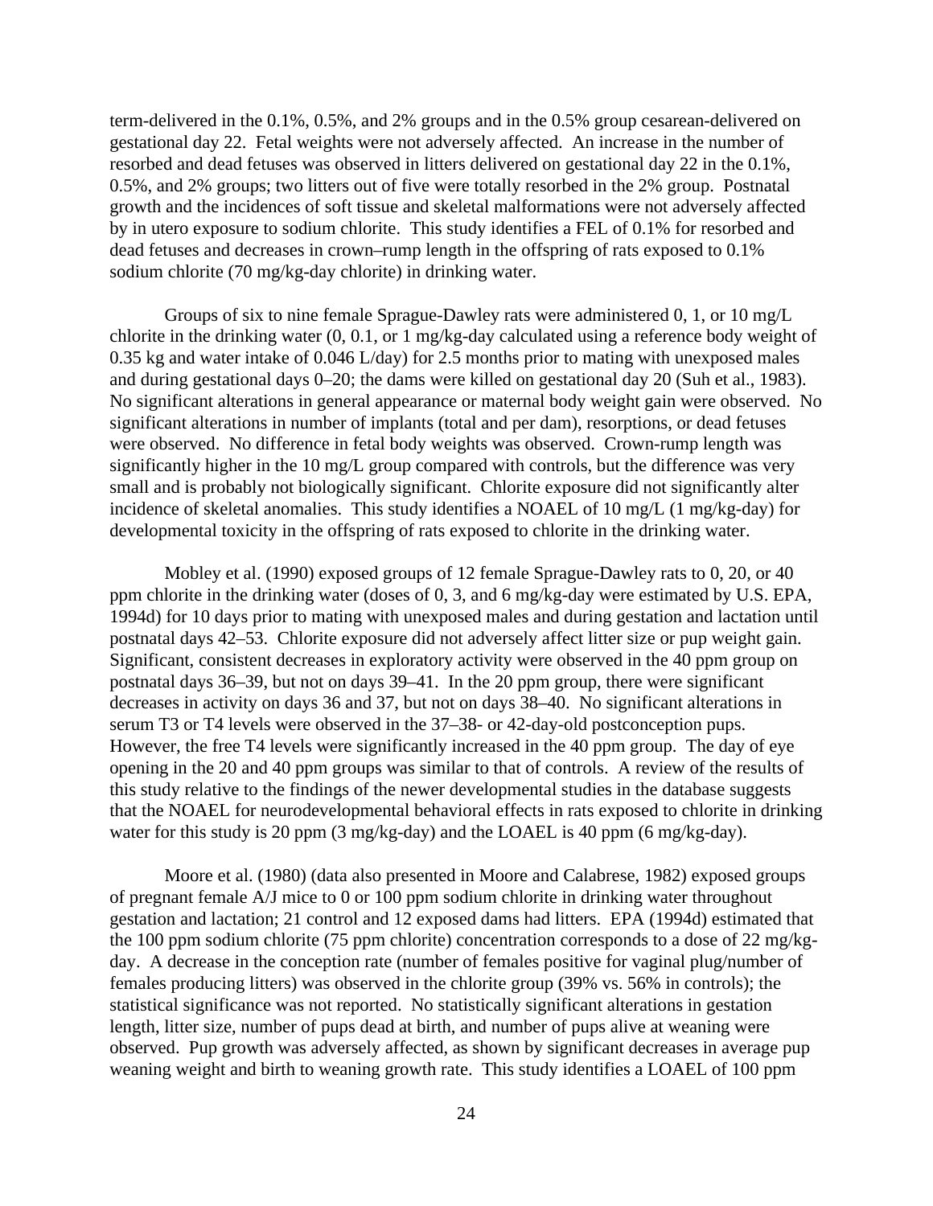term-delivered in the 0.1%, 0.5%, and 2% groups and in the 0.5% group cesarean-delivered on gestational day 22. Fetal weights were not adversely affected. An increase in the number of resorbed and dead fetuses was observed in litters delivered on gestational day 22 in the 0.1%, 0.5%, and 2% groups; two litters out of five were totally resorbed in the 2% group. Postnatal growth and the incidences of soft tissue and skeletal malformations were not adversely affected by in utero exposure to sodium chlorite. This study identifies a FEL of 0.1% for resorbed and dead fetuses and decreases in crown–rump length in the offspring of rats exposed to 0.1% sodium chlorite (70 mg/kg-day chlorite) in drinking water.

Groups of six to nine female Sprague-Dawley rats were administered 0, 1, or 10 mg/L chlorite in the drinking water (0, 0.1, or 1 mg/kg-day calculated using a reference body weight of 0.35 kg and water intake of 0.046 L/day) for 2.5 months prior to mating with unexposed males and during gestational days 0–20; the dams were killed on gestational day 20 (Suh et al., 1983). No significant alterations in general appearance or maternal body weight gain were observed. No significant alterations in number of implants (total and per dam), resorptions, or dead fetuses were observed. No difference in fetal body weights was observed. Crown-rump length was significantly higher in the 10 mg/L group compared with controls, but the difference was very small and is probably not biologically significant. Chlorite exposure did not significantly alter incidence of skeletal anomalies. This study identifies a NOAEL of 10 mg/L (1 mg/kg-day) for developmental toxicity in the offspring of rats exposed to chlorite in the drinking water.

Mobley et al. (1990) exposed groups of 12 female Sprague-Dawley rats to 0, 20, or 40 ppm chlorite in the drinking water (doses of 0, 3, and 6 mg/kg-day were estimated by U.S. EPA, 1994d) for 10 days prior to mating with unexposed males and during gestation and lactation until postnatal days 42–53. Chlorite exposure did not adversely affect litter size or pup weight gain. Significant, consistent decreases in exploratory activity were observed in the 40 ppm group on postnatal days 36–39, but not on days 39–41. In the 20 ppm group, there were significant decreases in activity on days 36 and 37, but not on days 38–40. No significant alterations in serum T3 or T4 levels were observed in the 37–38- or 42-day-old postconception pups. However, the free T4 levels were significantly increased in the 40 ppm group. The day of eye opening in the 20 and 40 ppm groups was similar to that of controls. A review of the results of this study relative to the findings of the newer developmental studies in the database suggests that the NOAEL for neurodevelopmental behavioral effects in rats exposed to chlorite in drinking water for this study is 20 ppm (3 mg/kg-day) and the LOAEL is 40 ppm (6 mg/kg-day).

Moore et al. (1980) (data also presented in Moore and Calabrese, 1982) exposed groups of pregnant female A/J mice to 0 or 100 ppm sodium chlorite in drinking water throughout gestation and lactation; 21 control and 12 exposed dams had litters. EPA (1994d) estimated that the 100 ppm sodium chlorite (75 ppm chlorite) concentration corresponds to a dose of 22 mg/kg-day. A decrease in the conception rate (number of females positive for vaginal plug/number of females producing litters) was observed in the chlorite group (39% vs. 56% in controls); the statistical significance was not reported. No statistically significant alterations in gestation length, litter size, number of pups dead at birth, and number of pups alive at weaning were observed. Pup growth was adversely affected, as shown by significant decreases in average pup weaning weight and birth to weaning growth rate. This study identifies a LOAEL of 100 ppm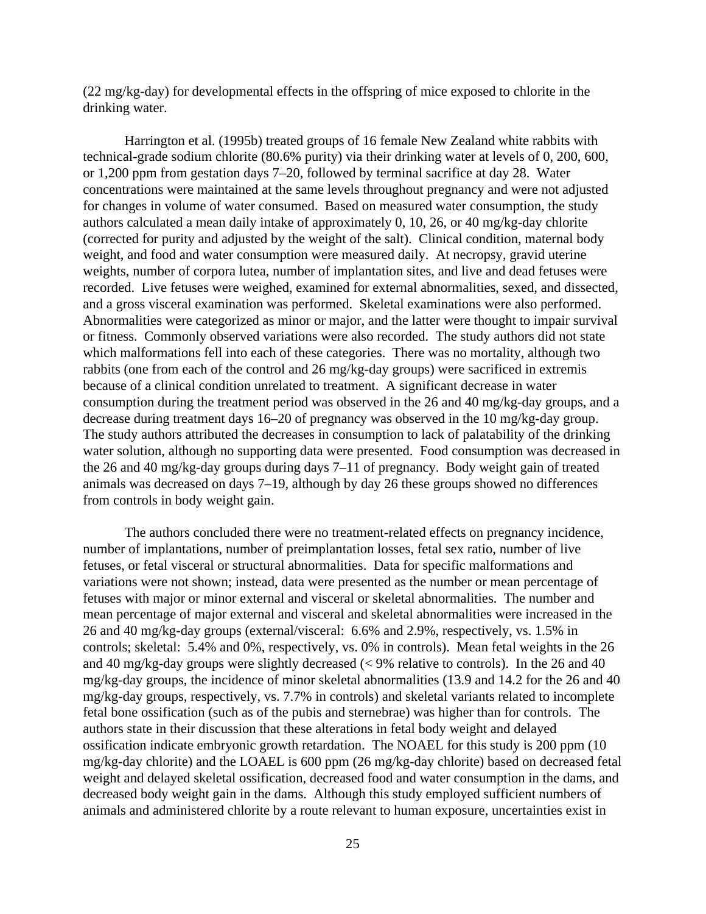(22 mg/kg-day) for developmental effects in the offspring of mice exposed to chlorite in the drinking water.

Harrington et al. (1995b) treated groups of 16 female New Zealand white rabbits with technical-grade sodium chlorite (80.6% purity) via their drinking water at levels of 0, 200, 600, or 1,200 ppm from gestation days 7–20, followed by terminal sacrifice at day 28. Water concentrations were maintained at the same levels throughout pregnancy and were not adjusted for changes in volume of water consumed. Based on measured water consumption, the study authors calculated a mean daily intake of approximately 0, 10, 26, or 40 mg/kg-day chlorite (corrected for purity and adjusted by the weight of the salt). Clinical condition, maternal body weight, and food and water consumption were measured daily. At necropsy, gravid uterine weights, number of corpora lutea, number of implantation sites, and live and dead fetuses were recorded. Live fetuses were weighed, examined for external abnormalities, sexed, and dissected, and a gross visceral examination was performed. Skeletal examinations were also performed. Abnormalities were categorized as minor or major, and the latter were thought to impair survival or fitness. Commonly observed variations were also recorded. The study authors did not state which malformations fell into each of these categories. There was no mortality, although two rabbits (one from each of the control and 26 mg/kg-day groups) were sacrificed in extremis because of a clinical condition unrelated to treatment. A significant decrease in water consumption during the treatment period was observed in the 26 and 40 mg/kg-day groups, and a decrease during treatment days 16–20 of pregnancy was observed in the 10 mg/kg-day group. The study authors attributed the decreases in consumption to lack of palatability of the drinking water solution, although no supporting data were presented. Food consumption was decreased in the 26 and 40 mg/kg-day groups during days 7–11 of pregnancy. Body weight gain of treated animals was decreased on days 7–19, although by day 26 these groups showed no differences from controls in body weight gain.

The authors concluded there were no treatment-related effects on pregnancy incidence, number of implantations, number of preimplantation losses, fetal sex ratio, number of live fetuses, or fetal visceral or structural abnormalities. Data for specific malformations and variations were not shown; instead, data were presented as the number or mean percentage of fetuses with major or minor external and visceral or skeletal abnormalities. The number and mean percentage of major external and visceral and skeletal abnormalities were increased in the 26 and 40 mg/kg-day groups (external/visceral: 6.6% and 2.9%, respectively, vs. 1.5% in controls; skeletal: 5.4% and 0%, respectively, vs. 0% in controls). Mean fetal weights in the 26 and 40 mg/kg-day groups were slightly decreased (< 9% relative to controls). In the 26 and 40 mg/kg-day groups, the incidence of minor skeletal abnormalities (13.9 and 14.2 for the 26 and 40 mg/kg-day groups, respectively, vs. 7.7% in controls) and skeletal variants related to incomplete fetal bone ossification (such as of the pubis and sternebrae) was higher than for controls. The authors state in their discussion that these alterations in fetal body weight and delayed ossification indicate embryonic growth retardation. The NOAEL for this study is 200 ppm (10 mg/kg-day chlorite) and the LOAEL is 600 ppm (26 mg/kg-day chlorite) based on decreased fetal weight and delayed skeletal ossification, decreased food and water consumption in the dams, and decreased body weight gain in the dams. Although this study employed sufficient numbers of animals and administered chlorite by a route relevant to human exposure, uncertainties exist in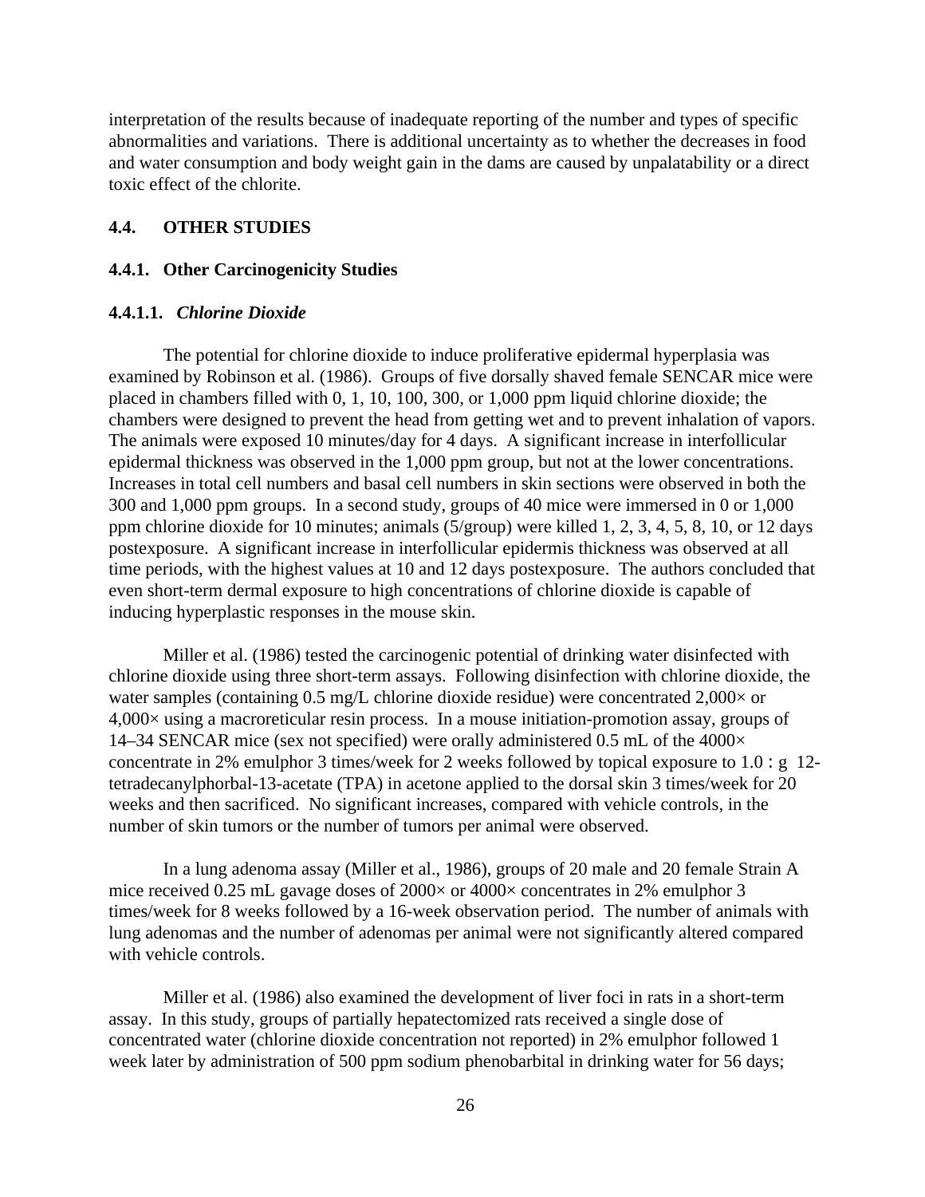interpretation of the results because of inadequate reporting of the number and types of specific abnormalities and variations. There is additional uncertainty as to whether the decreases in food and water consumption and body weight gain in the dams are caused by unpalatability or a direct toxic effect of the chlorite.

## 4.4. OTHER STUDIES

### 4.4.1. Other Carcinogenicity Studies

#### 4.4.1.1. *Chlorine Dioxide*

The potential for chlorine dioxide to induce proliferative epidermal hyperplasia was examined by Robinson et al. (1986). Groups of five dorsally shaved female SENCAR mice were placed in chambers filled with 0, 1, 10, 100, 300, or 1,000 ppm liquid chlorine dioxide; the chambers were designed to prevent the head from getting wet and to prevent inhalation of vapors. The animals were exposed 10 minutes/day for 4 days. A significant increase in interfollicular epidermal thickness was observed in the 1,000 ppm group, but not at the lower concentrations. Increases in total cell numbers and basal cell numbers in skin sections were observed in both the 300 and 1,000 ppm groups. In a second study, groups of 40 mice were immersed in 0 or 1,000 ppm chlorine dioxide for 10 minutes; animals (5/group) were killed 1, 2, 3, 4, 5, 8, 10, or 12 days postexposure. A significant increase in interfollicular epidermis thickness was observed at all time periods, with the highest values at 10 and 12 days postexposure. The authors concluded that even short-term dermal exposure to high concentrations of chlorine dioxide is capable of inducing hyperplastic responses in the mouse skin.

Miller et al. (1986) tested the carcinogenic potential of drinking water disinfected with chlorine dioxide using three short-term assays. Following disinfection with chlorine dioxide, the water samples (containing 0.5 mg/L chlorine dioxide residue) were concentrated 2,000× or 4,000× using a macroreticular resin process. In a mouse initiation-promotion assay, groups of 14–34 SENCAR mice (sex not specified) were orally administered 0.5 mL of the 4000× concentrate in 2% emulphor 3 times/week for 2 weeks followed by topical exposure to 1.0 : g 12-tetradecanylphorbal-13-acetate (TPA) in acetone applied to the dorsal skin 3 times/week for 20 weeks and then sacrificed. No significant increases, compared with vehicle controls, in the number of skin tumors or the number of tumors per animal were observed.

In a lung adenoma assay (Miller et al., 1986), groups of 20 male and 20 female Strain A mice received 0.25 mL gavage doses of 2000× or 4000× concentrates in 2% emulphor 3 times/week for 8 weeks followed by a 16-week observation period. The number of animals with lung adenomas and the number of adenomas per animal were not significantly altered compared with vehicle controls.

Miller et al. (1986) also examined the development of liver foci in rats in a short-term assay. In this study, groups of partially hepatectomized rats received a single dose of concentrated water (chlorine dioxide concentration not reported) in 2% emulphor followed 1 week later by administration of 500 ppm sodium phenobarbital in drinking water for 56 days;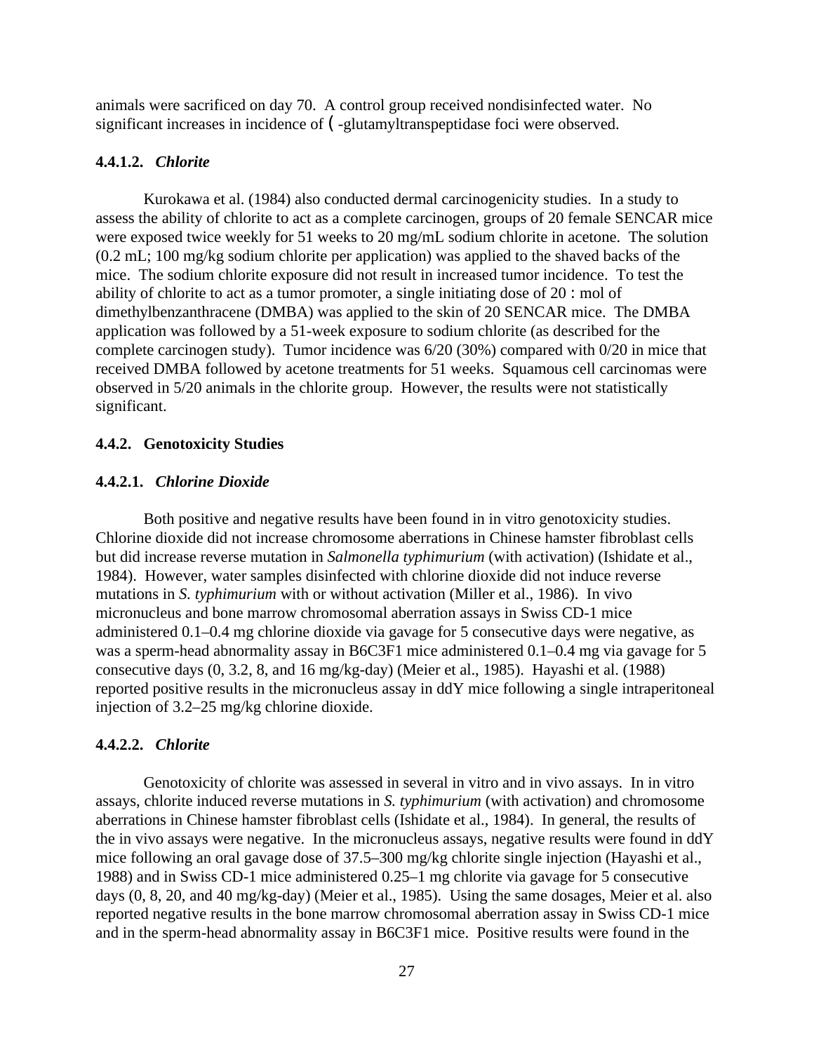animals were sacrificed on day 70. A control group received nondisinfected water. No significant increases in incidence of ( -glutamyltranspeptidase foci were observed.

#### 4.4.1.2. *Chlorite*

Kurokawa et al. (1984) also conducted dermal carcinogenicity studies. In a study to assess the ability of chlorite to act as a complete carcinogen, groups of 20 female SENCAR mice were exposed twice weekly for 51 weeks to 20 mg/mL sodium chlorite in acetone. The solution (0.2 mL; 100 mg/kg sodium chlorite per application) was applied to the shaved backs of the mice. The sodium chlorite exposure did not result in increased tumor incidence. To test the ability of chlorite to act as a tumor promoter, a single initiating dose of 20 : mol of dimethylbenzanthracene (DMBA) was applied to the skin of 20 SENCAR mice. The DMBA application was followed by a 51-week exposure to sodium chlorite (as described for the complete carcinogen study). Tumor incidence was 6/20 (30%) compared with 0/20 in mice that received DMBA followed by acetone treatments for 51 weeks. Squamous cell carcinomas were observed in 5/20 animals in the chlorite group. However, the results were not statistically significant.

### 4.4.2. Genotoxicity Studies

#### 4.4.2.1. *Chlorine Dioxide*

Both positive and negative results have been found in in vitro genotoxicity studies. Chlorine dioxide did not increase chromosome aberrations in Chinese hamster fibroblast cells but did increase reverse mutation in *Salmonella typhimurium* (with activation) (Ishidate et al., 1984). However, water samples disinfected with chlorine dioxide did not induce reverse mutations in *S. typhimurium* with or without activation (Miller et al., 1986). In vivo micronucleus and bone marrow chromosomal aberration assays in Swiss CD-1 mice administered 0.1–0.4 mg chlorine dioxide via gavage for 5 consecutive days were negative, as was a sperm-head abnormality assay in B6C3F1 mice administered 0.1–0.4 mg via gavage for 5 consecutive days (0, 3.2, 8, and 16 mg/kg-day) (Meier et al., 1985). Hayashi et al. (1988) reported positive results in the micronucleus assay in ddY mice following a single intraperitoneal injection of 3.2–25 mg/kg chlorine dioxide.

#### 4.4.2.2. *Chlorite*

Genotoxicity of chlorite was assessed in several in vitro and in vivo assays. In in vitro assays, chlorite induced reverse mutations in *S. typhimurium* (with activation) and chromosome aberrations in Chinese hamster fibroblast cells (Ishidate et al., 1984). In general, the results of the in vivo assays were negative. In the micronucleus assays, negative results were found in ddY mice following an oral gavage dose of 37.5–300 mg/kg chlorite single injection (Hayashi et al., 1988) and in Swiss CD-1 mice administered 0.25–1 mg chlorite via gavage for 5 consecutive days (0, 8, 20, and 40 mg/kg-day) (Meier et al., 1985). Using the same dosages, Meier et al. also reported negative results in the bone marrow chromosomal aberration assay in Swiss CD-1 mice and in the sperm-head abnormality assay in B6C3F1 mice. Positive results were found in the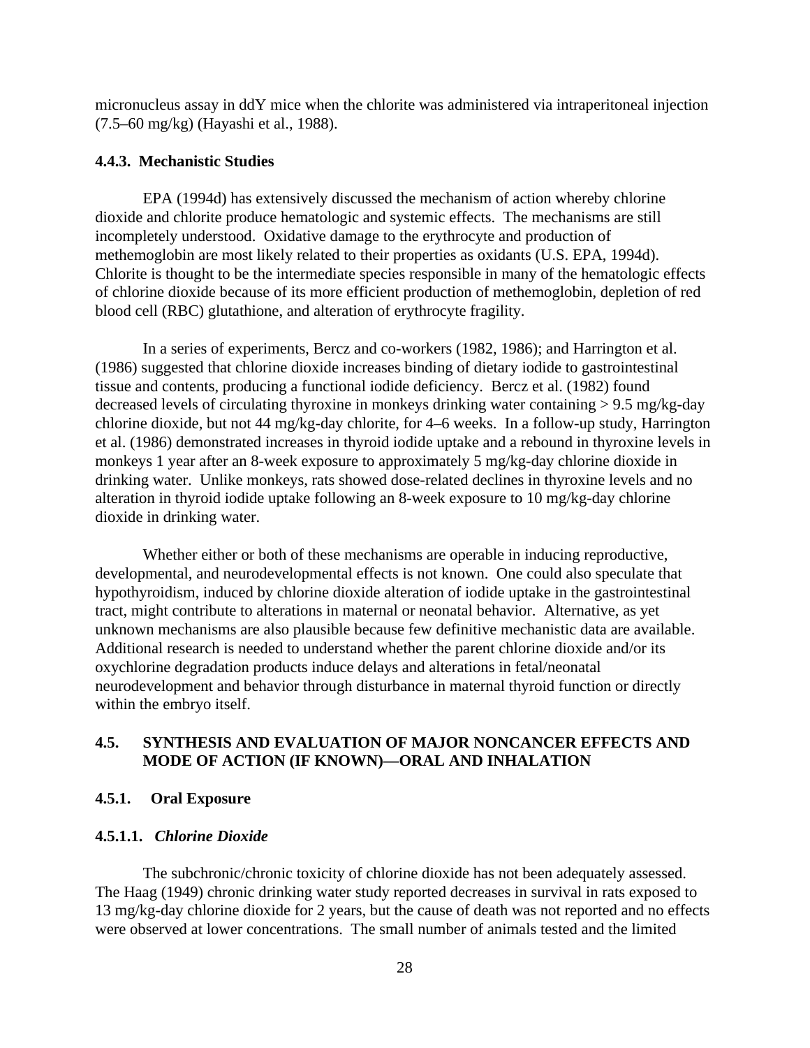micronucleus assay in ddY mice when the chlorite was administered via intraperitoneal injection (7.5–60 mg/kg) (Hayashi et al., 1988).

### 4.4.3. Mechanistic Studies

EPA (1994d) has extensively discussed the mechanism of action whereby chlorine dioxide and chlorite produce hematologic and systemic effects. The mechanisms are still incompletely understood. Oxidative damage to the erythrocyte and production of methemoglobin are most likely related to their properties as oxidants (U.S. EPA, 1994d). Chlorite is thought to be the intermediate species responsible in many of the hematologic effects of chlorine dioxide because of its more efficient production of methemoglobin, depletion of red blood cell (RBC) glutathione, and alteration of erythrocyte fragility.

In a series of experiments, Bercz and co-workers (1982, 1986); and Harrington et al. (1986) suggested that chlorine dioxide increases binding of dietary iodide to gastrointestinal tissue and contents, producing a functional iodide deficiency. Bercz et al. (1982) found decreased levels of circulating thyroxine in monkeys drinking water containing > 9.5 mg/kg-day chlorine dioxide, but not 44 mg/kg-day chlorite, for 4–6 weeks. In a follow-up study, Harrington et al. (1986) demonstrated increases in thyroid iodide uptake and a rebound in thyroxine levels in monkeys 1 year after an 8-week exposure to approximately 5 mg/kg-day chlorine dioxide in drinking water. Unlike monkeys, rats showed dose-related declines in thyroxine levels and no alteration in thyroid iodide uptake following an 8-week exposure to 10 mg/kg-day chlorine dioxide in drinking water.

Whether either or both of these mechanisms are operable in inducing reproductive, developmental, and neurodevelopmental effects is not known. One could also speculate that hypothyroidism, induced by chlorine dioxide alteration of iodide uptake in the gastrointestinal tract, might contribute to alterations in maternal or neonatal behavior. Alternative, as yet unknown mechanisms are also plausible because few definitive mechanistic data are available. Additional research is needed to understand whether the parent chlorine dioxide and/or its oxychlorine degradation products induce delays and alterations in fetal/neonatal neurodevelopment and behavior through disturbance in maternal thyroid function or directly within the embryo itself.

## 4.5. SYNTHESIS AND EVALUATION OF MAJOR NONCANCER EFFECTS AND MODE OF ACTION (IF KNOWN)—ORAL AND INHALATION

### 4.5.1. Oral Exposure

#### 4.5.1.1. *Chlorine Dioxide*

The subchronic/chronic toxicity of chlorine dioxide has not been adequately assessed. The Haag (1949) chronic drinking water study reported decreases in survival in rats exposed to 13 mg/kg-day chlorine dioxide for 2 years, but the cause of death was not reported and no effects were observed at lower concentrations. The small number of animals tested and the limited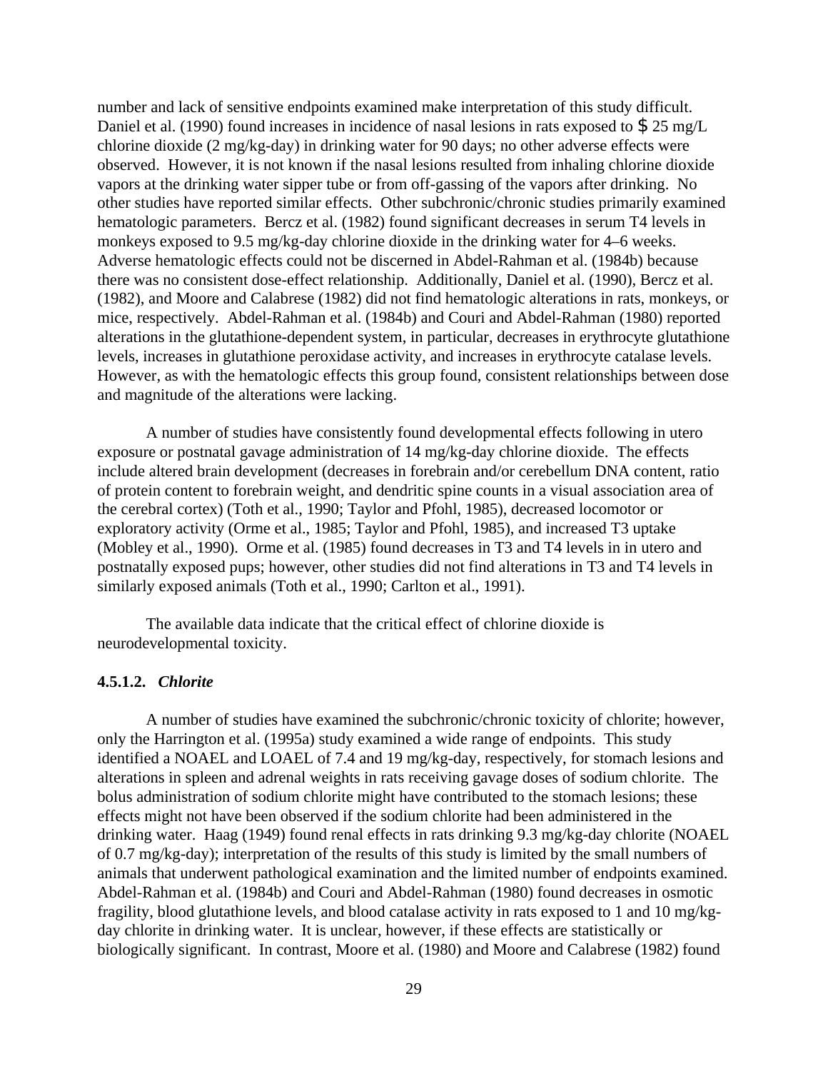number and lack of sensitive endpoints examined make interpretation of this study difficult. Daniel et al. (1990) found increases in incidence of nasal lesions in rats exposed to $ 25 mg/L chlorine dioxide (2 mg/kg-day) in drinking water for 90 days; no other adverse effects were observed. However, it is not known if the nasal lesions resulted from inhaling chlorine dioxide vapors at the drinking water sipper tube or from off-gassing of the vapors after drinking. No other studies have reported similar effects. Other subchronic/chronic studies primarily examined hematologic parameters. Bercz et al. (1982) found significant decreases in serum T4 levels in monkeys exposed to 9.5 mg/kg-day chlorine dioxide in the drinking water for 4–6 weeks. Adverse hematologic effects could not be discerned in Abdel-Rahman et al. (1984b) because there was no consistent dose-effect relationship. Additionally, Daniel et al. (1990), Bercz et al. (1982), and Moore and Calabrese (1982) did not find hematologic alterations in rats, monkeys, or mice, respectively. Abdel-Rahman et al. (1984b) and Couri and Abdel-Rahman (1980) reported alterations in the glutathione-dependent system, in particular, decreases in erythrocyte glutathione levels, increases in glutathione peroxidase activity, and increases in erythrocyte catalase levels. However, as with the hematologic effects this group found, consistent relationships between dose and magnitude of the alterations were lacking.

A number of studies have consistently found developmental effects following in utero exposure or postnatal gavage administration of 14 mg/kg-day chlorine dioxide. The effects include altered brain development (decreases in forebrain and/or cerebellum DNA content, ratio of protein content to forebrain weight, and dendritic spine counts in a visual association area of the cerebral cortex) (Toth et al., 1990; Taylor and Pfohl, 1985), decreased locomotor or exploratory activity (Orme et al., 1985; Taylor and Pfohl, 1985), and increased T3 uptake (Mobley et al., 1990). Orme et al. (1985) found decreases in T3 and T4 levels in in utero and postnatally exposed pups; however, other studies did not find alterations in T3 and T4 levels in similarly exposed animals (Toth et al., 1990; Carlton et al., 1991).

The available data indicate that the critical effect of chlorine dioxide is neurodevelopmental toxicity.

#### 4.5.1.2. *Chlorite*

A number of studies have examined the subchronic/chronic toxicity of chlorite; however, only the Harrington et al. (1995a) study examined a wide range of endpoints. This study identified a NOAEL and LOAEL of 7.4 and 19 mg/kg-day, respectively, for stomach lesions and alterations in spleen and adrenal weights in rats receiving gavage doses of sodium chlorite. The bolus administration of sodium chlorite might have contributed to the stomach lesions; these effects might not have been observed if the sodium chlorite had been administered in the drinking water. Haag (1949) found renal effects in rats drinking 9.3 mg/kg-day chlorite (NOAEL of 0.7 mg/kg-day); interpretation of the results of this study is limited by the small numbers of animals that underwent pathological examination and the limited number of endpoints examined. Abdel-Rahman et al. (1984b) and Couri and Abdel-Rahman (1980) found decreases in osmotic fragility, blood glutathione levels, and blood catalase activity in rats exposed to 1 and 10 mg/kg-day chlorite in drinking water. It is unclear, however, if these effects are statistically or biologically significant. In contrast, Moore et al. (1980) and Moore and Calabrese (1982) found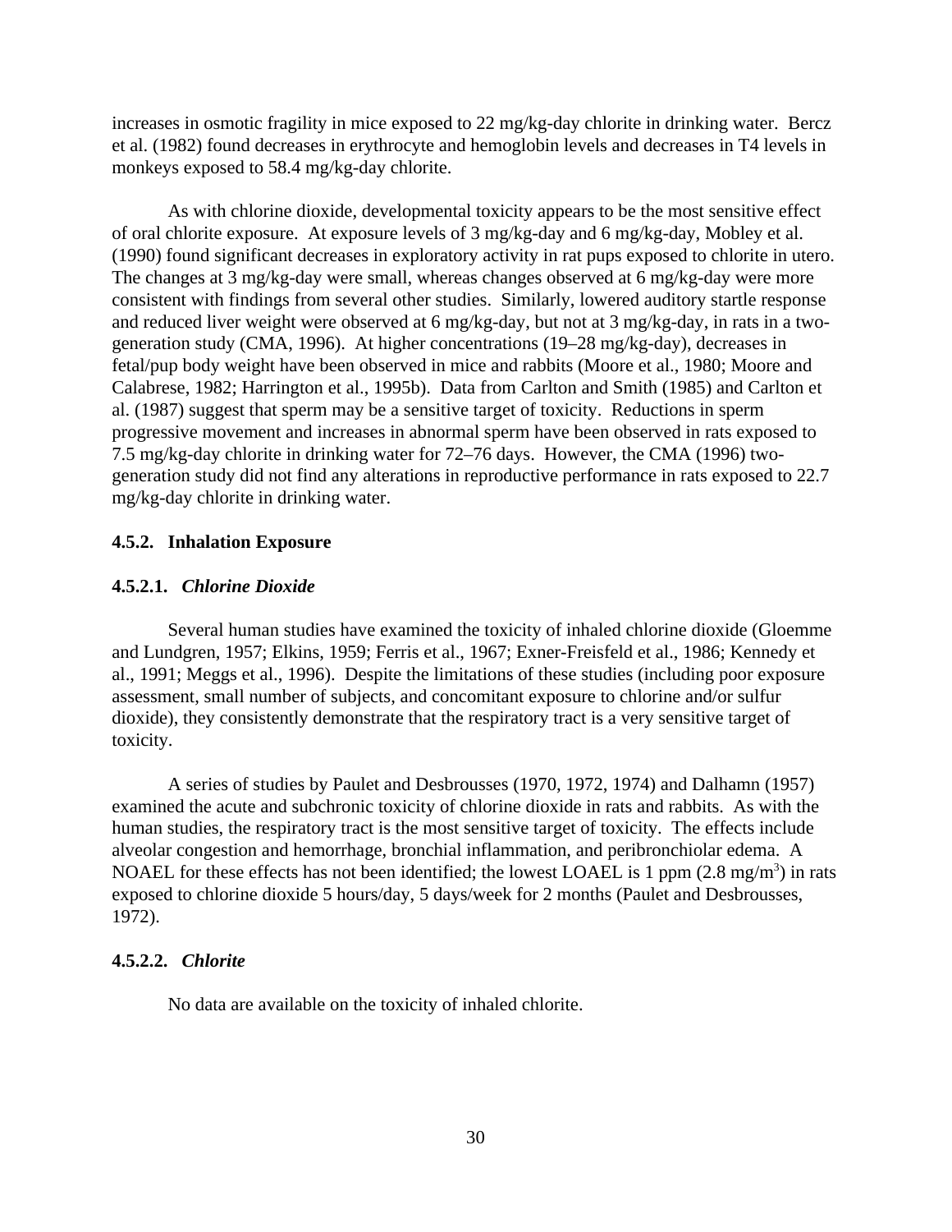increases in osmotic fragility in mice exposed to 22 mg/kg-day chlorite in drinking water. Bercz et al. (1982) found decreases in erythrocyte and hemoglobin levels and decreases in T4 levels in monkeys exposed to 58.4 mg/kg-day chlorite.

As with chlorine dioxide, developmental toxicity appears to be the most sensitive effect of oral chlorite exposure. At exposure levels of 3 mg/kg-day and 6 mg/kg-day, Mobley et al. (1990) found significant decreases in exploratory activity in rat pups exposed to chlorite in utero. The changes at 3 mg/kg-day were small, whereas changes observed at 6 mg/kg-day were more consistent with findings from several other studies. Similarly, lowered auditory startle response and reduced liver weight were observed at 6 mg/kg-day, but not at 3 mg/kg-day, in rats in a two-generation study (CMA, 1996). At higher concentrations (19–28 mg/kg-day), decreases in fetal/pup body weight have been observed in mice and rabbits (Moore et al., 1980; Moore and Calabrese, 1982; Harrington et al., 1995b). Data from Carlton and Smith (1985) and Carlton et al. (1987) suggest that sperm may be a sensitive target of toxicity. Reductions in sperm progressive movement and increases in abnormal sperm have been observed in rats exposed to 7.5 mg/kg-day chlorite in drinking water for 72–76 days. However, the CMA (1996) two-generation study did not find any alterations in reproductive performance in rats exposed to 22.7 mg/kg-day chlorite in drinking water.

### 4.5.2. Inhalation Exposure

#### 4.5.2.1. *Chlorine Dioxide*

Several human studies have examined the toxicity of inhaled chlorine dioxide (Gloemme and Lundgren, 1957; Elkins, 1959; Ferris et al., 1967; Exner-Freisfeld et al., 1986; Kennedy et al., 1991; Meggs et al., 1996). Despite the limitations of these studies (including poor exposure assessment, small number of subjects, and concomitant exposure to chlorine and/or sulfur dioxide), they consistently demonstrate that the respiratory tract is a very sensitive target of toxicity.

A series of studies by Paulet and Desbrousses (1970, 1972, 1974) and Dalhamn (1957) examined the acute and subchronic toxicity of chlorine dioxide in rats and rabbits. As with the human studies, the respiratory tract is the most sensitive target of toxicity. The effects include alveolar congestion and hemorrhage, bronchial inflammation, and peribronchiolar edema. A NOAEL for these effects has not been identified; the lowest LOAEL is 1 ppm (2.8 $mg/m^3$) in rats exposed to chlorine dioxide 5 hours/day, 5 days/week for 2 months (Paulet and Desbrousses, 1972).

#### 4.5.2.2. *Chlorite*

No data are available on the toxicity of inhaled chlorite.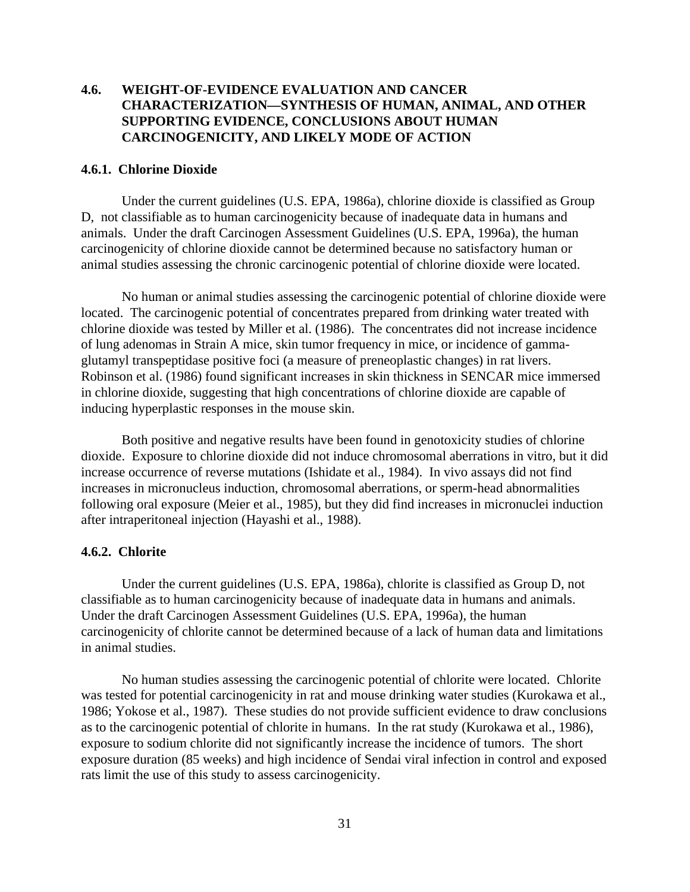## 4.6. WEIGHT-OF-EVIDENCE EVALUATION AND CANCER CHARACTERIZATION—SYNTHESIS OF HUMAN, ANIMAL, AND OTHER SUPPORTING EVIDENCE, CONCLUSIONS ABOUT HUMAN CARCINOGENICITY, AND LIKELY MODE OF ACTION

### 4.6.1. Chlorine Dioxide

Under the current guidelines (U.S. EPA, 1986a), chlorine dioxide is classified as Group D, not classifiable as to human carcinogenicity because of inadequate data in humans and animals. Under the draft Carcinogen Assessment Guidelines (U.S. EPA, 1996a), the human carcinogenicity of chlorine dioxide cannot be determined because no satisfactory human or animal studies assessing the chronic carcinogenic potential of chlorine dioxide were located.

No human or animal studies assessing the carcinogenic potential of chlorine dioxide were located. The carcinogenic potential of concentrates prepared from drinking water treated with chlorine dioxide was tested by Miller et al. (1986). The concentrates did not increase incidence of lung adenomas in Strain A mice, skin tumor frequency in mice, or incidence of gamma-glutamyl transpeptidase positive foci (a measure of preneoplastic changes) in rat livers. Robinson et al. (1986) found significant increases in skin thickness in SENCAR mice immersed in chlorine dioxide, suggesting that high concentrations of chlorine dioxide are capable of inducing hyperplastic responses in the mouse skin.

Both positive and negative results have been found in genotoxicity studies of chlorine dioxide. Exposure to chlorine dioxide did not induce chromosomal aberrations in vitro, but it did increase occurrence of reverse mutations (Ishidate et al., 1984). In vivo assays did not find increases in micronucleus induction, chromosomal aberrations, or sperm-head abnormalities following oral exposure (Meier et al., 1985), but they did find increases in micronuclei induction after intraperitoneal injection (Hayashi et al., 1988).

### 4.6.2. Chlorite

Under the current guidelines (U.S. EPA, 1986a), chlorite is classified as Group D, not classifiable as to human carcinogenicity because of inadequate data in humans and animals. Under the draft Carcinogen Assessment Guidelines (U.S. EPA, 1996a), the human carcinogenicity of chlorite cannot be determined because of a lack of human data and limitations in animal studies.

No human studies assessing the carcinogenic potential of chlorite were located. Chlorite was tested for potential carcinogenicity in rat and mouse drinking water studies (Kurokawa et al., 1986; Yokose et al., 1987). These studies do not provide sufficient evidence to draw conclusions as to the carcinogenic potential of chlorite in humans. In the rat study (Kurokawa et al., 1986), exposure to sodium chlorite did not significantly increase the incidence of tumors. The short exposure duration (85 weeks) and high incidence of Sendai viral infection in control and exposed rats limit the use of this study to assess carcinogenicity.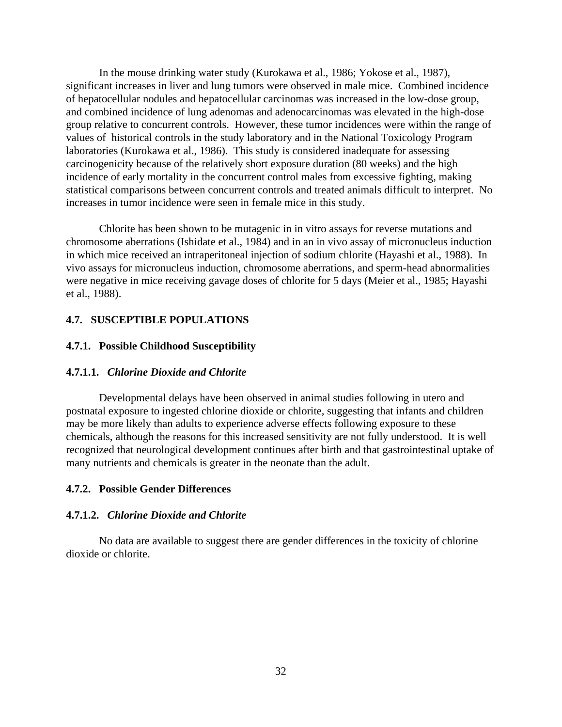In the mouse drinking water study (Kurokawa et al., 1986; Yokose et al., 1987), significant increases in liver and lung tumors were observed in male mice. Combined incidence of hepatocellular nodules and hepatocellular carcinomas was increased in the low-dose group, and combined incidence of lung adenomas and adenocarcinomas was elevated in the high-dose group relative to concurrent controls. However, these tumor incidences were within the range of values of historical controls in the study laboratory and in the National Toxicology Program laboratories (Kurokawa et al., 1986). This study is considered inadequate for assessing carcinogenicity because of the relatively short exposure duration (80 weeks) and the high incidence of early mortality in the concurrent control males from excessive fighting, making statistical comparisons between concurrent controls and treated animals difficult to interpret. No increases in tumor incidence were seen in female mice in this study.

Chlorite has been shown to be mutagenic in in vitro assays for reverse mutations and chromosome aberrations (Ishidate et al., 1984) and in an in vivo assay of micronucleus induction in which mice received an intraperitoneal injection of sodium chlorite (Hayashi et al., 1988). In vivo assays for micronucleus induction, chromosome aberrations, and sperm-head abnormalities were negative in mice receiving gavage doses of chlorite for 5 days (Meier et al., 1985; Hayashi et al., 1988).

## 4.7. SUSCEPTIBLE POPULATIONS

### 4.7.1. Possible Childhood Susceptibility

#### 4.7.1.1. *Chlorine Dioxide and Chlorite*

Developmental delays have been observed in animal studies following in utero and postnatal exposure to ingested chlorine dioxide or chlorite, suggesting that infants and children may be more likely than adults to experience adverse effects following exposure to these chemicals, although the reasons for this increased sensitivity are not fully understood. It is well recognized that neurological development continues after birth and that gastrointestinal uptake of many nutrients and chemicals is greater in the neonate than the adult.

### 4.7.2. Possible Gender Differences

#### 4.7.1.2. *Chlorine Dioxide and Chlorite*

No data are available to suggest there are gender differences in the toxicity of chlorine dioxide or chlorite.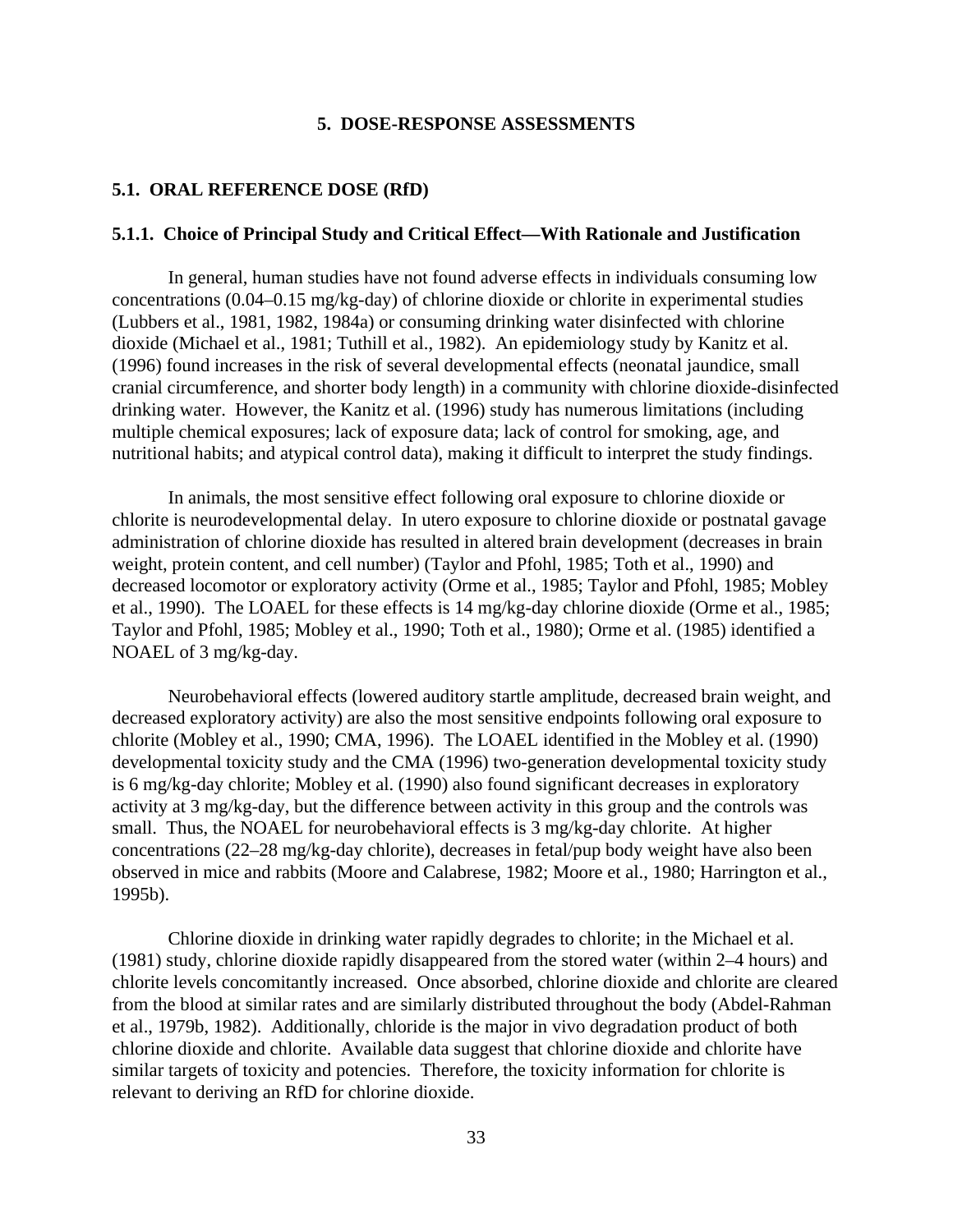# 5. DOSE-RESPONSE ASSESSMENTS

## 5.1. ORAL REFERENCE DOSE (RfD)

### 5.1.1. Choice of Principal Study and Critical Effect—With Rationale and Justification

In general, human studies have not found adverse effects in individuals consuming low concentrations (0.04–0.15 mg/kg-day) of chlorine dioxide or chlorite in experimental studies (Lubbers et al., 1981, 1982, 1984a) or consuming drinking water disinfected with chlorine dioxide (Michael et al., 1981; Tuthill et al., 1982). An epidemiology study by Kanitz et al. (1996) found increases in the risk of several developmental effects (neonatal jaundice, small cranial circumference, and shorter body length) in a community with chlorine dioxide-disinfected drinking water. However, the Kanitz et al. (1996) study has numerous limitations (including multiple chemical exposures; lack of exposure data; lack of control for smoking, age, and nutritional habits; and atypical control data), making it difficult to interpret the study findings.

In animals, the most sensitive effect following oral exposure to chlorine dioxide or chlorite is neurodevelopmental delay. In utero exposure to chlorine dioxide or postnatal gavage administration of chlorine dioxide has resulted in altered brain development (decreases in brain weight, protein content, and cell number) (Taylor and Pfohl, 1985; Toth et al., 1990) and decreased locomotor or exploratory activity (Orme et al., 1985; Taylor and Pfohl, 1985; Mobley et al., 1990). The LOAEL for these effects is 14 mg/kg-day chlorine dioxide (Orme et al., 1985; Taylor and Pfohl, 1985; Mobley et al., 1990; Toth et al., 1980); Orme et al. (1985) identified a NOAEL of 3 mg/kg-day.

Neurobehavioral effects (lowered auditory startle amplitude, decreased brain weight, and decreased exploratory activity) are also the most sensitive endpoints following oral exposure to chlorite (Mobley et al., 1990; CMA, 1996). The LOAEL identified in the Mobley et al. (1990) developmental toxicity study and the CMA (1996) two-generation developmental toxicity study is 6 mg/kg-day chlorite; Mobley et al. (1990) also found significant decreases in exploratory activity at 3 mg/kg-day, but the difference between activity in this group and the controls was small. Thus, the NOAEL for neurobehavioral effects is 3 mg/kg-day chlorite. At higher concentrations (22–28 mg/kg-day chlorite), decreases in fetal/pup body weight have also been observed in mice and rabbits (Moore and Calabrese, 1982; Moore et al., 1980; Harrington et al., 1995b).

Chlorine dioxide in drinking water rapidly degrades to chlorite; in the Michael et al. (1981) study, chlorine dioxide rapidly disappeared from the stored water (within 2–4 hours) and chlorite levels concomitantly increased. Once absorbed, chlorine dioxide and chlorite are cleared from the blood at similar rates and are similarly distributed throughout the body (Abdel-Rahman et al., 1979b, 1982). Additionally, chloride is the major in vivo degradation product of both chlorine dioxide and chlorite. Available data suggest that chlorine dioxide and chlorite have similar targets of toxicity and potencies. Therefore, the toxicity information for chlorite is relevant to deriving an RfD for chlorine dioxide.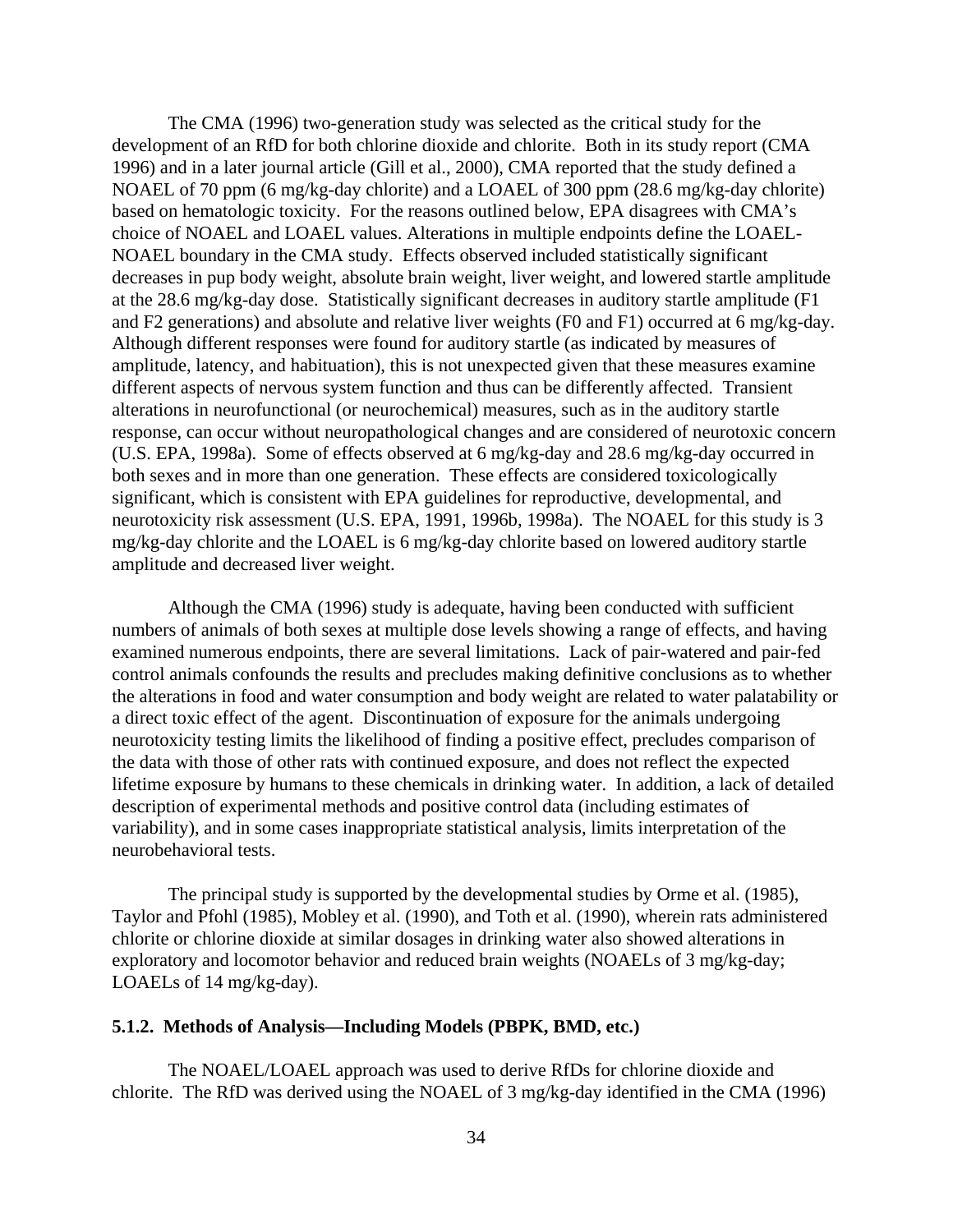The CMA (1996) two-generation study was selected as the critical study for the development of an RfD for both chlorine dioxide and chlorite. Both in its study report (CMA 1996) and in a later journal article (Gill et al., 2000), CMA reported that the study defined a NOAEL of 70 ppm (6 mg/kg-day chlorite) and a LOAEL of 300 ppm (28.6 mg/kg-day chlorite) based on hematologic toxicity. For the reasons outlined below, EPA disagrees with CMA's choice of NOAEL and LOAEL values. Alterations in multiple endpoints define the LOAEL-NOAEL boundary in the CMA study. Effects observed included statistically significant decreases in pup body weight, absolute brain weight, liver weight, and lowered startle amplitude at the 28.6 mg/kg-day dose. Statistically significant decreases in auditory startle amplitude (F1 and F2 generations) and absolute and relative liver weights (F0 and F1) occurred at 6 mg/kg-day. Although different responses were found for auditory startle (as indicated by measures of amplitude, latency, and habituation), this is not unexpected given that these measures examine different aspects of nervous system function and thus can be differently affected. Transient alterations in neurofunctional (or neurochemical) measures, such as in the auditory startle response, can occur without neuropathological changes and are considered of neurotoxic concern (U.S. EPA, 1998a). Some of effects observed at 6 mg/kg-day and 28.6 mg/kg-day occurred in both sexes and in more than one generation. These effects are considered toxicologically significant, which is consistent with EPA guidelines for reproductive, developmental, and neurotoxicity risk assessment (U.S. EPA, 1991, 1996b, 1998a). The NOAEL for this study is 3 mg/kg-day chlorite and the LOAEL is 6 mg/kg-day chlorite based on lowered auditory startle amplitude and decreased liver weight.

Although the CMA (1996) study is adequate, having been conducted with sufficient numbers of animals of both sexes at multiple dose levels showing a range of effects, and having examined numerous endpoints, there are several limitations. Lack of pair-watered and pair-fed control animals confounds the results and precludes making definitive conclusions as to whether the alterations in food and water consumption and body weight are related to water palatability or a direct toxic effect of the agent. Discontinuation of exposure for the animals undergoing neurotoxicity testing limits the likelihood of finding a positive effect, precludes comparison of the data with those of other rats with continued exposure, and does not reflect the expected lifetime exposure by humans to these chemicals in drinking water. In addition, a lack of detailed description of experimental methods and positive control data (including estimates of variability), and in some cases inappropriate statistical analysis, limits interpretation of the neurobehavioral tests.

The principal study is supported by the developmental studies by Orme et al. (1985), Taylor and Pfohl (1985), Mobley et al. (1990), and Toth et al. (1990), wherein rats administered chlorite or chlorine dioxide at similar dosages in drinking water also showed alterations in exploratory and locomotor behavior and reduced brain weights (NOAELs of 3 mg/kg-day; LOAELs of 14 mg/kg-day).

### 5.1.2. Methods of Analysis—Including Models (PBPK, BMD, etc.)

The NOAEL/LOAEL approach was used to derive RfDs for chlorine dioxide and chlorite. The RfD was derived using the NOAEL of 3 mg/kg-day identified in the CMA (1996)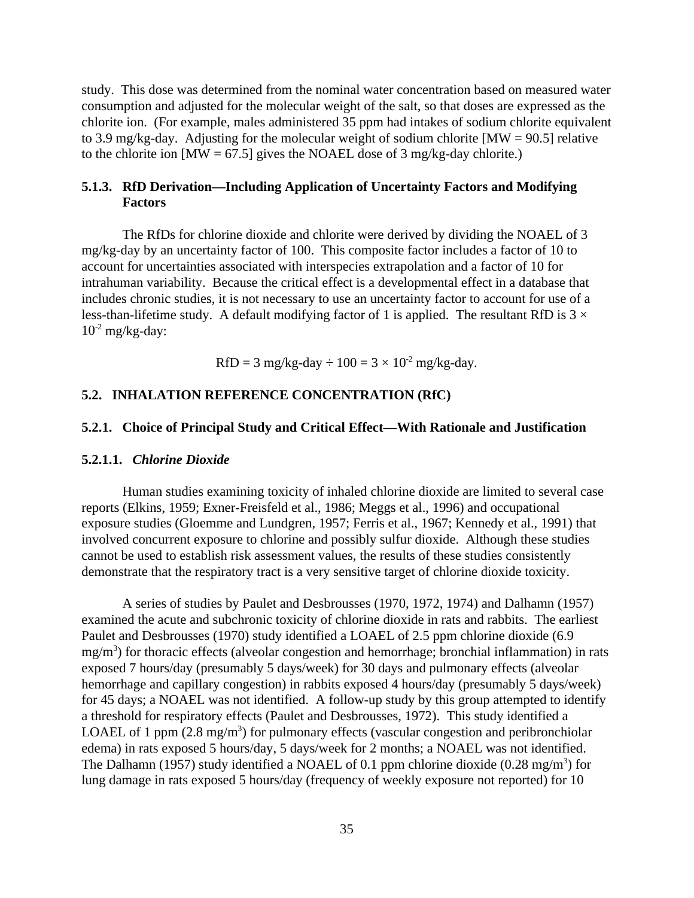study. This dose was determined from the nominal water concentration based on measured water consumption and adjusted for the molecular weight of the salt, so that doses are expressed as the chlorite ion. (For example, males administered 35 ppm had intakes of sodium chlorite equivalent to 3.9 mg/kg-day. Adjusting for the molecular weight of sodium chlorite [MW = 90.5] relative to the chlorite ion [MW = 67.5] gives the NOAEL dose of 3 mg/kg-day chlorite.)

### 5.1.3. RfD Derivation—Including Application of Uncertainty Factors and Modifying Factors

The RfDs for chlorine dioxide and chlorite were derived by dividing the NOAEL of 3 mg/kg-day by an uncertainty factor of 100. This composite factor includes a factor of 10 to account for uncertainties associated with interspecies extrapolation and a factor of 10 for intrahuman variability. Because the critical effect is a developmental effect in a database that includes chronic studies, it is not necessary to use an uncertainty factor to account for use of a less-than-lifetime study. A default modifying factor of 1 is applied. The resultant RfD is $3 \times 10^{-2}$ mg/kg-day:

$$\text{RfD} = 3 \text{ mg/kg-day} \div 100 = 3 \times 10^{-2} \text{ mg/kg-day.}$$

## 5.2. INHALATION REFERENCE CONCENTRATION (RfC)

### 5.2.1. Choice of Principal Study and Critical Effect—With Rationale and Justification

#### 5.2.1.1. *Chlorine Dioxide*

Human studies examining toxicity of inhaled chlorine dioxide are limited to several case reports (Elkins, 1959; Exner-Freisfeld et al., 1986; Meggs et al., 1996) and occupational exposure studies (Gloemme and Lundgren, 1957; Ferris et al., 1967; Kennedy et al., 1991) that involved concurrent exposure to chlorine and possibly sulfur dioxide. Although these studies cannot be used to establish risk assessment values, the results of these studies consistently demonstrate that the respiratory tract is a very sensitive target of chlorine dioxide toxicity.

A series of studies by Paulet and Desbrousses (1970, 1972, 1974) and Dalhamn (1957) examined the acute and subchronic toxicity of chlorine dioxide in rats and rabbits. The earliest Paulet and Desbrousses (1970) study identified a LOAEL of 2.5 ppm chlorine dioxide (6.9 $mg/m^3$) for thoracic effects (alveolar congestion and hemorrhage; bronchial inflammation) in rats exposed 7 hours/day (presumably 5 days/week) for 30 days and pulmonary effects (alveolar hemorrhage and capillary congestion) in rabbits exposed 4 hours/day (presumably 5 days/week) for 45 days; a NOAEL was not identified. A follow-up study by this group attempted to identify a threshold for respiratory effects (Paulet and Desbrousses, 1972). This study identified a LOAEL of 1 ppm (2.8 $mg/m^3$) for pulmonary effects (vascular congestion and peribronchiolar edema) in rats exposed 5 hours/day, 5 days/week for 2 months; a NOAEL was not identified. The Dalhamn (1957) study identified a NOAEL of 0.1 ppm chlorine dioxide (0.28 $mg/m^3$) for lung damage in rats exposed 5 hours/day (frequency of weekly exposure not reported) for 10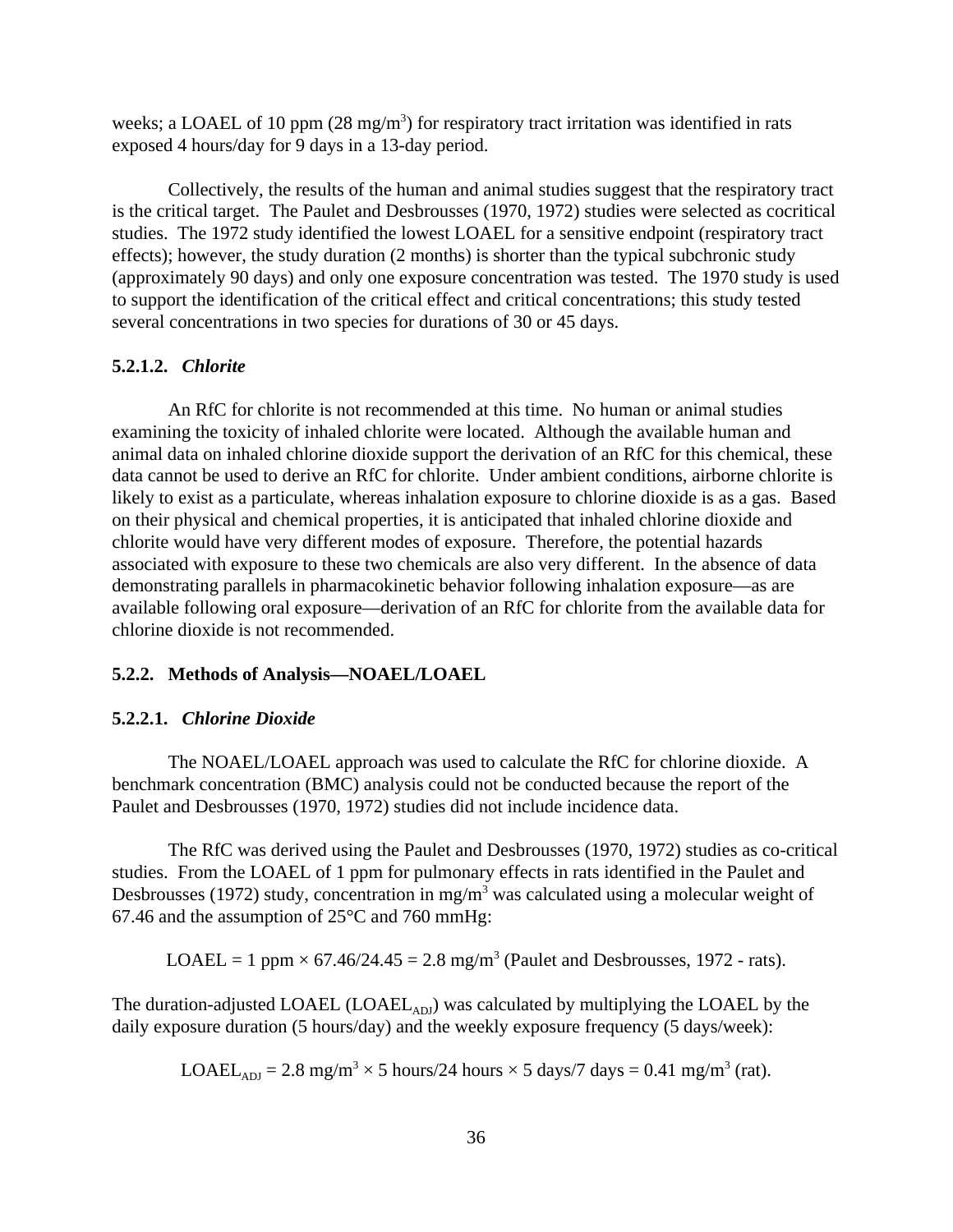weeks; a LOAEL of 10 ppm (28 mg/m$^3$) for respiratory tract irritation was identified in rats exposed 4 hours/day for 9 days in a 13-day period.

Collectively, the results of the human and animal studies suggest that the respiratory tract is the critical target. The Paulet and Desbrousses (1970, 1972) studies were selected as cocritical studies. The 1972 study identified the lowest LOAEL for a sensitive endpoint (respiratory tract effects); however, the study duration (2 months) is shorter than the typical subchronic study (approximately 90 days) and only one exposure concentration was tested. The 1970 study is used to support the identification of the critical effect and critical concentrations; this study tested several concentrations in two species for durations of 30 or 45 days.

#### 5.2.1.2. *Chlorite*

An RfC for chlorite is not recommended at this time. No human or animal studies examining the toxicity of inhaled chlorite were located. Although the available human and animal data on inhaled chlorine dioxide support the derivation of an RfC for this chemical, these data cannot be used to derive an RfC for chlorite. Under ambient conditions, airborne chlorite is likely to exist as a particulate, whereas inhalation exposure to chlorine dioxide is as a gas. Based on their physical and chemical properties, it is anticipated that inhaled chlorine dioxide and chlorite would have very different modes of exposure. Therefore, the potential hazards associated with exposure to these two chemicals are also very different. In the absence of data demonstrating parallels in pharmacokinetic behavior following inhalation exposure—as are available following oral exposure—derivation of an RfC for chlorite from the available data for chlorine dioxide is not recommended.

### 5.2.2. Methods of Analysis—NOAEL/LOAEL

#### 5.2.2.1. *Chlorine Dioxide*

The NOAEL/LOAEL approach was used to calculate the RfC for chlorine dioxide. A benchmark concentration (BMC) analysis could not be conducted because the report of the Paulet and Desbrousses (1970, 1972) studies did not include incidence data.

The RfC was derived using the Paulet and Desbrousses (1970, 1972) studies as co-critical studies. From the LOAEL of 1 ppm for pulmonary effects in rats identified in the Paulet and Desbrousses (1972) study, concentration in mg/m$^3$ was calculated using a molecular weight of 67.46 and the assumption of 25°C and 760 mmHg:

$$\text{LOAEL} = 1 \text{ ppm} \times 67.46/24.45 = 2.8 \text{ mg/m}^3 \text{ (Paulet and Desbrousses, 1972 - rats).}$$

The duration-adjusted LOAEL ($\text{LOAEL}_{\text{ADJ}}$) was calculated by multiplying the LOAEL by the daily exposure duration (5 hours/day) and the weekly exposure frequency (5 days/week):

$$\text{LOAEL}_{\text{ADJ}} = 2.8 \text{ mg/m}^3 \times 5 \text{ hours/24 hours} \times 5 \text{ days/7 days} = 0.41 \text{ mg/m}^3 \text{ (rat).}$$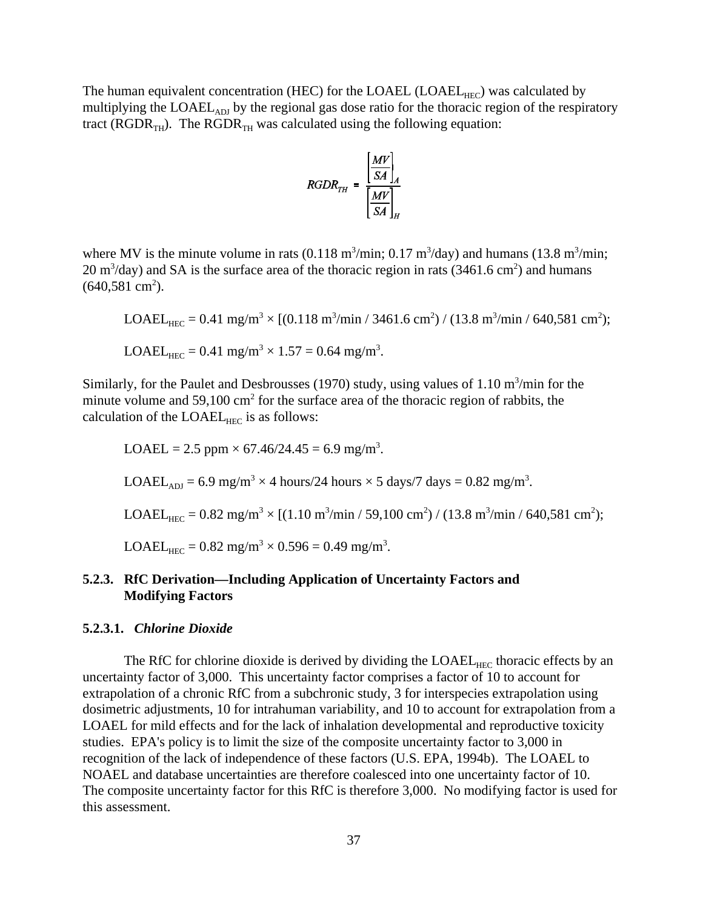The human equivalent concentration (HEC) for the LOAEL ($LOAEL_{HEC}$) was calculated by multiplying the $LOAEL_{ADJ}$ by the regional gas dose ratio for the thoracic region of the respiratory tract ($RGDR_{TH}$). The $RGDR_{TH}$ was calculated using the following equation:

$$RGDR_{TH} = \frac{\left[\frac{MV}{SA}\right]_A}{\left[\frac{MV}{SA}\right]_H}$$

where MV is the minute volume in rats (0.118 $m^3$/min; 0.17 $m^3$/day) and humans (13.8 $m^3$/min; 20 $m^3$/day) and SA is the surface area of the thoracic region in rats (3461.6 $cm^2$) and humans (640,581 $cm^2$).

$LOAEL_{HEC}$ = 0.41 mg/$m^3$ × [(0.118 $m^3$/min / 3461.6 $cm^2$) / (13.8 $m^3$/min / 640,581 $cm^2$);

$LOAEL_{HEC}$ = 0.41 mg/$m^3$ × 1.57 = 0.64 mg/$m^3$.

Similarly, for the Paulet and Desbrousses (1970) study, using values of 1.10 $m^3$/min for the minute volume and 59,100 $cm^2$ for the surface area of the thoracic region of rabbits, the calculation of the $LOAEL_{HEC}$ is as follows:

LOAEL = 2.5 ppm × 67.46/24.45 = 6.9 mg/$m^3$.

$LOAEL_{ADJ}$ = 6.9 mg/$m^3$ × 4 hours/24 hours × 5 days/7 days = 0.82 mg/$m^3$.

$LOAEL_{HEC}$ = 0.82 mg/$m^3$ × [(1.10 $m^3$/min / 59,100 $cm^2$) / (13.8 $m^3$/min / 640,581 $cm^2$);

$LOAEL_{HEC}$ = 0.82 mg/$m^3$ × 0.596 = 0.49 mg/$m^3$.

### 5.2.3. RfC Derivation—Including Application of Uncertainty Factors and Modifying Factors

#### 5.2.3.1. *Chlorine Dioxide*

The RfC for chlorine dioxide is derived by dividing the $LOAEL_{HEC}$ thoracic effects by an uncertainty factor of 3,000. This uncertainty factor comprises a factor of 10 to account for extrapolation of a chronic RfC from a subchronic study, 3 for interspecies extrapolation using dosimetric adjustments, 10 for intrahuman variability, and 10 to account for extrapolation from a LOAEL for mild effects and for the lack of inhalation developmental and reproductive toxicity studies. EPA's policy is to limit the size of the composite uncertainty factor to 3,000 in recognition of the lack of independence of these factors (U.S. EPA, 1994b). The LOAEL to NOAEL and database uncertainties are therefore coalesced into one uncertainty factor of 10. The composite uncertainty factor for this RfC is therefore 3,000. No modifying factor is used for this assessment.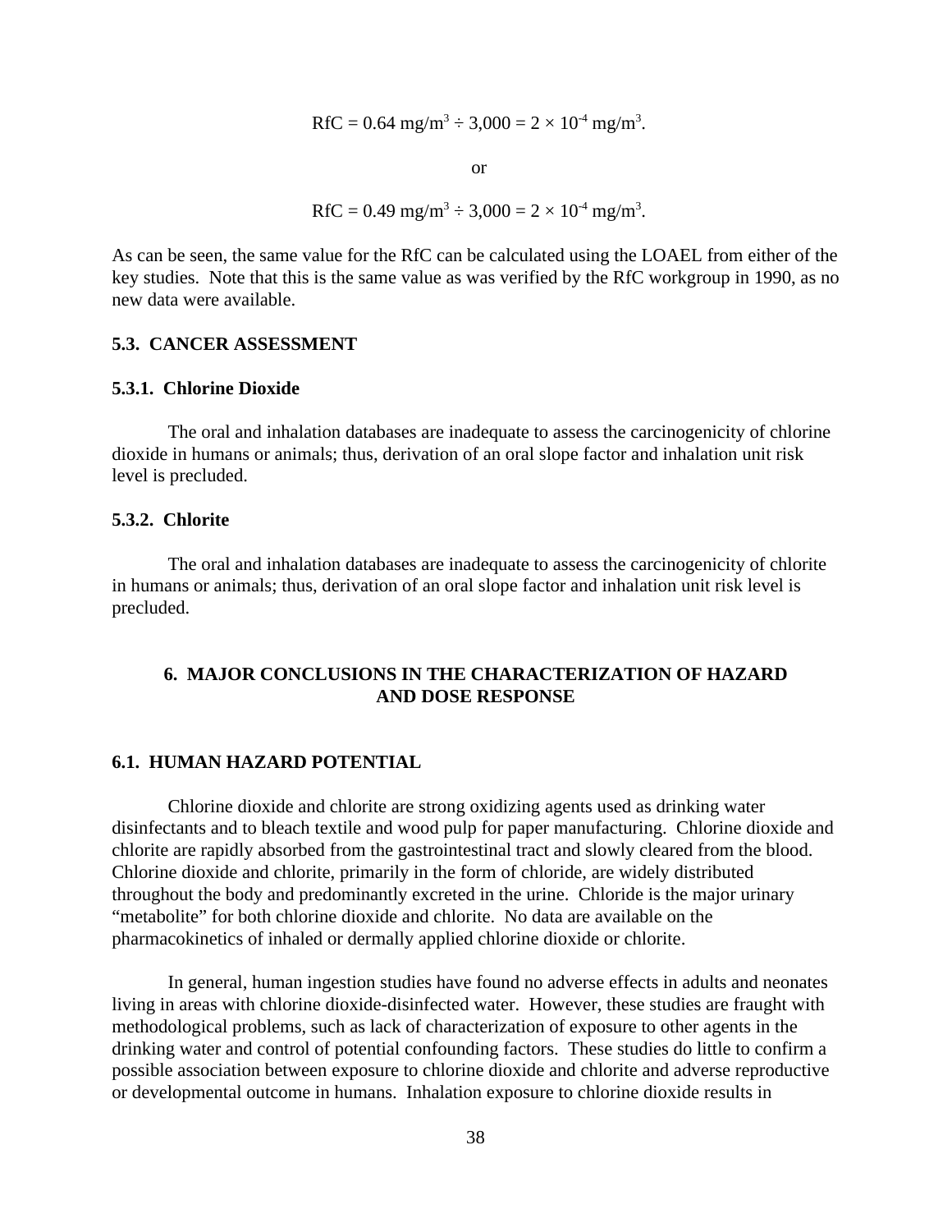$$\text{RfC} = 0.64 \text{ mg/m}^3 \div 3{,}000 = 2 \times 10^{-4} \text{ mg/m}^3.$$

or

$$\text{RfC} = 0.49 \text{ mg/m}^3 \div 3{,}000 = 2 \times 10^{-4} \text{ mg/m}^3.$$

As can be seen, the same value for the RfC can be calculated using the LOAEL from either of the key studies. Note that this is the same value as was verified by the RfC workgroup in 1990, as no new data were available.

### 5.3. CANCER ASSESSMENT

#### 5.3.1. Chlorine Dioxide

The oral and inhalation databases are inadequate to assess the carcinogenicity of chlorine dioxide in humans or animals; thus, derivation of an oral slope factor and inhalation unit risk level is precluded.

#### 5.3.2. Chlorite

The oral and inhalation databases are inadequate to assess the carcinogenicity of chlorite in humans or animals; thus, derivation of an oral slope factor and inhalation unit risk level is precluded.

## 6. MAJOR CONCLUSIONS IN THE CHARACTERIZATION OF HAZARD AND DOSE RESPONSE

### 6.1. HUMAN HAZARD POTENTIAL

Chlorine dioxide and chlorite are strong oxidizing agents used as drinking water disinfectants and to bleach textile and wood pulp for paper manufacturing. Chlorine dioxide and chlorite are rapidly absorbed from the gastrointestinal tract and slowly cleared from the blood. Chlorine dioxide and chlorite, primarily in the form of chloride, are widely distributed throughout the body and predominantly excreted in the urine. Chloride is the major urinary "metabolite" for both chlorine dioxide and chlorite. No data are available on the pharmacokinetics of inhaled or dermally applied chlorine dioxide or chlorite.

In general, human ingestion studies have found no adverse effects in adults and neonates living in areas with chlorine dioxide-disinfected water. However, these studies are fraught with methodological problems, such as lack of characterization of exposure to other agents in the drinking water and control of potential confounding factors. These studies do little to confirm a possible association between exposure to chlorine dioxide and chlorite and adverse reproductive or developmental outcome in humans. Inhalation exposure to chlorine dioxide results in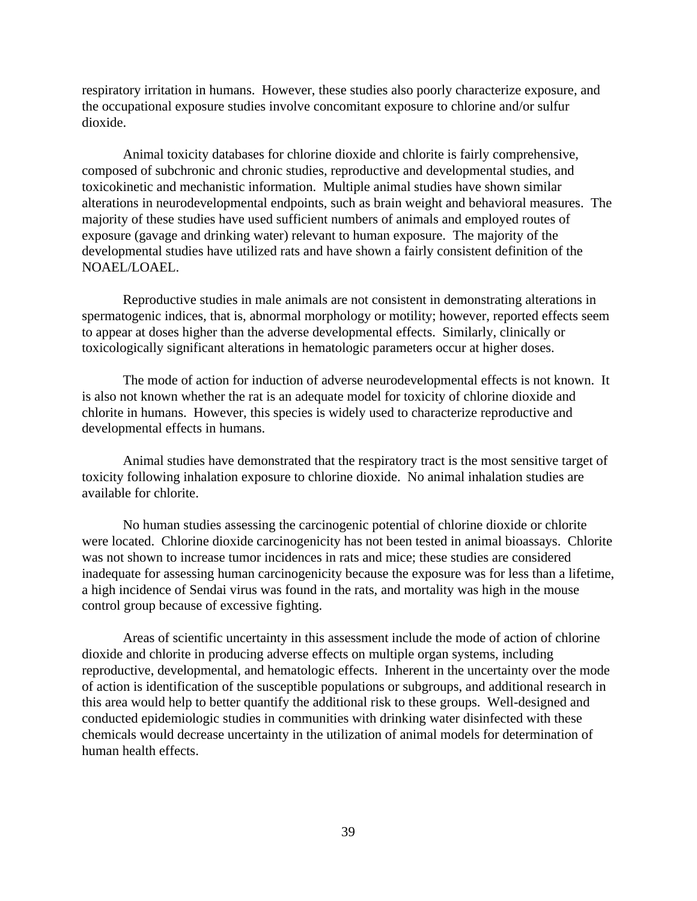respiratory irritation in humans. However, these studies also poorly characterize exposure, and the occupational exposure studies involve concomitant exposure to chlorine and/or sulfur dioxide.

Animal toxicity databases for chlorine dioxide and chlorite is fairly comprehensive, composed of subchronic and chronic studies, reproductive and developmental studies, and toxicokinetic and mechanistic information. Multiple animal studies have shown similar alterations in neurodevelopmental endpoints, such as brain weight and behavioral measures. The majority of these studies have used sufficient numbers of animals and employed routes of exposure (gavage and drinking water) relevant to human exposure. The majority of the developmental studies have utilized rats and have shown a fairly consistent definition of the NOAEL/LOAEL.

Reproductive studies in male animals are not consistent in demonstrating alterations in spermatogenic indices, that is, abnormal morphology or motility; however, reported effects seem to appear at doses higher than the adverse developmental effects. Similarly, clinically or toxicologically significant alterations in hematologic parameters occur at higher doses.

The mode of action for induction of adverse neurodevelopmental effects is not known. It is also not known whether the rat is an adequate model for toxicity of chlorine dioxide and chlorite in humans. However, this species is widely used to characterize reproductive and developmental effects in humans.

Animal studies have demonstrated that the respiratory tract is the most sensitive target of toxicity following inhalation exposure to chlorine dioxide. No animal inhalation studies are available for chlorite.

No human studies assessing the carcinogenic potential of chlorine dioxide or chlorite were located. Chlorine dioxide carcinogenicity has not been tested in animal bioassays. Chlorite was not shown to increase tumor incidences in rats and mice; these studies are considered inadequate for assessing human carcinogenicity because the exposure was for less than a lifetime, a high incidence of Sendai virus was found in the rats, and mortality was high in the mouse control group because of excessive fighting.

Areas of scientific uncertainty in this assessment include the mode of action of chlorine dioxide and chlorite in producing adverse effects on multiple organ systems, including reproductive, developmental, and hematologic effects. Inherent in the uncertainty over the mode of action is identification of the susceptible populations or subgroups, and additional research in this area would help to better quantify the additional risk to these groups. Well-designed and conducted epidemiologic studies in communities with drinking water disinfected with these chemicals would decrease uncertainty in the utilization of animal models for determination of human health effects.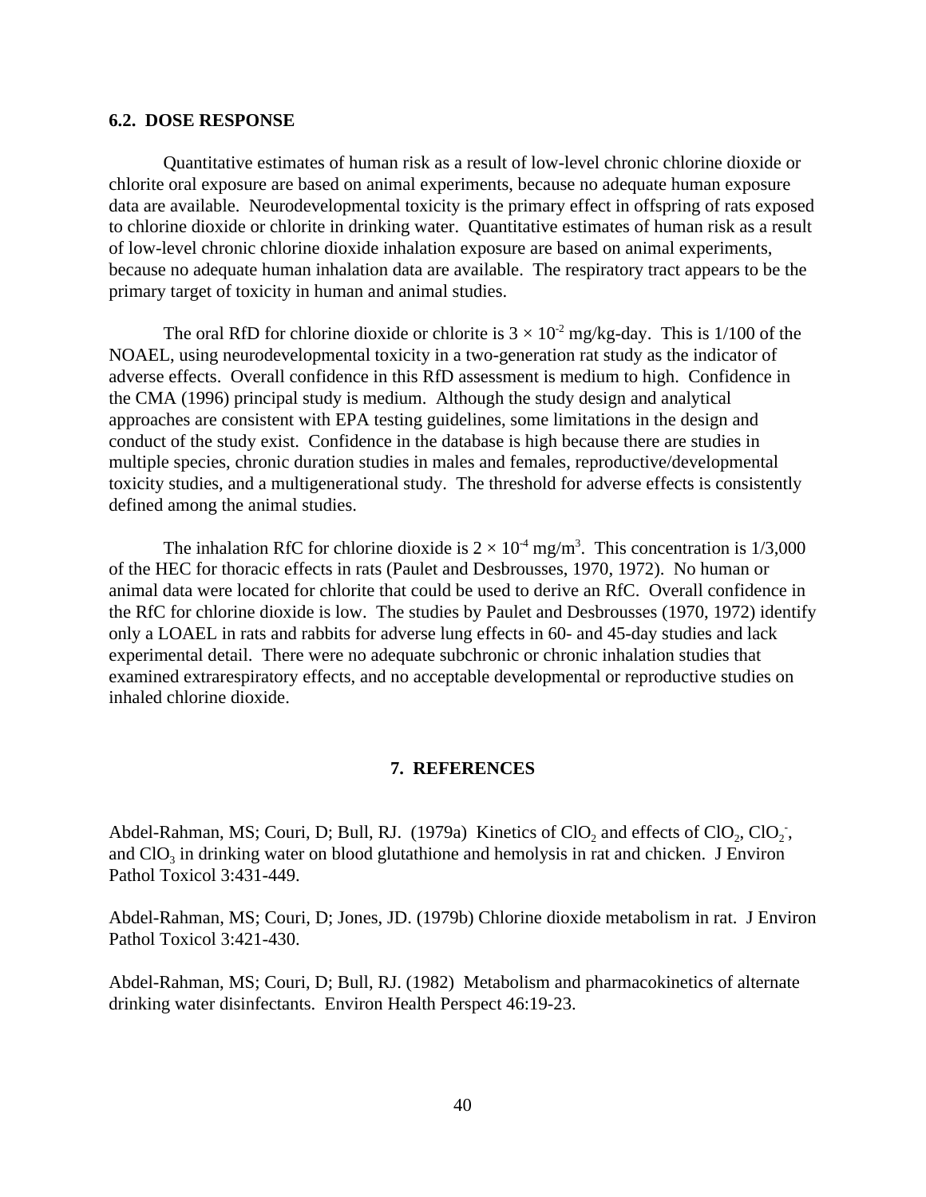## 6.2. DOSE RESPONSE

Quantitative estimates of human risk as a result of low-level chronic chlorine dioxide or chlorite oral exposure are based on animal experiments, because no adequate human exposure data are available. Neurodevelopmental toxicity is the primary effect in offspring of rats exposed to chlorine dioxide or chlorite in drinking water. Quantitative estimates of human risk as a result of low-level chronic chlorine dioxide inhalation exposure are based on animal experiments, because no adequate human inhalation data are available. The respiratory tract appears to be the primary target of toxicity in human and animal studies.

The oral RfD for chlorine dioxide or chlorite is $3 \times 10^{-2}$ mg/kg-day. This is 1/100 of the NOAEL, using neurodevelopmental toxicity in a two-generation rat study as the indicator of adverse effects. Overall confidence in this RfD assessment is medium to high. Confidence in the CMA (1996) principal study is medium. Although the study design and analytical approaches are consistent with EPA testing guidelines, some limitations in the design and conduct of the study exist. Confidence in the database is high because there are studies in multiple species, chronic duration studies in males and females, reproductive/developmental toxicity studies, and a multigenerational study. The threshold for adverse effects is consistently defined among the animal studies.

The inhalation RfC for chlorine dioxide is $2 \times 10^{-4}$ mg/m$^3$. This concentration is 1/3,000 of the HEC for thoracic effects in rats (Paulet and Desbrousses, 1970, 1972). No human or animal data were located for chlorite that could be used to derive an RfC. Overall confidence in the RfC for chlorine dioxide is low. The studies by Paulet and Desbrousses (1970, 1972) identify only a LOAEL in rats and rabbits for adverse lung effects in 60- and 45-day studies and lack experimental detail. There were no adequate subchronic or chronic inhalation studies that examined extrarespiratory effects, and no acceptable developmental or reproductive studies on inhaled chlorine dioxide.

# 7. REFERENCES

Abdel-Rahman, MS; Couri, D; Bull, RJ. (1979a) Kinetics of $ClO_2$ and effects of $ClO_2$, $ClO_2^-$, and $ClO_3$ in drinking water on blood glutathione and hemolysis in rat and chicken. J Environ Pathol Toxicol 3:431-449.

Abdel-Rahman, MS; Couri, D; Jones, JD. (1979b) Chlorine dioxide metabolism in rat. J Environ Pathol Toxicol 3:421-430.

Abdel-Rahman, MS; Couri, D; Bull, RJ. (1982) Metabolism and pharmacokinetics of alternate drinking water disinfectants. Environ Health Perspect 46:19-23.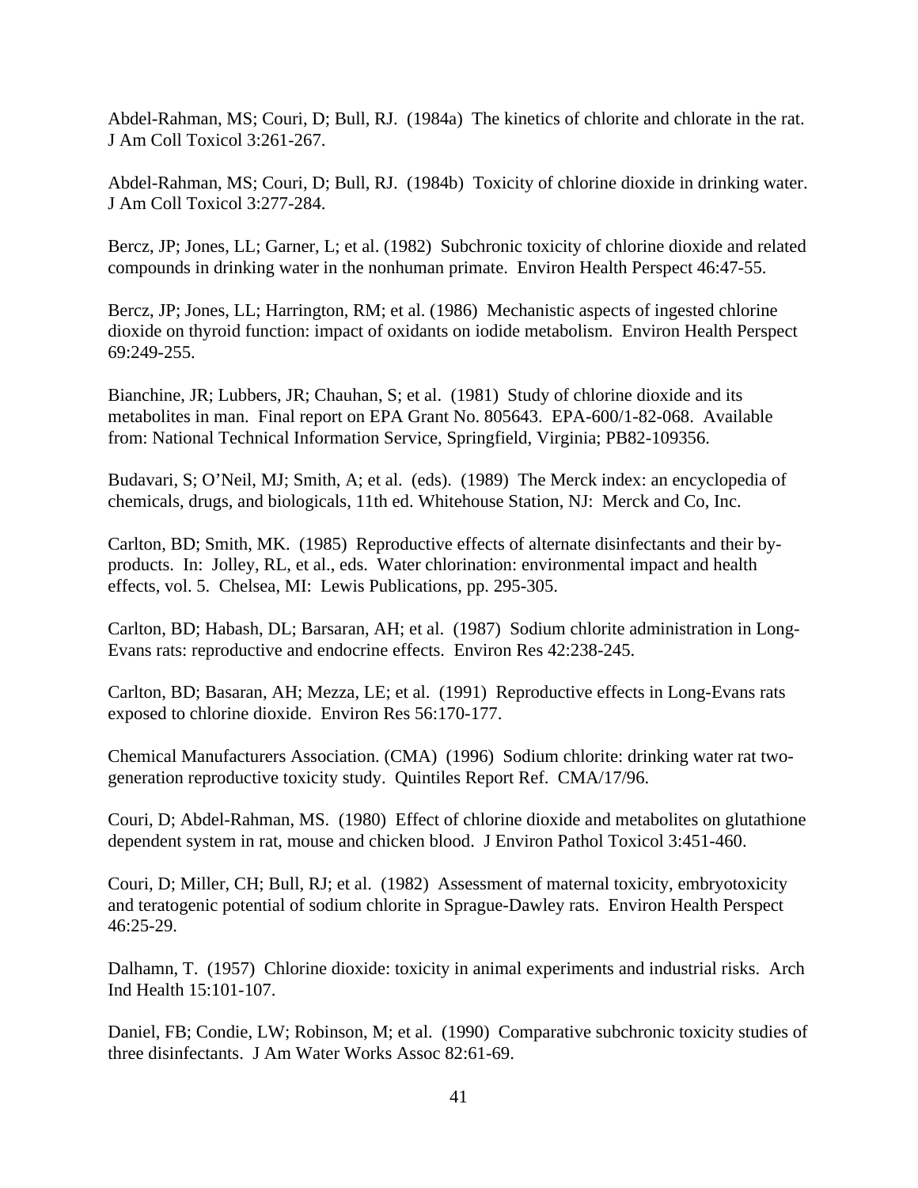Abdel-Rahman, MS; Couri, D; Bull, RJ. (1984a) The kinetics of chlorite and chlorate in the rat. J Am Coll Toxicol 3:261-267.

Abdel-Rahman, MS; Couri, D; Bull, RJ. (1984b) Toxicity of chlorine dioxide in drinking water. J Am Coll Toxicol 3:277-284.

Bercz, JP; Jones, LL; Garner, L; et al. (1982) Subchronic toxicity of chlorine dioxide and related compounds in drinking water in the nonhuman primate. Environ Health Perspect 46:47-55.

Bercz, JP; Jones, LL; Harrington, RM; et al. (1986) Mechanistic aspects of ingested chlorine dioxide on thyroid function: impact of oxidants on iodide metabolism. Environ Health Perspect 69:249-255.

Bianchine, JR; Lubbers, JR; Chauhan, S; et al. (1981) Study of chlorine dioxide and its metabolites in man. Final report on EPA Grant No. 805643. EPA-600/1-82-068. Available from: National Technical Information Service, Springfield, Virginia; PB82-109356.

Budavari, S; O'Neil, MJ; Smith, A; et al. (eds). (1989) The Merck index: an encyclopedia of chemicals, drugs, and biologicals, 11th ed. Whitehouse Station, NJ: Merck and Co, Inc.

Carlton, BD; Smith, MK. (1985) Reproductive effects of alternate disinfectants and their by-products. In: Jolley, RL, et al., eds. Water chlorination: environmental impact and health effects, vol. 5. Chelsea, MI: Lewis Publications, pp. 295-305.

Carlton, BD; Habash, DL; Barsaran, AH; et al. (1987) Sodium chlorite administration in Long-Evans rats: reproductive and endocrine effects. Environ Res 42:238-245.

Carlton, BD; Basaran, AH; Mezza, LE; et al. (1991) Reproductive effects in Long-Evans rats exposed to chlorine dioxide. Environ Res 56:170-177.

Chemical Manufacturers Association. (CMA) (1996) Sodium chlorite: drinking water rat two-generation reproductive toxicity study. Quintiles Report Ref. CMA/17/96.

Couri, D; Abdel-Rahman, MS. (1980) Effect of chlorine dioxide and metabolites on glutathione dependent system in rat, mouse and chicken blood. J Environ Pathol Toxicol 3:451-460.

Couri, D; Miller, CH; Bull, RJ; et al. (1982) Assessment of maternal toxicity, embryotoxicity and teratogenic potential of sodium chlorite in Sprague-Dawley rats. Environ Health Perspect 46:25-29.

Dalhamn, T. (1957) Chlorine dioxide: toxicity in animal experiments and industrial risks. Arch Ind Health 15:101-107.

Daniel, FB; Condie, LW; Robinson, M; et al. (1990) Comparative subchronic toxicity studies of three disinfectants. J Am Water Works Assoc 82:61-69.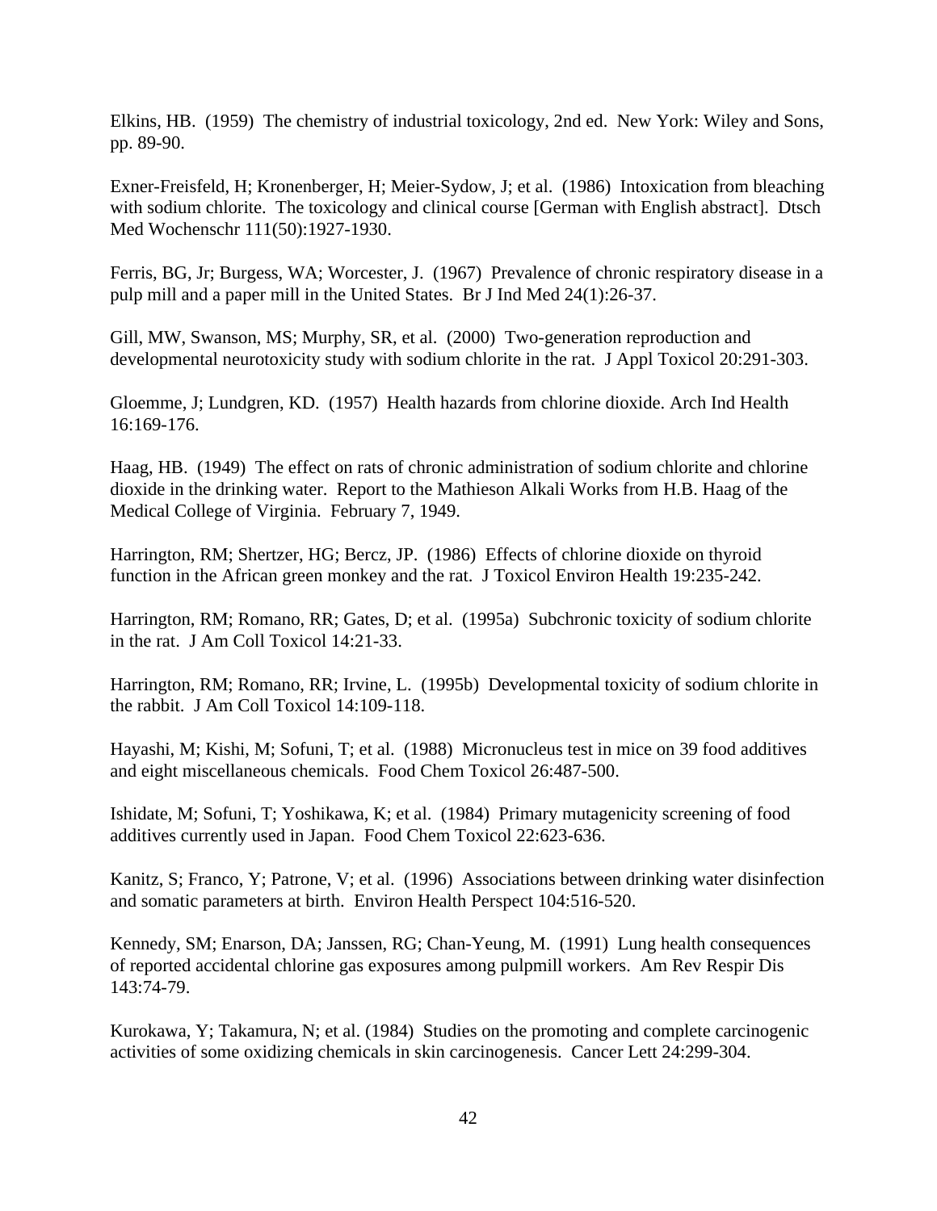Elkins, HB. (1959) The chemistry of industrial toxicology, 2nd ed. New York: Wiley and Sons, pp. 89-90.

Exner-Freisfeld, H; Kronenberger, H; Meier-Sydow, J; et al. (1986) Intoxication from bleaching with sodium chlorite. The toxicology and clinical course [German with English abstract]. Dtsch Med Wochenschr 111(50):1927-1930.

Ferris, BG, Jr; Burgess, WA; Worcester, J. (1967) Prevalence of chronic respiratory disease in a pulp mill and a paper mill in the United States. Br J Ind Med 24(1):26-37.

Gill, MW, Swanson, MS; Murphy, SR, et al. (2000) Two-generation reproduction and developmental neurotoxicity study with sodium chlorite in the rat. J Appl Toxicol 20:291-303.

Gloemme, J; Lundgren, KD. (1957) Health hazards from chlorine dioxide. Arch Ind Health 16:169-176.

Haag, HB. (1949) The effect on rats of chronic administration of sodium chlorite and chlorine dioxide in the drinking water. Report to the Mathieson Alkali Works from H.B. Haag of the Medical College of Virginia. February 7, 1949.

Harrington, RM; Shertzer, HG; Bercz, JP. (1986) Effects of chlorine dioxide on thyroid function in the African green monkey and the rat. J Toxicol Environ Health 19:235-242.

Harrington, RM; Romano, RR; Gates, D; et al. (1995a) Subchronic toxicity of sodium chlorite in the rat. J Am Coll Toxicol 14:21-33.

Harrington, RM; Romano, RR; Irvine, L. (1995b) Developmental toxicity of sodium chlorite in the rabbit. J Am Coll Toxicol 14:109-118.

Hayashi, M; Kishi, M; Sofuni, T; et al. (1988) Micronucleus test in mice on 39 food additives and eight miscellaneous chemicals. Food Chem Toxicol 26:487-500.

Ishidate, M; Sofuni, T; Yoshikawa, K; et al. (1984) Primary mutagenicity screening of food additives currently used in Japan. Food Chem Toxicol 22:623-636.

Kanitz, S; Franco, Y; Patrone, V; et al. (1996) Associations between drinking water disinfection and somatic parameters at birth. Environ Health Perspect 104:516-520.

Kennedy, SM; Enarson, DA; Janssen, RG; Chan-Yeung, M. (1991) Lung health consequences of reported accidental chlorine gas exposures among pulpmill workers. Am Rev Respir Dis 143:74-79.

Kurokawa, Y; Takamura, N; et al. (1984) Studies on the promoting and complete carcinogenic activities of some oxidizing chemicals in skin carcinogenesis. Cancer Lett 24:299-304.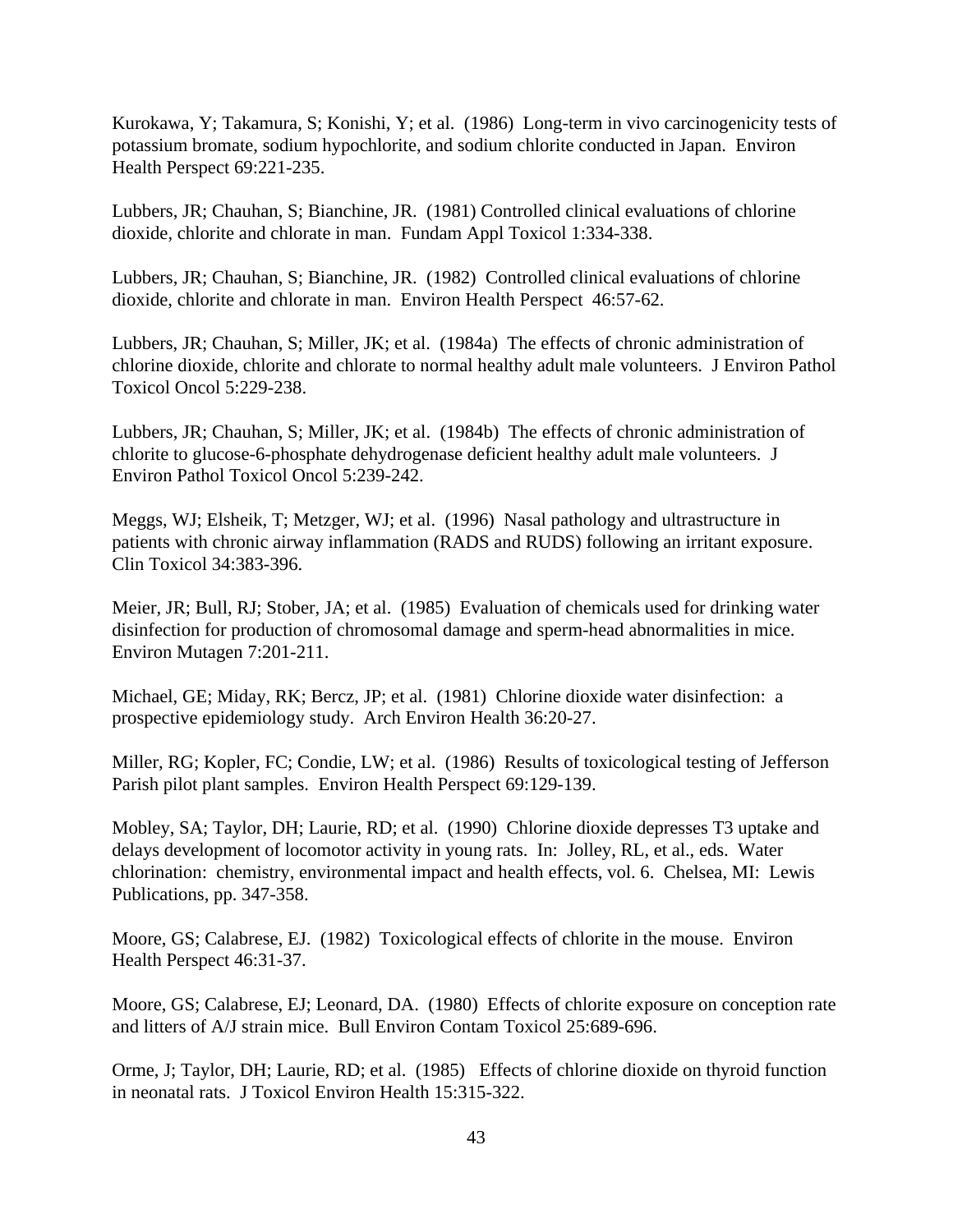Kurokawa, Y; Takamura, S; Konishi, Y; et al. (1986) Long-term in vivo carcinogenicity tests of potassium bromate, sodium hypochlorite, and sodium chlorite conducted in Japan. Environ Health Perspect 69:221-235.

Lubbers, JR; Chauhan, S; Bianchine, JR. (1981) Controlled clinical evaluations of chlorine dioxide, chlorite and chlorate in man. Fundam Appl Toxicol 1:334-338.

Lubbers, JR; Chauhan, S; Bianchine, JR. (1982) Controlled clinical evaluations of chlorine dioxide, chlorite and chlorate in man. Environ Health Perspect 46:57-62.

Lubbers, JR; Chauhan, S; Miller, JK; et al. (1984a) The effects of chronic administration of chlorine dioxide, chlorite and chlorate to normal healthy adult male volunteers. J Environ Pathol Toxicol Oncol 5:229-238.

Lubbers, JR; Chauhan, S; Miller, JK; et al. (1984b) The effects of chronic administration of chlorite to glucose-6-phosphate dehydrogenase deficient healthy adult male volunteers. J Environ Pathol Toxicol Oncol 5:239-242.

Meggs, WJ; Elsheik, T; Metzger, WJ; et al. (1996) Nasal pathology and ultrastructure in patients with chronic airway inflammation (RADS and RUDS) following an irritant exposure. Clin Toxicol 34:383-396.

Meier, JR; Bull, RJ; Stober, JA; et al. (1985) Evaluation of chemicals used for drinking water disinfection for production of chromosomal damage and sperm-head abnormalities in mice. Environ Mutagen 7:201-211.

Michael, GE; Miday, RK; Bercz, JP; et al. (1981) Chlorine dioxide water disinfection: a prospective epidemiology study. Arch Environ Health 36:20-27.

Miller, RG; Kopler, FC; Condie, LW; et al. (1986) Results of toxicological testing of Jefferson Parish pilot plant samples. Environ Health Perspect 69:129-139.

Mobley, SA; Taylor, DH; Laurie, RD; et al. (1990) Chlorine dioxide depresses T3 uptake and delays development of locomotor activity in young rats. In: Jolley, RL, et al., eds. Water chlorination: chemistry, environmental impact and health effects, vol. 6. Chelsea, MI: Lewis Publications, pp. 347-358.

Moore, GS; Calabrese, EJ. (1982) Toxicological effects of chlorite in the mouse. Environ Health Perspect 46:31-37.

Moore, GS; Calabrese, EJ; Leonard, DA. (1980) Effects of chlorite exposure on conception rate and litters of A/J strain mice. Bull Environ Contam Toxicol 25:689-696.

Orme, J; Taylor, DH; Laurie, RD; et al. (1985) Effects of chlorine dioxide on thyroid function in neonatal rats. J Toxicol Environ Health 15:315-322.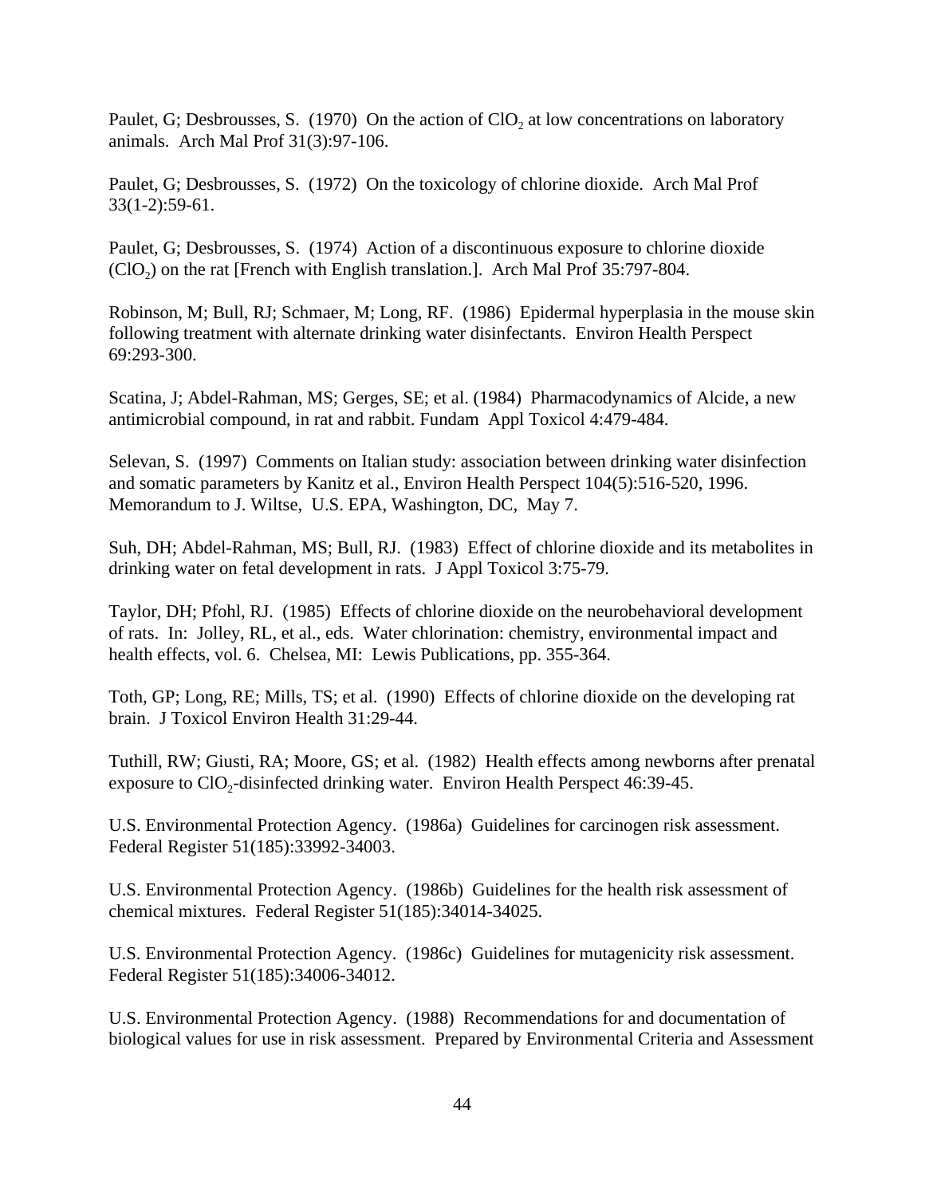Paulet, G; Desbrousses, S. (1970) On the action of $ClO_2$ at low concentrations on laboratory animals. Arch Mal Prof 31(3):97-106.

Paulet, G; Desbrousses, S. (1972) On the toxicology of chlorine dioxide. Arch Mal Prof 33(1-2):59-61.

Paulet, G; Desbrousses, S. (1974) Action of a discontinuous exposure to chlorine dioxide ($ClO_2$) on the rat [French with English translation.]. Arch Mal Prof 35:797-804.

Robinson, M; Bull, RJ; Schmaer, M; Long, RF. (1986) Epidermal hyperplasia in the mouse skin following treatment with alternate drinking water disinfectants. Environ Health Perspect 69:293-300.

Scatina, J; Abdel-Rahman, MS; Gerges, SE; et al. (1984) Pharmacodynamics of Alcide, a new antimicrobial compound, in rat and rabbit. Fundam Appl Toxicol 4:479-484.

Selevan, S. (1997) Comments on Italian study: association between drinking water disinfection and somatic parameters by Kanitz et al., Environ Health Perspect 104(5):516-520, 1996. Memorandum to J. Wiltse, U.S. EPA, Washington, DC, May 7.

Suh, DH; Abdel-Rahman, MS; Bull, RJ. (1983) Effect of chlorine dioxide and its metabolites in drinking water on fetal development in rats. J Appl Toxicol 3:75-79.

Taylor, DH; Pfohl, RJ. (1985) Effects of chlorine dioxide on the neurobehavioral development of rats. In: Jolley, RL, et al., eds. Water chlorination: chemistry, environmental impact and health effects, vol. 6. Chelsea, MI: Lewis Publications, pp. 355-364.

Toth, GP; Long, RE; Mills, TS; et al. (1990) Effects of chlorine dioxide on the developing rat brain. J Toxicol Environ Health 31:29-44.

Tuthill, RW; Giusti, RA; Moore, GS; et al. (1982) Health effects among newborns after prenatal exposure to $ClO_2$-disinfected drinking water. Environ Health Perspect 46:39-45.

U.S. Environmental Protection Agency. (1986a) Guidelines for carcinogen risk assessment. Federal Register 51(185):33992-34003.

U.S. Environmental Protection Agency. (1986b) Guidelines for the health risk assessment of chemical mixtures. Federal Register 51(185):34014-34025.

U.S. Environmental Protection Agency. (1986c) Guidelines for mutagenicity risk assessment. Federal Register 51(185):34006-34012.

U.S. Environmental Protection Agency. (1988) Recommendations for and documentation of biological values for use in risk assessment. Prepared by Environmental Criteria and Assessment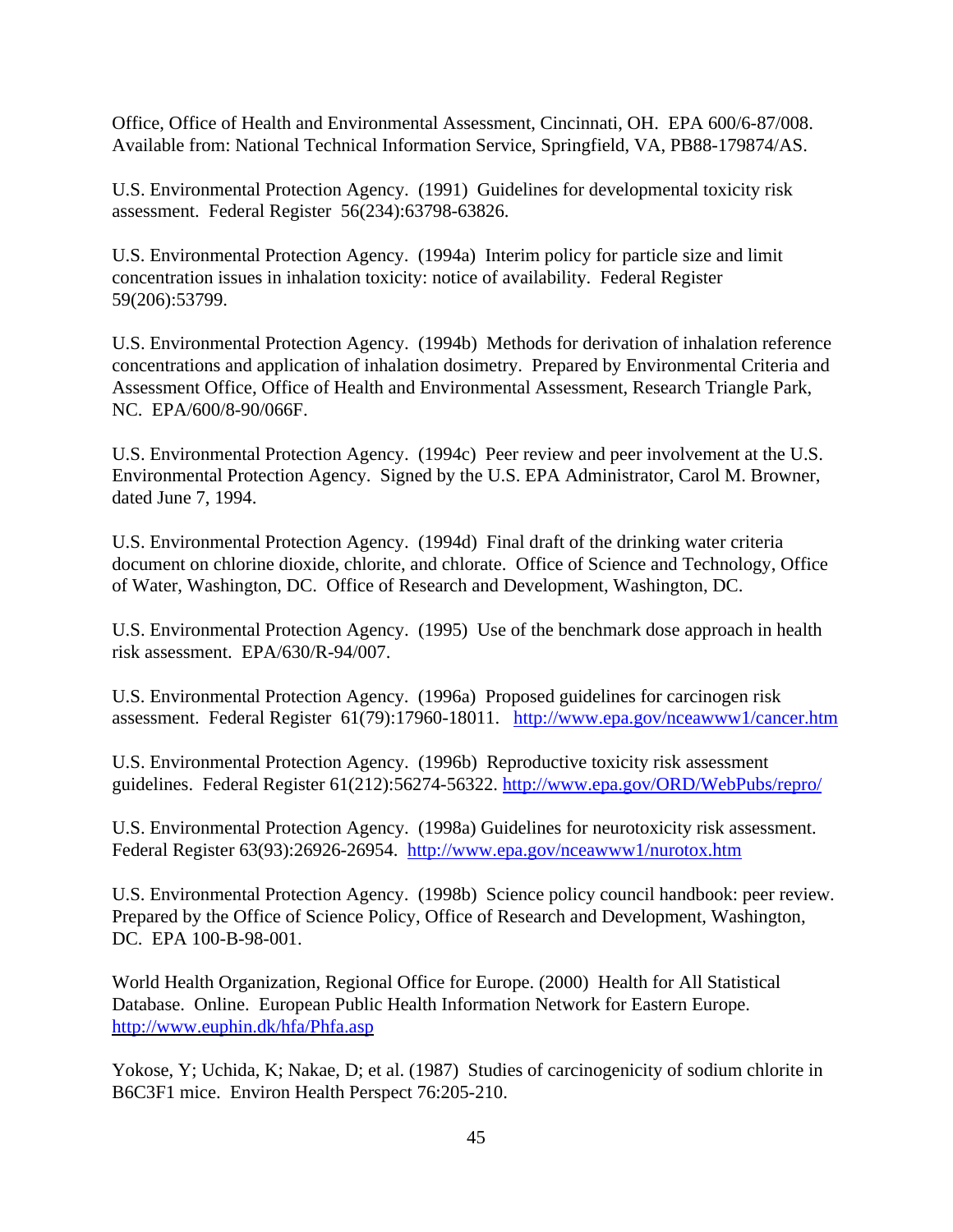Office, Office of Health and Environmental Assessment, Cincinnati, OH. EPA 600/6-87/008. Available from: National Technical Information Service, Springfield, VA, PB88-179874/AS.

U.S. Environmental Protection Agency. (1991) Guidelines for developmental toxicity risk assessment. Federal Register 56(234):63798-63826.

U.S. Environmental Protection Agency. (1994a) Interim policy for particle size and limit concentration issues in inhalation toxicity: notice of availability. Federal Register 59(206):53799.

U.S. Environmental Protection Agency. (1994b) Methods for derivation of inhalation reference concentrations and application of inhalation dosimetry. Prepared by Environmental Criteria and Assessment Office, Office of Health and Environmental Assessment, Research Triangle Park, NC. EPA/600/8-90/066F.

U.S. Environmental Protection Agency. (1994c) Peer review and peer involvement at the U.S. Environmental Protection Agency. Signed by the U.S. EPA Administrator, Carol M. Browner, dated June 7, 1994.

U.S. Environmental Protection Agency. (1994d) Final draft of the drinking water criteria document on chlorine dioxide, chlorite, and chlorate. Office of Science and Technology, Office of Water, Washington, DC. Office of Research and Development, Washington, DC.

U.S. Environmental Protection Agency. (1995) Use of the benchmark dose approach in health risk assessment. EPA/630/R-94/007.

U.S. Environmental Protection Agency. (1996a) Proposed guidelines for carcinogen risk assessment. Federal Register 61(79):17960-18011. http://www.epa.gov/nceawww1/cancer.htm

U.S. Environmental Protection Agency. (1996b) Reproductive toxicity risk assessment guidelines. Federal Register 61(212):56274-56322. http://www.epa.gov/ORD/WebPubs/repro/

U.S. Environmental Protection Agency. (1998a) Guidelines for neurotoxicity risk assessment. Federal Register 63(93):26926-26954. http://www.epa.gov/nceawww1/nurotox.htm

U.S. Environmental Protection Agency. (1998b) Science policy council handbook: peer review. Prepared by the Office of Science Policy, Office of Research and Development, Washington, DC. EPA 100-B-98-001.

World Health Organization, Regional Office for Europe. (2000) Health for All Statistical Database. Online. European Public Health Information Network for Eastern Europe. http://www.euphin.dk/hfa/Phfa.asp

Yokose, Y; Uchida, K; Nakae, D; et al. (1987) Studies of carcinogenicity of sodium chlorite in B6C3F1 mice. Environ Health Perspect 76:205-210.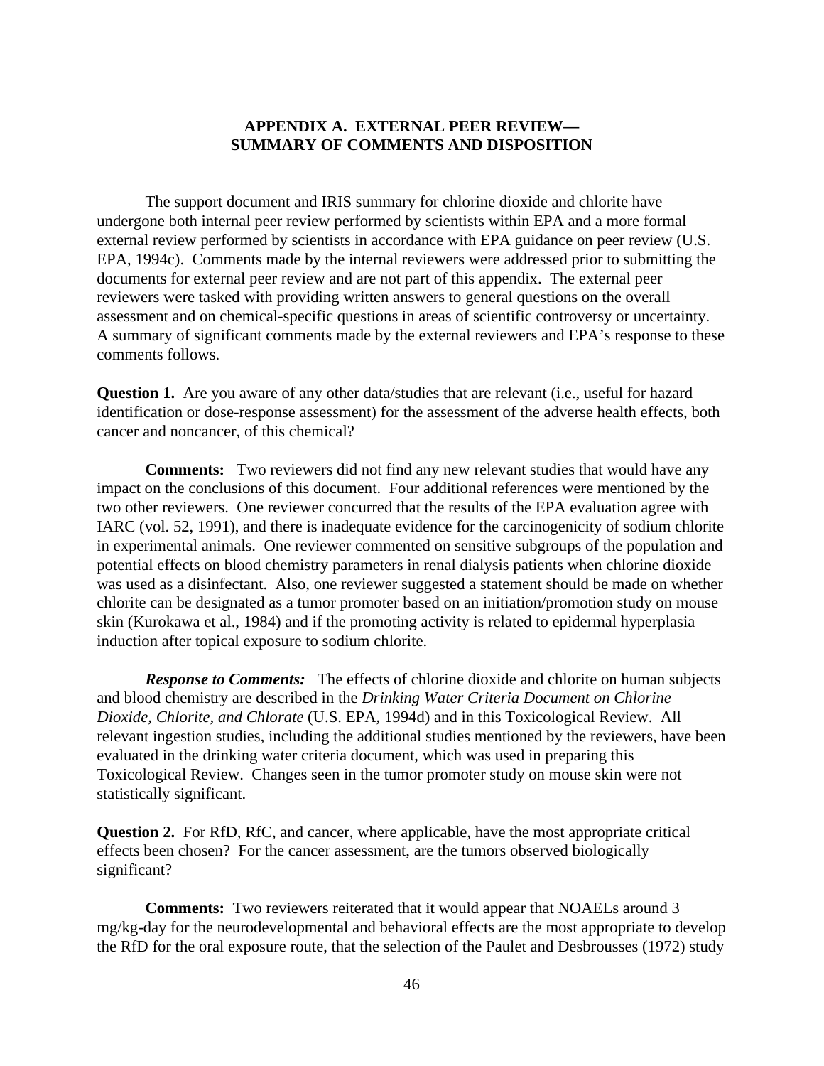## APPENDIX A. EXTERNAL PEER REVIEW— SUMMARY OF COMMENTS AND DISPOSITION

The support document and IRIS summary for chlorine dioxide and chlorite have undergone both internal peer review performed by scientists within EPA and a more formal external review performed by scientists in accordance with EPA guidance on peer review (U.S. EPA, 1994c). Comments made by the internal reviewers were addressed prior to submitting the documents for external peer review and are not part of this appendix. The external peer reviewers were tasked with providing written answers to general questions on the overall assessment and on chemical-specific questions in areas of scientific controversy or uncertainty. A summary of significant comments made by the external reviewers and EPA's response to these comments follows.

**Question 1.** Are you aware of any other data/studies that are relevant (i.e., useful for hazard identification or dose-response assessment) for the assessment of the adverse health effects, both cancer and noncancer, of this chemical?

**Comments:** Two reviewers did not find any new relevant studies that would have any impact on the conclusions of this document. Four additional references were mentioned by the two other reviewers. One reviewer concurred that the results of the EPA evaluation agree with IARC (vol. 52, 1991), and there is inadequate evidence for the carcinogenicity of sodium chlorite in experimental animals. One reviewer commented on sensitive subgroups of the population and potential effects on blood chemistry parameters in renal dialysis patients when chlorine dioxide was used as a disinfectant. Also, one reviewer suggested a statement should be made on whether chlorite can be designated as a tumor promoter based on an initiation/promotion study on mouse skin (Kurokawa et al., 1984) and if the promoting activity is related to epidermal hyperplasia induction after topical exposure to sodium chlorite.

***Response to Comments:*** The effects of chlorine dioxide and chlorite on human subjects and blood chemistry are described in the *Drinking Water Criteria Document on Chlorine Dioxide, Chlorite, and Chlorate* (U.S. EPA, 1994d) and in this Toxicological Review. All relevant ingestion studies, including the additional studies mentioned by the reviewers, have been evaluated in the drinking water criteria document, which was used in preparing this Toxicological Review. Changes seen in the tumor promoter study on mouse skin were not statistically significant.

**Question 2.** For RfD, RfC, and cancer, where applicable, have the most appropriate critical effects been chosen? For the cancer assessment, are the tumors observed biologically significant?

**Comments:** Two reviewers reiterated that it would appear that NOAELs around 3 mg/kg-day for the neurodevelopmental and behavioral effects are the most appropriate to develop the RfD for the oral exposure route, that the selection of the Paulet and Desbrousses (1972) study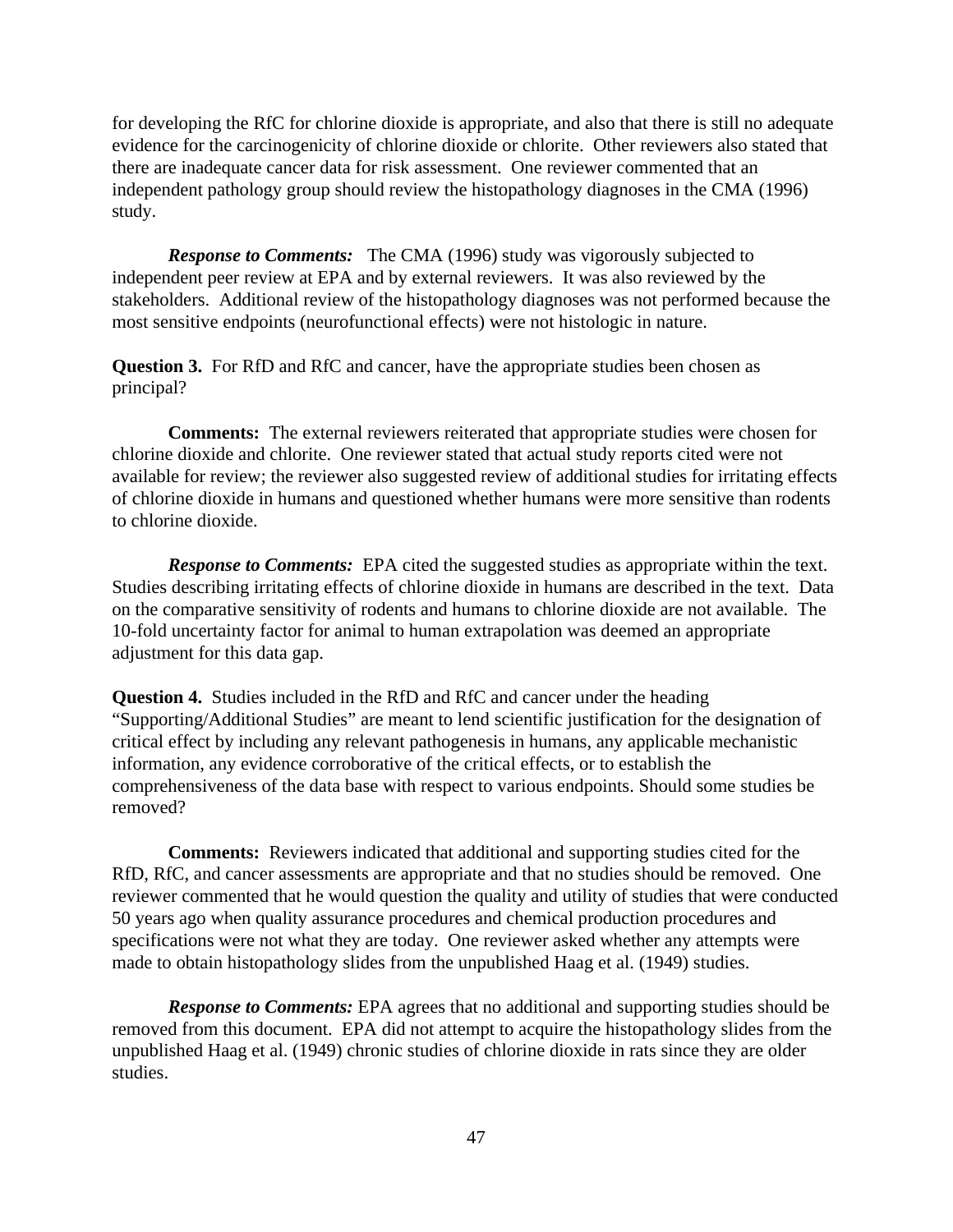for developing the RfC for chlorine dioxide is appropriate, and also that there is still no adequate evidence for the carcinogenicity of chlorine dioxide or chlorite. Other reviewers also stated that there are inadequate cancer data for risk assessment. One reviewer commented that an independent pathology group should review the histopathology diagnoses in the CMA (1996) study.

***Response to Comments:*** The CMA (1996) study was vigorously subjected to independent peer review at EPA and by external reviewers. It was also reviewed by the stakeholders. Additional review of the histopathology diagnoses was not performed because the most sensitive endpoints (neurofunctional effects) were not histologic in nature.

**Question 3.** For RfD and RfC and cancer, have the appropriate studies been chosen as principal?

**Comments:** The external reviewers reiterated that appropriate studies were chosen for chlorine dioxide and chlorite. One reviewer stated that actual study reports cited were not available for review; the reviewer also suggested review of additional studies for irritating effects of chlorine dioxide in humans and questioned whether humans were more sensitive than rodents to chlorine dioxide.

***Response to Comments:*** EPA cited the suggested studies as appropriate within the text. Studies describing irritating effects of chlorine dioxide in humans are described in the text. Data on the comparative sensitivity of rodents and humans to chlorine dioxide are not available. The 10-fold uncertainty factor for animal to human extrapolation was deemed an appropriate adjustment for this data gap.

**Question 4.** Studies included in the RfD and RfC and cancer under the heading "Supporting/Additional Studies" are meant to lend scientific justification for the designation of critical effect by including any relevant pathogenesis in humans, any applicable mechanistic information, any evidence corroborative of the critical effects, or to establish the comprehensiveness of the data base with respect to various endpoints. Should some studies be removed?

**Comments:** Reviewers indicated that additional and supporting studies cited for the RfD, RfC, and cancer assessments are appropriate and that no studies should be removed. One reviewer commented that he would question the quality and utility of studies that were conducted 50 years ago when quality assurance procedures and chemical production procedures and specifications were not what they are today. One reviewer asked whether any attempts were made to obtain histopathology slides from the unpublished Haag et al. (1949) studies.

***Response to Comments:*** EPA agrees that no additional and supporting studies should be removed from this document. EPA did not attempt to acquire the histopathology slides from the unpublished Haag et al. (1949) chronic studies of chlorine dioxide in rats since they are older studies.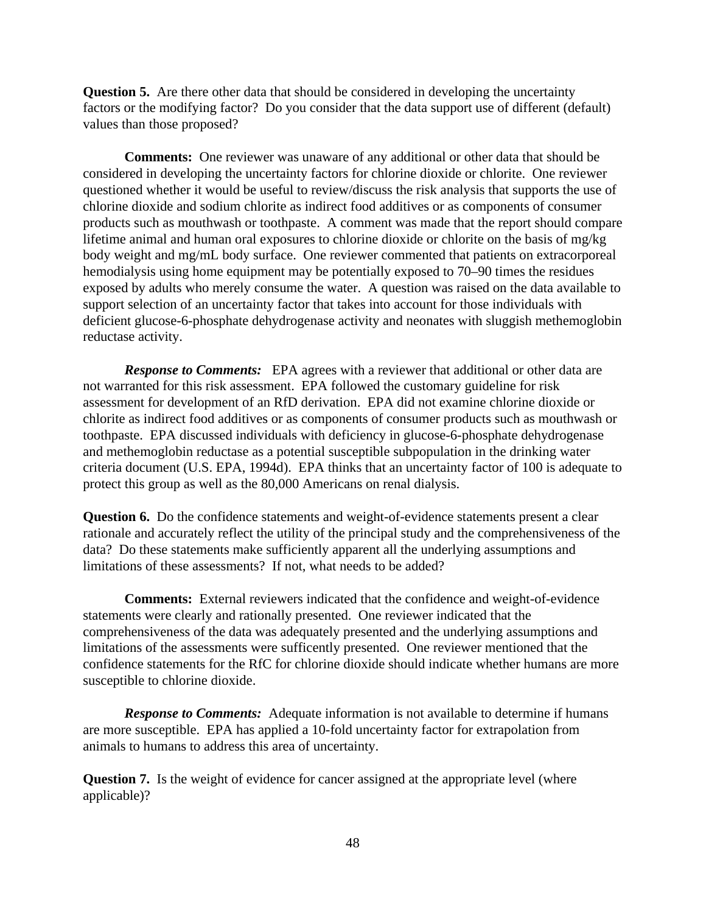**Question 5.** Are there other data that should be considered in developing the uncertainty factors or the modifying factor? Do you consider that the data support use of different (default) values than those proposed?

**Comments:** One reviewer was unaware of any additional or other data that should be considered in developing the uncertainty factors for chlorine dioxide or chlorite. One reviewer questioned whether it would be useful to review/discuss the risk analysis that supports the use of chlorine dioxide and sodium chlorite as indirect food additives or as components of consumer products such as mouthwash or toothpaste. A comment was made that the report should compare lifetime animal and human oral exposures to chlorine dioxide or chlorite on the basis of mg/kg body weight and mg/mL body surface. One reviewer commented that patients on extracorporeal hemodialysis using home equipment may be potentially exposed to 70–90 times the residues exposed by adults who merely consume the water. A question was raised on the data available to support selection of an uncertainty factor that takes into account for those individuals with deficient glucose-6-phosphate dehydrogenase activity and neonates with sluggish methemoglobin reductase activity.

***Response to Comments:*** EPA agrees with a reviewer that additional or other data are not warranted for this risk assessment. EPA followed the customary guideline for risk assessment for development of an RfD derivation. EPA did not examine chlorine dioxide or chlorite as indirect food additives or as components of consumer products such as mouthwash or toothpaste. EPA discussed individuals with deficiency in glucose-6-phosphate dehydrogenase and methemoglobin reductase as a potential susceptible subpopulation in the drinking water criteria document (U.S. EPA, 1994d). EPA thinks that an uncertainty factor of 100 is adequate to protect this group as well as the 80,000 Americans on renal dialysis.

**Question 6.** Do the confidence statements and weight-of-evidence statements present a clear rationale and accurately reflect the utility of the principal study and the comprehensiveness of the data? Do these statements make sufficiently apparent all the underlying assumptions and limitations of these assessments? If not, what needs to be added?

**Comments:** External reviewers indicated that the confidence and weight-of-evidence statements were clearly and rationally presented. One reviewer indicated that the comprehensiveness of the data was adequately presented and the underlying assumptions and limitations of the assessments were sufficently presented. One reviewer mentioned that the confidence statements for the RfC for chlorine dioxide should indicate whether humans are more susceptible to chlorine dioxide.

***Response to Comments:*** Adequate information is not available to determine if humans are more susceptible. EPA has applied a 10-fold uncertainty factor for extrapolation from animals to humans to address this area of uncertainty.

**Question 7.** Is the weight of evidence for cancer assigned at the appropriate level (where applicable)?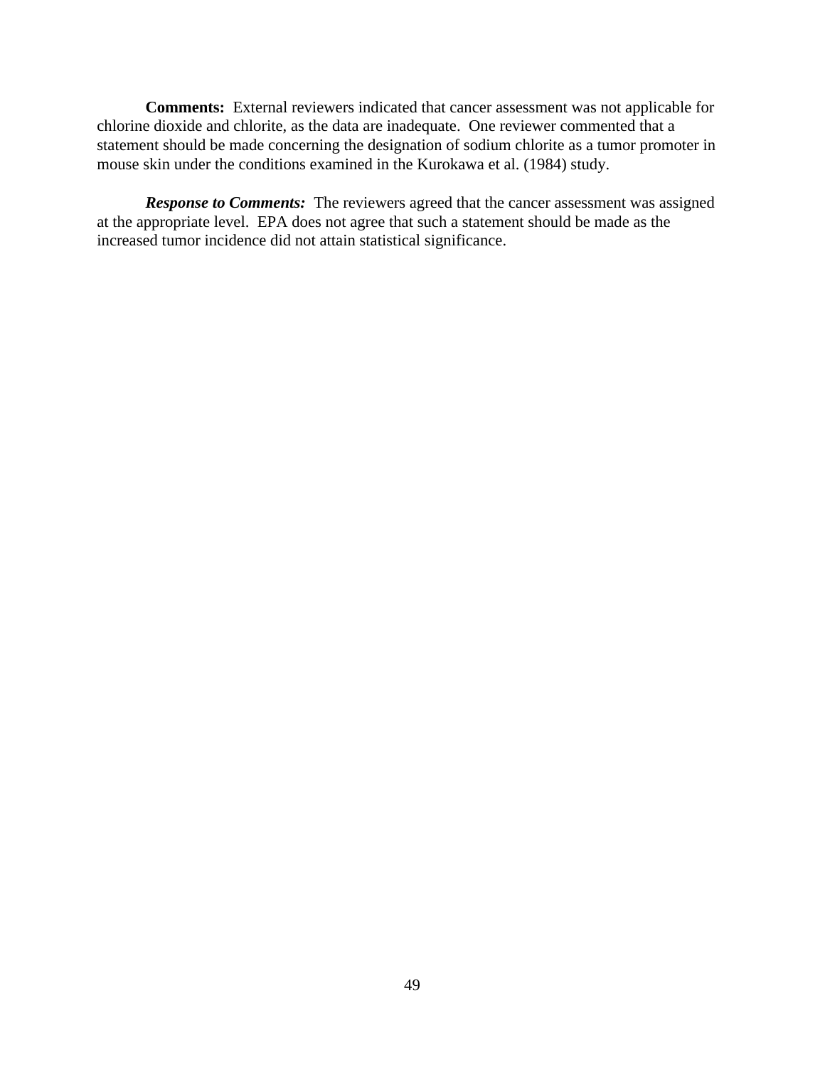**Comments:** External reviewers indicated that cancer assessment was not applicable for chlorine dioxide and chlorite, as the data are inadequate. One reviewer commented that a statement should be made concerning the designation of sodium chlorite as a tumor promoter in mouse skin under the conditions examined in the Kurokawa et al. (1984) study.

***Response to Comments:*** The reviewers agreed that the cancer assessment was assigned at the appropriate level. EPA does not agree that such a statement should be made as the increased tumor incidence did not attain statistical significance.